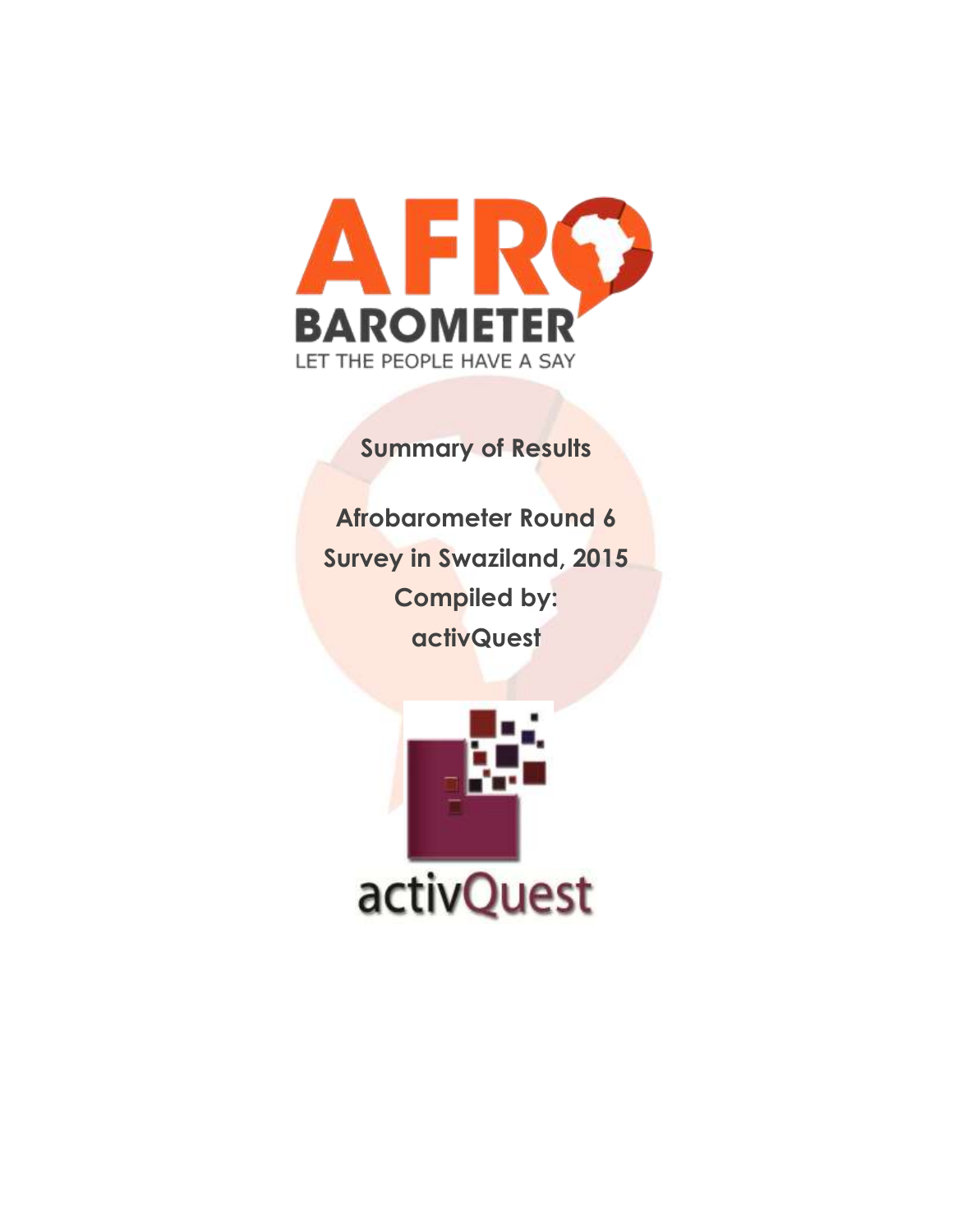AFRO BAROMETER

LET THE PEOPLE HAVE A SAY

**Summary of Results**

**Afrobarometer Round 6**
**Survey in Swaziland, 2015**
**Compiled by:**
**activQuest**

activQuest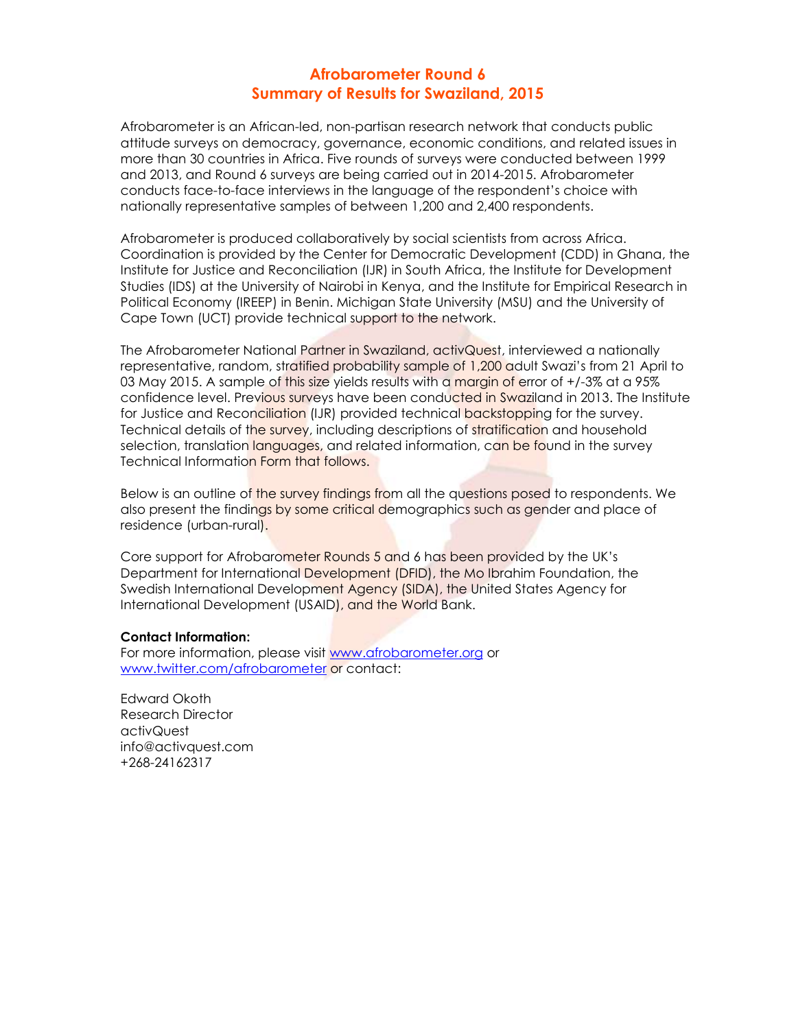# Afrobarometer Round 6
# Summary of Results for Swaziland, 2015

Afrobarometer is an African-led, non-partisan research network that conducts public attitude surveys on democracy, governance, economic conditions, and related issues in more than 30 countries in Africa. Five rounds of surveys were conducted between 1999 and 2013, and Round 6 surveys are being carried out in 2014-2015. Afrobarometer conducts face-to-face interviews in the language of the respondent's choice with nationally representative samples of between 1,200 and 2,400 respondents.

Afrobarometer is produced collaboratively by social scientists from across Africa. Coordination is provided by the Center for Democratic Development (CDD) in Ghana, the Institute for Justice and Reconciliation (IJR) in South Africa, the Institute for Development Studies (IDS) at the University of Nairobi in Kenya, and the Institute for Empirical Research in Political Economy (IREEP) in Benin. Michigan State University (MSU) and the University of Cape Town (UCT) provide technical support to the network.

The Afrobarometer National Partner in Swaziland, activQuest, interviewed a nationally representative, random, stratified probability sample of 1,200 adult Swazi's from 21 April to 03 May 2015. A sample of this size yields results with a margin of error of +/-3% at a 95% confidence level. Previous surveys have been conducted in Swaziland in 2013. The Institute for Justice and Reconciliation (IJR) provided technical backstopping for the survey. Technical details of the survey, including descriptions of stratification and household selection, translation languages, and related information, can be found in the survey Technical Information Form that follows.

Below is an outline of the survey findings from all the questions posed to respondents. We also present the findings by some critical demographics such as gender and place of residence (urban-rural).

Core support for Afrobarometer Rounds 5 and 6 has been provided by the UK's Department for International Development (DFID), the Mo Ibrahim Foundation, the Swedish International Development Agency (SIDA), the United States Agency for International Development (USAID), and the World Bank.

**Contact Information:**
For more information, please visit www.afrobarometer.org or www.twitter.com/afrobarometer or contact:

Edward Okoth
Research Director
activQuest
info@activquest.com
+268-24162317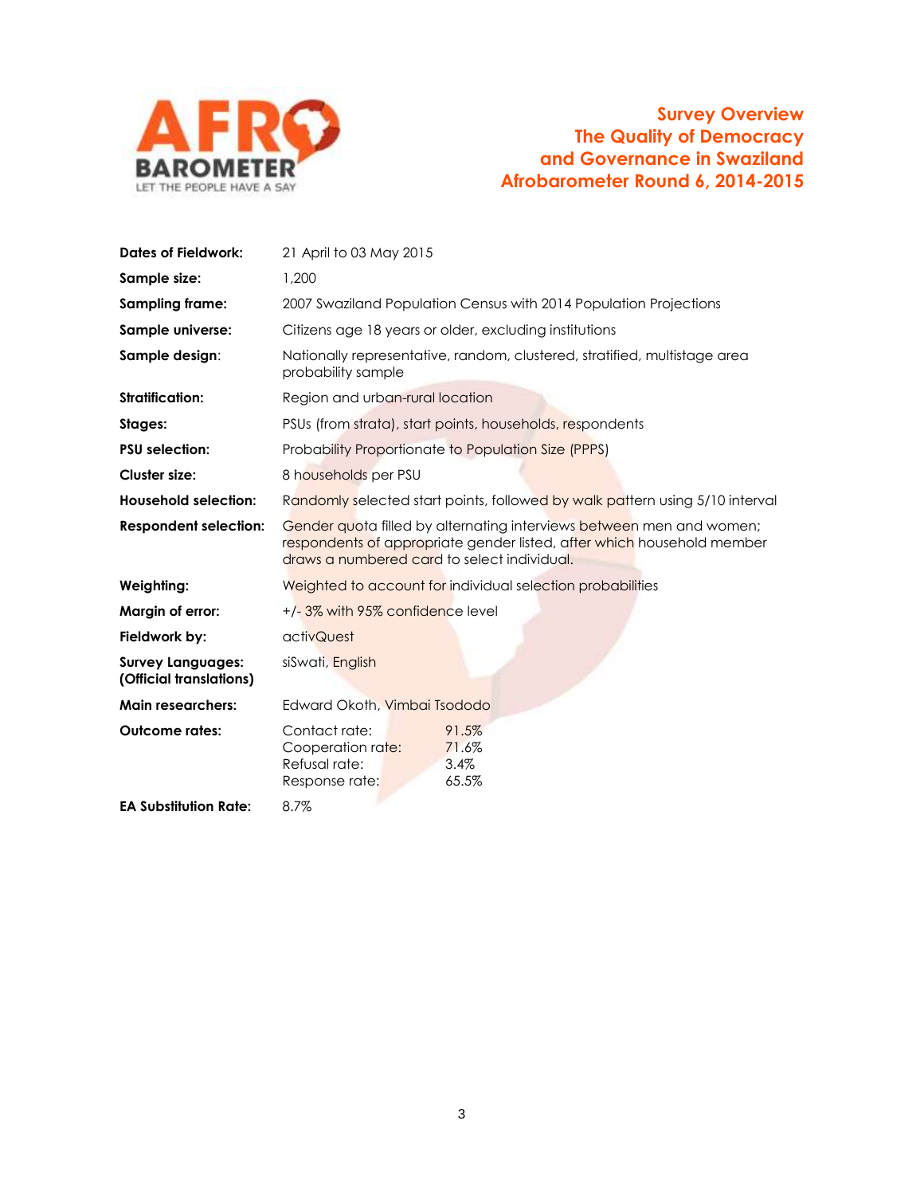# Survey Overview
# The Quality of Democracy and Governance in Swaziland
# Afrobarometer Round 6, 2014-2015

| | |
|---|---|
| **Dates of Fieldwork:** | 21 April to 03 May 2015 |
| **Sample size:** | 1,200 |
| **Sampling frame:** | 2007 Swaziland Population Census with 2014 Population Projections |
| **Sample universe:** | Citizens age 18 years or older, excluding institutions |
| **Sample design:** | Nationally representative, random, clustered, stratified, multistage area probability sample |
| **Stratification:** | Region and urban-rural location |
| **Stages:** | PSUs (from strata), start points, households, respondents |
| **PSU selection:** | Probability Proportionate to Population Size (PPPS) |
| **Cluster size:** | 8 households per PSU |
| **Household selection:** | Randomly selected start points, followed by walk pattern using 5/10 interval |
| **Respondent selection:** | Gender quota filled by alternating interviews between men and women; respondents of appropriate gender listed, after which household member draws a numbered card to select individual. |
| **Weighting:** | Weighted to account for individual selection probabilities |
| **Margin of error:** | +/- 3% with 95% confidence level |
| **Fieldwork by:** | activQuest |
| **Survey Languages: (Official translations)** | siSwati, English |
| **Main researchers:** | Edward Okoth, Vimbai Tsododo |
| **Outcome rates:** | Contact rate: 91.5%<br>Cooperation rate: 71.6%<br>Refusal rate: 3.4%<br>Response rate: 65.5% |
| **EA Substitution Rate:** | 8.7% |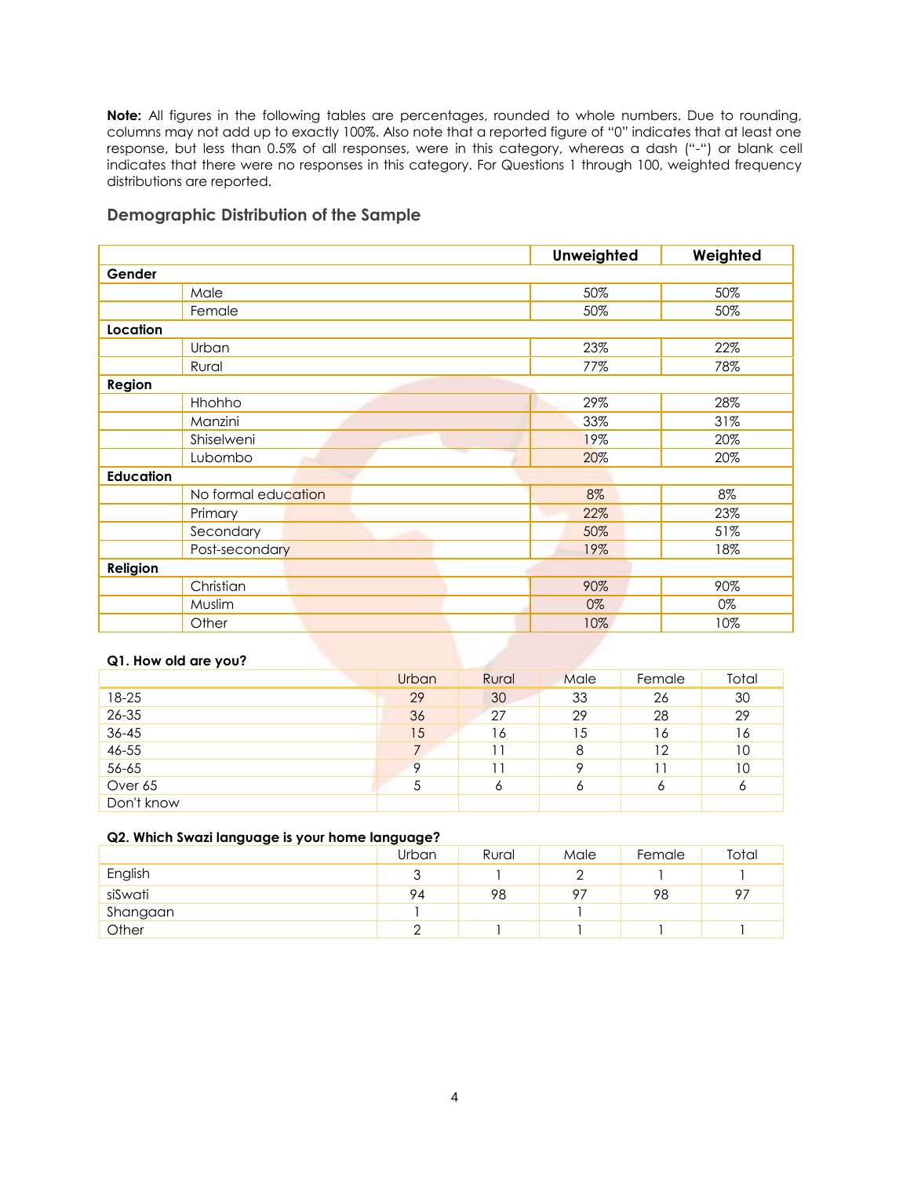**Note:** All figures in the following tables are percentages, rounded to whole numbers. Due to rounding, columns may not add up to exactly 100%. Also note that a reported figure of "0" indicates that at least one response, but less than 0.5% of all responses, were in this category, whereas a dash ("-") or blank cell indicates that there were no responses in this category. For Questions 1 through 100, weighted frequency distributions are reported.

### Demographic Distribution of the Sample

| | | Unweighted | Weighted |
|---|---|---|---|
| **Gender** | | | |
| | Male | 50% | 50% |
| | Female | 50% | 50% |
| **Location** | | | |
| | Urban | 23% | 22% |
| | Rural | 77% | 78% |
| **Region** | | | |
| | Hhohho | 29% | 28% |
| | Manzini | 33% | 31% |
| | Shiselweni | 19% | 20% |
| | Lubombo | 20% | 20% |
| **Education** | | | |
| | No formal education | 8% | 8% |
| | Primary | 22% | 23% |
| | Secondary | 50% | 51% |
| | Post-secondary | 19% | 18% |
| **Religion** | | | |
| | Christian | 90% | 90% |
| | Muslim | 0% | 0% |
| | Other | 10% | 10% |

**Q1. How old are you?**

| | Urban | Rural | Male | Female | Total |
|---|---|---|---|---|---|
| 18-25 | 29 | 30 | 33 | 26 | 30 |
| 26-35 | 36 | 27 | 29 | 28 | 29 |
| 36-45 | 15 | 16 | 15 | 16 | 16 |
| 46-55 | 7 | 11 | 8 | 12 | 10 |
| 56-65 | 9 | 11 | 9 | 11 | 10 |
| Over 65 | 5 | 6 | 6 | 6 | 6 |
| Don't know | | | | | |

**Q2. Which Swazi language is your home language?**

| | Urban | Rural | Male | Female | Total |
|---|---|---|---|---|---|
| English | 3 | 1 | 2 | 1 | 1 |
| siSwati | 94 | 98 | 97 | 98 | 97 |
| Shangaan | 1 | | 1 | | |
| Other | 2 | 1 | 1 | 1 | 1 |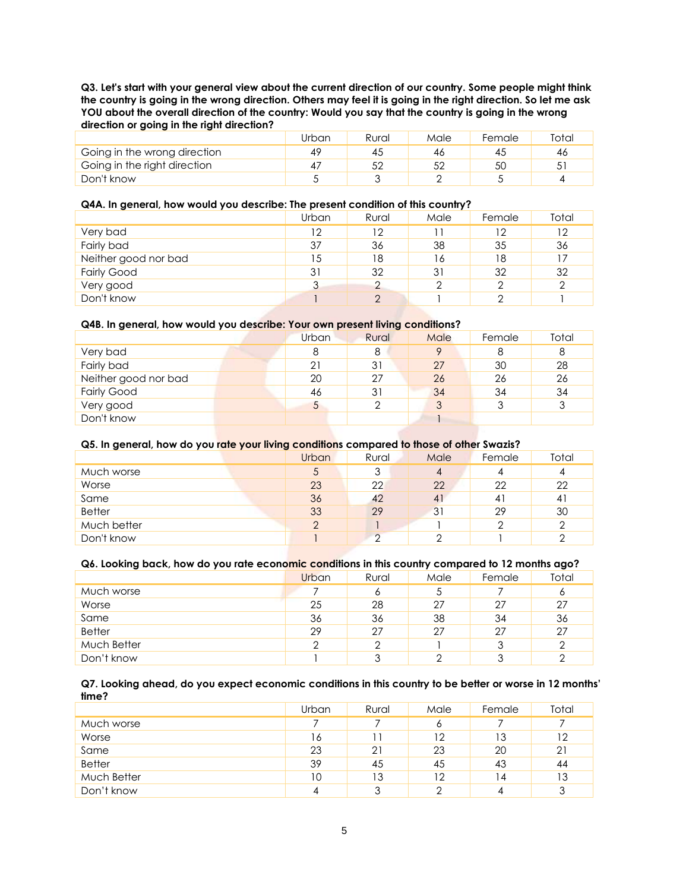**Q3. Let's start with your general view about the current direction of our country. Some people might think the country is going in the wrong direction. Others may feel it is going in the right direction. So let me ask YOU about the overall direction of the country: Would you say that the country is going in the wrong direction or going in the right direction?**

| | Urban | Rural | Male | Female | Total |
|---|---|---|---|---|---|
| Going in the wrong direction | 49 | 45 | 46 | 45 | 46 |
| Going in the right direction | 47 | 52 | 52 | 50 | 51 |
| Don't know | 5 | 3 | 2 | 5 | 4 |

**Q4A. In general, how would you describe: The present condition of this country?**

| | Urban | Rural | Male | Female | Total |
|---|---|---|---|---|---|
| Very bad | 12 | 12 | 11 | 12 | 12 |
| Fairly bad | 37 | 36 | 38 | 35 | 36 |
| Neither good nor bad | 15 | 18 | 16 | 18 | 17 |
| Fairly Good | 31 | 32 | 31 | 32 | 32 |
| Very good | 3 | 2 | 2 | 2 | 2 |
| Don't know | 1 | 2 | 1 | 2 | 1 |

**Q4B. In general, how would you describe: Your own present living conditions?**

| | Urban | Rural | Male | Female | Total |
|---|---|---|---|---|---|
| Very bad | 8 | 8 | 9 | 8 | 8 |
| Fairly bad | 21 | 31 | 27 | 30 | 28 |
| Neither good nor bad | 20 | 27 | 26 | 26 | 26 |
| Fairly Good | 46 | 31 | 34 | 34 | 34 |
| Very good | 5 | 2 | 3 | 3 | 3 |
| Don't know | | | 1 | | |

**Q5. In general, how do you rate your living conditions compared to those of other Swazis?**

| | Urban | Rural | Male | Female | Total |
|---|---|---|---|---|---|
| Much worse | 5 | 3 | 4 | 4 | 4 |
| Worse | 23 | 22 | 22 | 22 | 22 |
| Same | 36 | 42 | 41 | 41 | 41 |
| Better | 33 | 29 | 31 | 29 | 30 |
| Much better | 2 | 1 | 1 | 2 | 2 |
| Don't know | 1 | 2 | 2 | 1 | 2 |

**Q6. Looking back, how do you rate economic conditions in this country compared to 12 months ago?**

| | Urban | Rural | Male | Female | Total |
|---|---|---|---|---|---|
| Much worse | 7 | 6 | 5 | 7 | 6 |
| Worse | 25 | 28 | 27 | 27 | 27 |
| Same | 36 | 36 | 38 | 34 | 36 |
| Better | 29 | 27 | 27 | 27 | 27 |
| Much Better | 2 | 2 | 1 | 3 | 2 |
| Don't know | 1 | 3 | 2 | 3 | 2 |

**Q7. Looking ahead, do you expect economic conditions in this country to be better or worse in 12 months' time?**

| | Urban | Rural | Male | Female | Total |
|---|---|---|---|---|---|
| Much worse | 7 | 7 | 6 | 7 | 7 |
| Worse | 16 | 11 | 12 | 13 | 12 |
| Same | 23 | 21 | 23 | 20 | 21 |
| Better | 39 | 45 | 45 | 43 | 44 |
| Much Better | 10 | 13 | 12 | 14 | 13 |
| Don't know | 4 | 3 | 2 | 4 | 3 |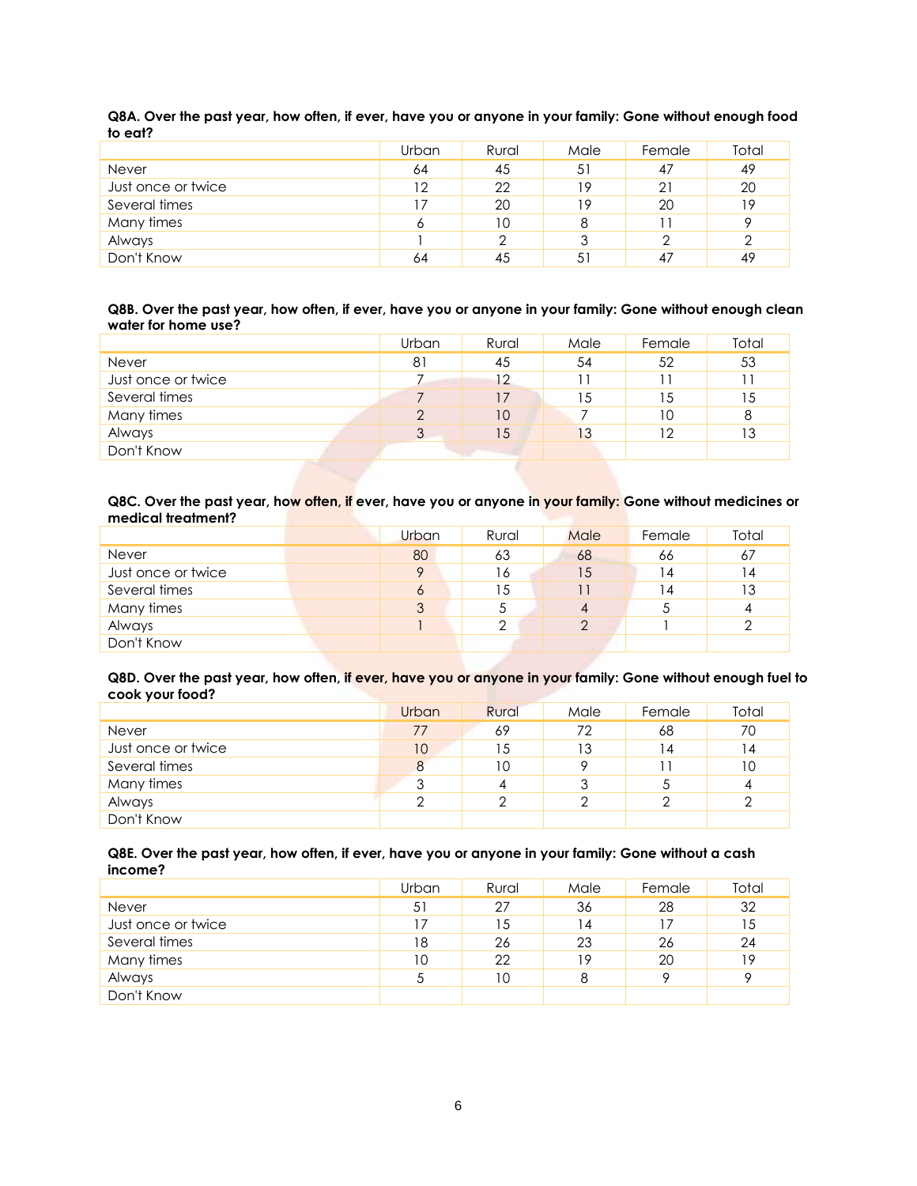**Q8A. Over the past year, how often, if ever, have you or anyone in your family: Gone without enough food to eat?**

| | Urban | Rural | Male | Female | Total |
|---|---|---|---|---|---|
| Never | 64 | 45 | 51 | 47 | 49 |
| Just once or twice | 12 | 22 | 19 | 21 | 20 |
| Several times | 17 | 20 | 19 | 20 | 19 |
| Many times | 6 | 10 | 8 | 11 | 9 |
| Always | 1 | 2 | 3 | 2 | 2 |
| Don't Know | 64 | 45 | 51 | 47 | 49 |

**Q8B. Over the past year, how often, if ever, have you or anyone in your family: Gone without enough clean water for home use?**

| | Urban | Rural | Male | Female | Total |
|---|---|---|---|---|---|
| Never | 81 | 45 | 54 | 52 | 53 |
| Just once or twice | 7 | 12 | 11 | 11 | 11 |
| Several times | 7 | 17 | 15 | 15 | 15 |
| Many times | 2 | 10 | 7 | 10 | 8 |
| Always | 3 | 15 | 13 | 12 | 13 |
| Don't Know | | | | | |

**Q8C. Over the past year, how often, if ever, have you or anyone in your family: Gone without medicines or medical treatment?**

| | Urban | Rural | Male | Female | Total |
|---|---|---|---|---|---|
| Never | 80 | 63 | 68 | 66 | 67 |
| Just once or twice | 9 | 16 | 15 | 14 | 14 |
| Several times | 6 | 15 | 11 | 14 | 13 |
| Many times | 3 | 5 | 4 | 5 | 4 |
| Always | 1 | 2 | 2 | 1 | 2 |
| Don't Know | | | | | |

**Q8D. Over the past year, how often, if ever, have you or anyone in your family: Gone without enough fuel to cook your food?**

| | Urban | Rural | Male | Female | Total |
|---|---|---|---|---|---|
| Never | 77 | 69 | 72 | 68 | 70 |
| Just once or twice | 10 | 15 | 13 | 14 | 14 |
| Several times | 8 | 10 | 9 | 11 | 10 |
| Many times | 3 | 4 | 3 | 5 | 4 |
| Always | 2 | 2 | 2 | 2 | 2 |
| Don't Know | | | | | |

**Q8E. Over the past year, how often, if ever, have you or anyone in your family: Gone without a cash income?**

| | Urban | Rural | Male | Female | Total |
|---|---|---|---|---|---|
| Never | 51 | 27 | 36 | 28 | 32 |
| Just once or twice | 17 | 15 | 14 | 17 | 15 |
| Several times | 18 | 26 | 23 | 26 | 24 |
| Many times | 10 | 22 | 19 | 20 | 19 |
| Always | 5 | 10 | 8 | 9 | 9 |
| Don't Know | | | | | |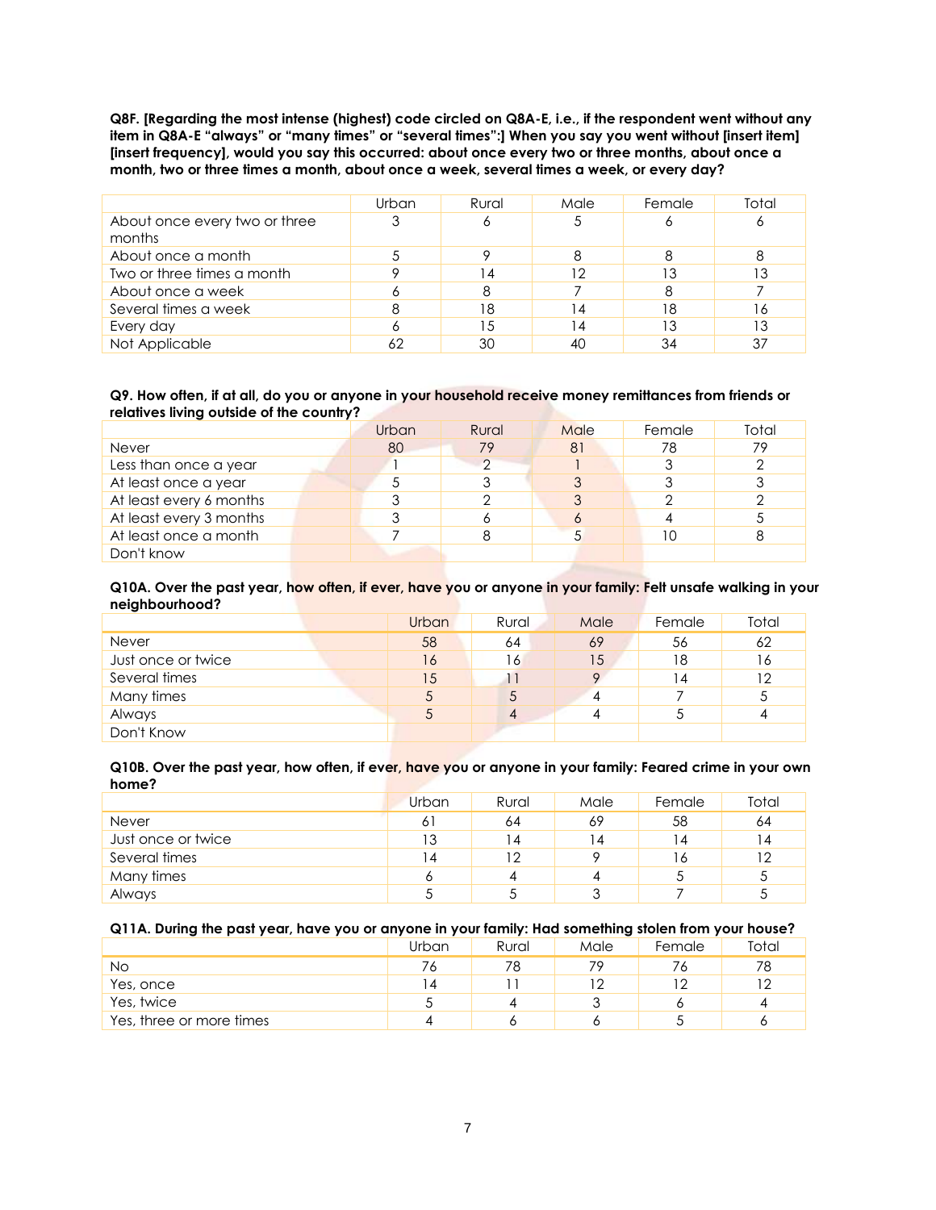**Q8F. [Regarding the most intense (highest) code circled on Q8A-E, i.e., if the respondent went without any item in Q8A-E "always" or "many times" or "several times":] When you say you went without [insert item] [insert frequency], would you say this occurred: about once every two or three months, about once a month, two or three times a month, about once a week, several times a week, or every day?**

| | Urban | Rural | Male | Female | Total |
|---|---|---|---|---|---|
| About once every two or three months | 3 | 6 | 5 | 6 | 6 |
| About once a month | 5 | 9 | 8 | 8 | 8 |
| Two or three times a month | 9 | 14 | 12 | 13 | 13 |
| About once a week | 6 | 8 | 7 | 8 | 7 |
| Several times a week | 8 | 18 | 14 | 18 | 16 |
| Every day | 6 | 15 | 14 | 13 | 13 |
| Not Applicable | 62 | 30 | 40 | 34 | 37 |

**Q9. How often, if at all, do you or anyone in your household receive money remittances from friends or relatives living outside of the country?**

| | Urban | Rural | Male | Female | Total |
|---|---|---|---|---|---|
| Never | 80 | 79 | 81 | 78 | 79 |
| Less than once a year | 1 | 2 | 1 | 3 | 2 |
| At least once a year | 5 | 3 | 3 | 3 | 3 |
| At least every 6 months | 3 | 2 | 3 | 2 | 2 |
| At least every 3 months | 3 | 6 | 6 | 4 | 5 |
| At least once a month | 7 | 8 | 5 | 10 | 8 |
| Don't know | | | | | |

**Q10A. Over the past year, how often, if ever, have you or anyone in your family: Felt unsafe walking in your neighbourhood?**

| | Urban | Rural | Male | Female | Total |
|---|---|---|---|---|---|
| Never | 58 | 64 | 69 | 56 | 62 |
| Just once or twice | 16 | 16 | 15 | 18 | 16 |
| Several times | 15 | 11 | 9 | 14 | 12 |
| Many times | 5 | 5 | 4 | 7 | 5 |
| Always | 5 | 4 | 4 | 5 | 4 |
| Don't Know | | | | | |

**Q10B. Over the past year, how often, if ever, have you or anyone in your family: Feared crime in your own home?**

| | Urban | Rural | Male | Female | Total |
|---|---|---|---|---|---|
| Never | 61 | 64 | 69 | 58 | 64 |
| Just once or twice | 13 | 14 | 14 | 14 | 14 |
| Several times | 14 | 12 | 9 | 16 | 12 |
| Many times | 6 | 4 | 4 | 5 | 5 |
| Always | 5 | 5 | 3 | 7 | 5 |

**Q11A. During the past year, have you or anyone in your family: Had something stolen from your house?**

| | Urban | Rural | Male | Female | Total |
|---|---|---|---|---|---|
| No | 76 | 78 | 79 | 76 | 78 |
| Yes, once | 14 | 11 | 12 | 12 | 12 |
| Yes, twice | 5 | 4 | 3 | 6 | 4 |
| Yes, three or more times | 4 | 6 | 6 | 5 | 6 |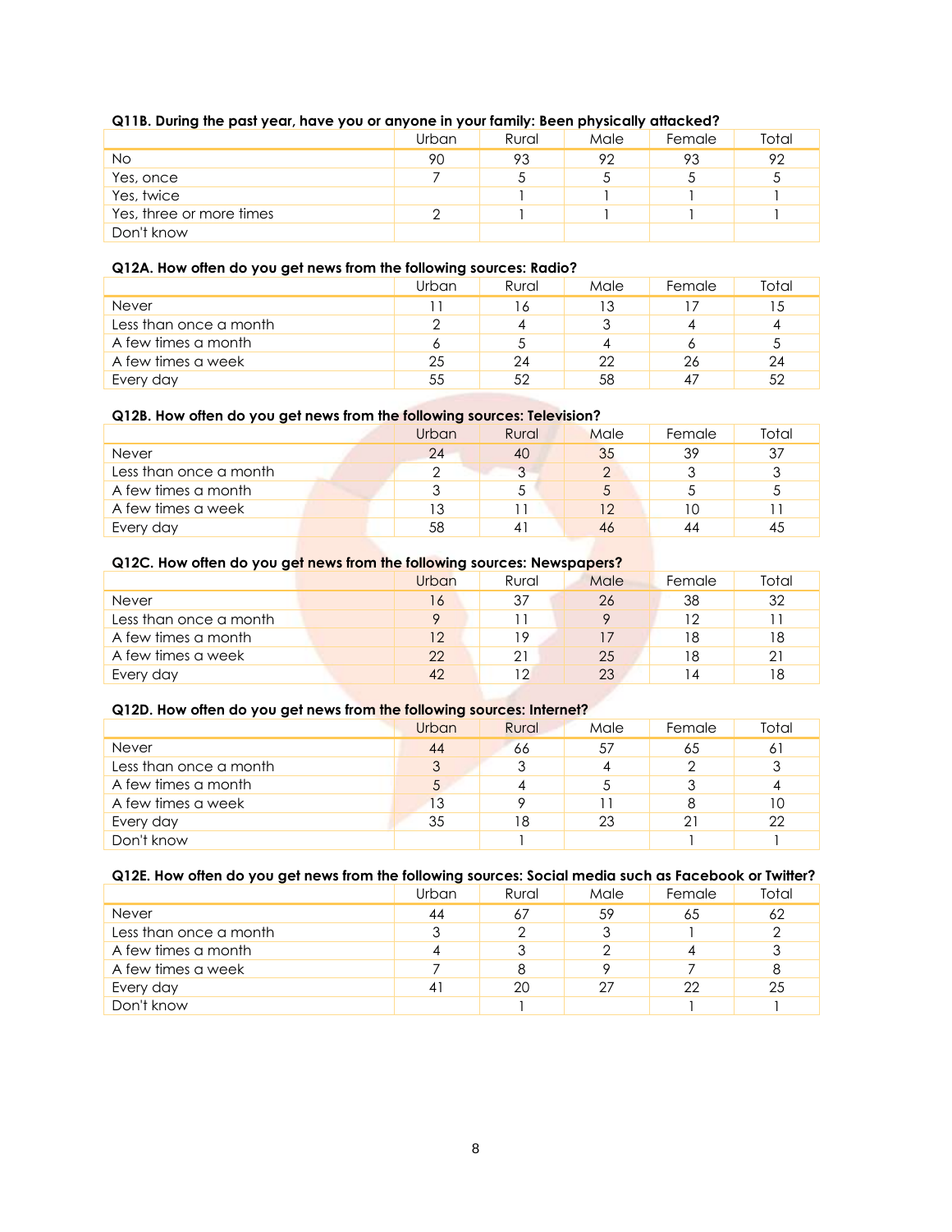**Q11B. During the past year, have you or anyone in your family: Been physically attacked?**

| | Urban | Rural | Male | Female | Total |
|---|---|---|---|---|---|
| No | 90 | 93 | 92 | 93 | 92 |
| Yes, once | 7 | 5 | 5 | 5 | 5 |
| Yes, twice | | 1 | 1 | 1 | 1 |
| Yes, three or more times | 2 | 1 | 1 | 1 | 1 |
| Don't know | | | | | |

**Q12A. How often do you get news from the following sources: Radio?**

| | Urban | Rural | Male | Female | Total |
|---|---|---|---|---|---|
| Never | 11 | 16 | 13 | 17 | 15 |
| Less than once a month | 2 | 4 | 3 | 4 | 4 |
| A few times a month | 6 | 5 | 4 | 6 | 5 |
| A few times a week | 25 | 24 | 22 | 26 | 24 |
| Every day | 55 | 52 | 58 | 47 | 52 |

**Q12B. How often do you get news from the following sources: Television?**

| | Urban | Rural | Male | Female | Total |
|---|---|---|---|---|---|
| Never | 24 | 40 | 35 | 39 | 37 |
| Less than once a month | 2 | 3 | 2 | 3 | 3 |
| A few times a month | 3 | 5 | 5 | 5 | 5 |
| A few times a week | 13 | 11 | 12 | 10 | 11 |
| Every day | 58 | 41 | 46 | 44 | 45 |

**Q12C. How often do you get news from the following sources: Newspapers?**

| | Urban | Rural | Male | Female | Total |
|---|---|---|---|---|---|
| Never | 16 | 37 | 26 | 38 | 32 |
| Less than once a month | 9 | 11 | 9 | 12 | 11 |
| A few times a month | 12 | 19 | 17 | 18 | 18 |
| A few times a week | 22 | 21 | 25 | 18 | 21 |
| Every day | 42 | 12 | 23 | 14 | 18 |

**Q12D. How often do you get news from the following sources: Internet?**

| | Urban | Rural | Male | Female | Total |
|---|---|---|---|---|---|
| Never | 44 | 66 | 57 | 65 | 61 |
| Less than once a month | 3 | 3 | 4 | 2 | 3 |
| A few times a month | 5 | 4 | 5 | 3 | 4 |
| A few times a week | 13 | 9 | 11 | 8 | 10 |
| Every day | 35 | 18 | 23 | 21 | 22 |
| Don't know | | 1 | | 1 | 1 |

**Q12E. How often do you get news from the following sources: Social media such as Facebook or Twitter?**

| | Urban | Rural | Male | Female | Total |
|---|---|---|---|---|---|
| Never | 44 | 67 | 59 | 65 | 62 |
| Less than once a month | 3 | 2 | 3 | 1 | 2 |
| A few times a month | 4 | 3 | 2 | 4 | 3 |
| A few times a week | 7 | 8 | 9 | 7 | 8 |
| Every day | 41 | 20 | 27 | 22 | 25 |
| Don't know | | 1 | | 1 | 1 |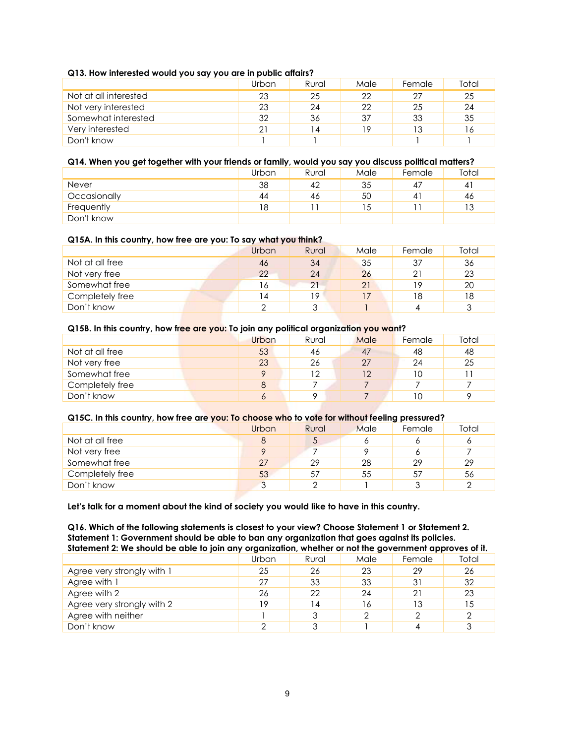**Q13. How interested would you say you are in public affairs?**

| | Urban | Rural | Male | Female | Total |
|---|---|---|---|---|---|
| Not at all interested | 23 | 25 | 22 | 27 | 25 |
| Not very interested | 23 | 24 | 22 | 25 | 24 |
| Somewhat interested | 32 | 36 | 37 | 33 | 35 |
| Very interested | 21 | 14 | 19 | 13 | 16 |
| Don't know | 1 | 1 | | 1 | 1 |

**Q14. When you get together with your friends or family, would you say you discuss political matters?**

| | Urban | Rural | Male | Female | Total |
|---|---|---|---|---|---|
| Never | 38 | 42 | 35 | 47 | 41 |
| Occasionally | 44 | 46 | 50 | 41 | 46 |
| Frequently | 18 | 11 | 15 | 11 | 13 |
| Don't know | | | | | |

**Q15A. In this country, how free are you: To say what you think?**

| | Urban | Rural | Male | Female | Total |
|---|---|---|---|---|---|
| Not at all free | 46 | 34 | 35 | 37 | 36 |
| Not very free | 22 | 24 | 26 | 21 | 23 |
| Somewhat free | 16 | 21 | 21 | 19 | 20 |
| Completely free | 14 | 19 | 17 | 18 | 18 |
| Don't know | 2 | 3 | 1 | 4 | 3 |

**Q15B. In this country, how free are you: To join any political organization you want?**

| | Urban | Rural | Male | Female | Total |
|---|---|---|---|---|---|
| Not at all free | 53 | 46 | 47 | 48 | 48 |
| Not very free | 23 | 26 | 27 | 24 | 25 |
| Somewhat free | 9 | 12 | 12 | 10 | 11 |
| Completely free | 8 | 7 | 7 | 7 | 7 |
| Don't know | 6 | 9 | 7 | 10 | 9 |

**Q15C. In this country, how free are you: To choose who to vote for without feeling pressured?**

| | Urban | Rural | Male | Female | Total |
|---|---|---|---|---|---|
| Not at all free | 8 | 5 | 6 | 6 | 6 |
| Not very free | 9 | 7 | 9 | 6 | 7 |
| Somewhat free | 27 | 29 | 28 | 29 | 29 |
| Completely free | 53 | 57 | 55 | 57 | 56 |
| Don't know | 3 | 2 | 1 | 3 | 2 |

**Let's talk for a moment about the kind of society you would like to have in this country.**

**Q16. Which of the following statements is closest to your view? Choose Statement 1 or Statement 2.**
**Statement 1: Government should be able to ban any organization that goes against its policies.**
**Statement 2: We should be able to join any organization, whether or not the government approves of it.**

| | Urban | Rural | Male | Female | Total |
|---|---|---|---|---|---|
| Agree very strongly with 1 | 25 | 26 | 23 | 29 | 26 |
| Agree with 1 | 27 | 33 | 33 | 31 | 32 |
| Agree with 2 | 26 | 22 | 24 | 21 | 23 |
| Agree very strongly with 2 | 19 | 14 | 16 | 13 | 15 |
| Agree with neither | 1 | 3 | 2 | 2 | 2 |
| Don't know | 2 | 3 | 1 | 4 | 3 |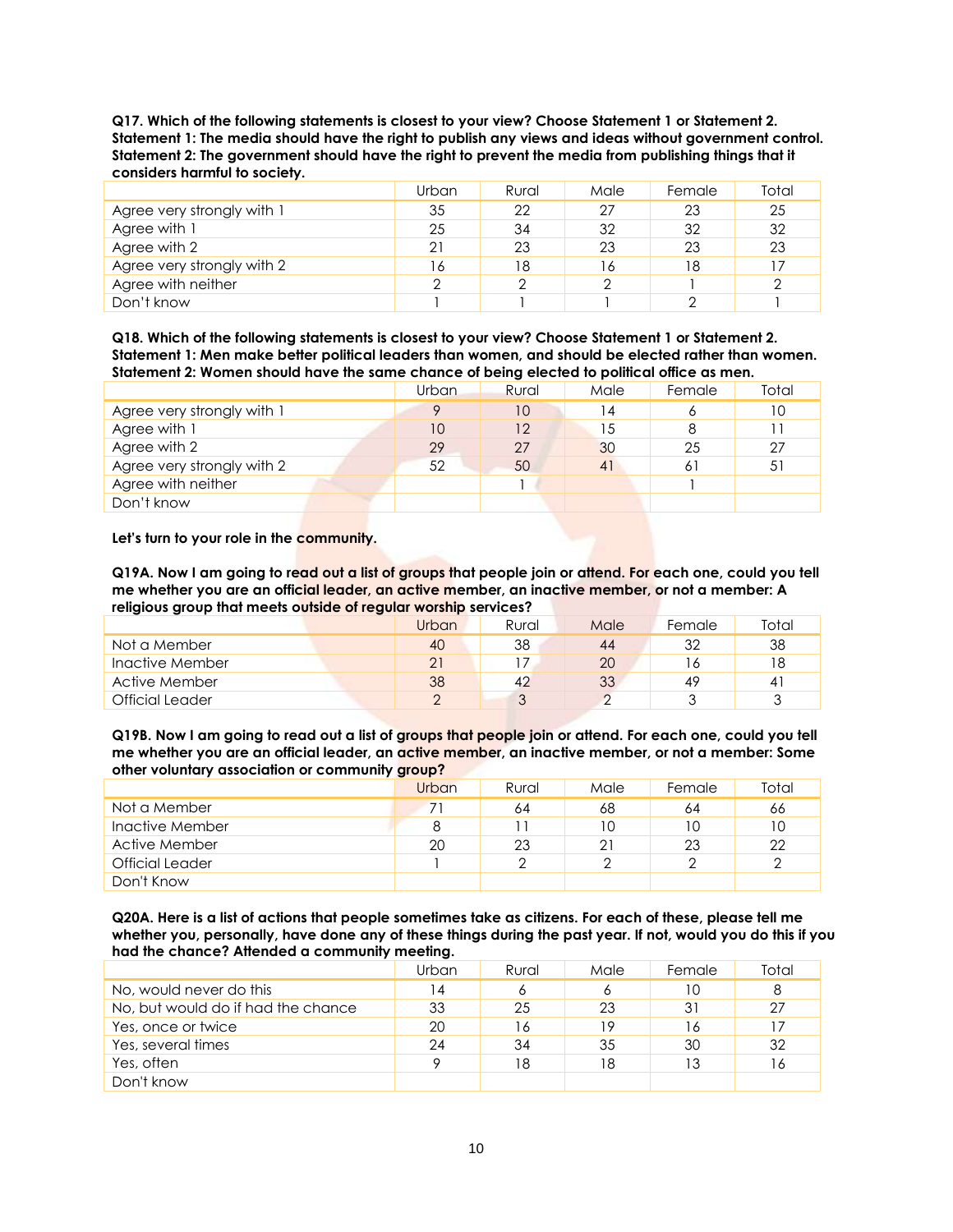**Q17. Which of the following statements is closest to your view? Choose Statement 1 or Statement 2. Statement 1: The media should have the right to publish any views and ideas without government control. Statement 2: The government should have the right to prevent the media from publishing things that it considers harmful to society.**

| | Urban | Rural | Male | Female | Total |
|---|---|---|---|---|---|
| Agree very strongly with 1 | 35 | 22 | 27 | 23 | 25 |
| Agree with 1 | 25 | 34 | 32 | 32 | 32 |
| Agree with 2 | 21 | 23 | 23 | 23 | 23 |
| Agree very strongly with 2 | 16 | 18 | 16 | 18 | 17 |
| Agree with neither | 2 | 2 | 2 | 1 | 2 |
| Don't know | 1 | 1 | 1 | 2 | 1 |

**Q18. Which of the following statements is closest to your view? Choose Statement 1 or Statement 2. Statement 1: Men make better political leaders than women, and should be elected rather than women. Statement 2: Women should have the same chance of being elected to political office as men.**

| | Urban | Rural | Male | Female | Total |
|---|---|---|---|---|---|
| Agree very strongly with 1 | 9 | 10 | 14 | 6 | 10 |
| Agree with 1 | 10 | 12 | 15 | 8 | 11 |
| Agree with 2 | 29 | 27 | 30 | 25 | 27 |
| Agree very strongly with 2 | 52 | 50 | 41 | 61 | 51 |
| Agree with neither | | 1 | | 1 | |
| Don't know | | | | | |

**Let's turn to your role in the community.**

**Q19A. Now I am going to read out a list of groups that people join or attend. For each one, could you tell me whether you are an official leader, an active member, an inactive member, or not a member: A religious group that meets outside of regular worship services?**

| | Urban | Rural | Male | Female | Total |
|---|---|---|---|---|---|
| Not a Member | 40 | 38 | 44 | 32 | 38 |
| Inactive Member | 21 | 17 | 20 | 16 | 18 |
| Active Member | 38 | 42 | 33 | 49 | 41 |
| Official Leader | 2 | 3 | 2 | 3 | 3 |

**Q19B. Now I am going to read out a list of groups that people join or attend. For each one, could you tell me whether you are an official leader, an active member, an inactive member, or not a member: Some other voluntary association or community group?**

| | Urban | Rural | Male | Female | Total |
|---|---|---|---|---|---|
| Not a Member | 71 | 64 | 68 | 64 | 66 |
| Inactive Member | 8 | 11 | 10 | 10 | 10 |
| Active Member | 20 | 23 | 21 | 23 | 22 |
| Official Leader | 1 | 2 | 2 | 2 | 2 |
| Don't Know | | | | | |

**Q20A. Here is a list of actions that people sometimes take as citizens. For each of these, please tell me whether you, personally, have done any of these things during the past year. If not, would you do this if you had the chance? Attended a community meeting.**

| | Urban | Rural | Male | Female | Total |
|---|---|---|---|---|---|
| No, would never do this | 14 | 6 | 6 | 10 | 8 |
| No, but would do if had the chance | 33 | 25 | 23 | 31 | 27 |
| Yes, once or twice | 20 | 16 | 19 | 16 | 17 |
| Yes, several times | 24 | 34 | 35 | 30 | 32 |
| Yes, often | 9 | 18 | 18 | 13 | 16 |
| Don't know | | | | | |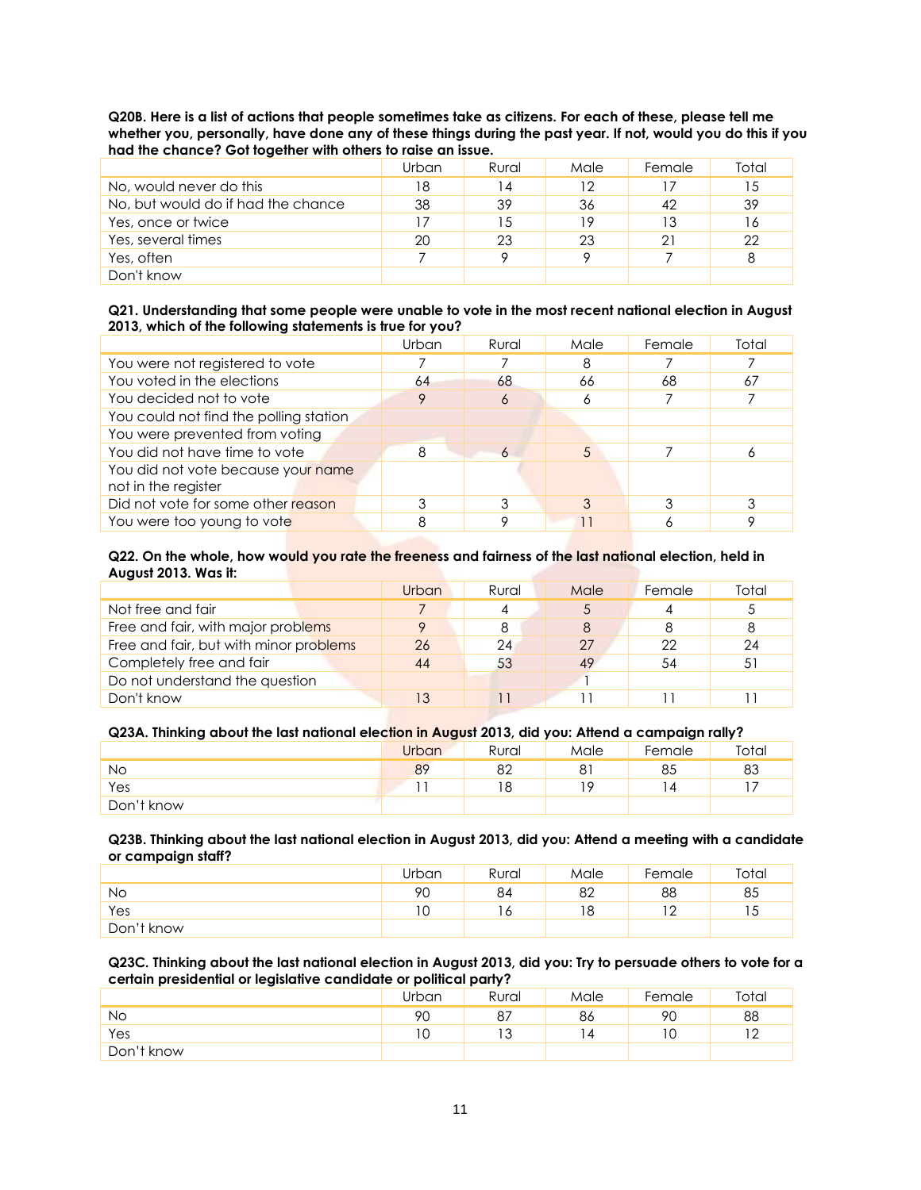**Q20B. Here is a list of actions that people sometimes take as citizens. For each of these, please tell me whether you, personally, have done any of these things during the past year. If not, would you do this if you had the chance? Got together with others to raise an issue.**

| | Urban | Rural | Male | Female | Total |
|---|---|---|---|---|---|
| No, would never do this | 18 | 14 | 12 | 17 | 15 |
| No, but would do if had the chance | 38 | 39 | 36 | 42 | 39 |
| Yes, once or twice | 17 | 15 | 19 | 13 | 16 |
| Yes, several times | 20 | 23 | 23 | 21 | 22 |
| Yes, often | 7 | 9 | 9 | 7 | 8 |
| Don't know | | | | | |

**Q21. Understanding that some people were unable to vote in the most recent national election in August 2013, which of the following statements is true for you?**

| | Urban | Rural | Male | Female | Total |
|---|---|---|---|---|---|
| You were not registered to vote | 7 | 7 | 8 | 7 | 7 |
| You voted in the elections | 64 | 68 | 66 | 68 | 67 |
| You decided not to vote | 9 | 6 | 6 | 7 | 7 |
| You could not find the polling station | | | | | |
| You were prevented from voting | | | | | |
| You did not have time to vote | 8 | 6 | 5 | 7 | 6 |
| You did not vote because your name not in the register | | | | | |
| Did not vote for some other reason | 3 | 3 | 3 | 3 | 3 |
| You were too young to vote | 8 | 9 | 11 | 6 | 9 |

**Q22. On the whole, how would you rate the freeness and fairness of the last national election, held in August 2013. Was it:**

| | Urban | Rural | Male | Female | Total |
|---|---|---|---|---|---|
| Not free and fair | 7 | 4 | 5 | 4 | 5 |
| Free and fair, with major problems | 9 | 8 | 8 | 8 | 8 |
| Free and fair, but with minor problems | 26 | 24 | 27 | 22 | 24 |
| Completely free and fair | 44 | 53 | 49 | 54 | 51 |
| Do not understand the question | | | 1 | | |
| Don't know | 13 | 11 | 11 | 11 | 11 |

**Q23A. Thinking about the last national election in August 2013, did you: Attend a campaign rally?**

| | Urban | Rural | Male | Female | Total |
|---|---|---|---|---|---|
| No | 89 | 82 | 81 | 85 | 83 |
| Yes | 11 | 18 | 19 | 14 | 17 |
| Don't know | | | | | |

**Q23B. Thinking about the last national election in August 2013, did you: Attend a meeting with a candidate or campaign staff?**

| | Urban | Rural | Male | Female | Total |
|---|---|---|---|---|---|
| No | 90 | 84 | 82 | 88 | 85 |
| Yes | 10 | 16 | 18 | 12 | 15 |
| Don't know | | | | | |

**Q23C. Thinking about the last national election in August 2013, did you: Try to persuade others to vote for a certain presidential or legislative candidate or political party?**

| | Urban | Rural | Male | Female | Total |
|---|---|---|---|---|---|
| No | 90 | 87 | 86 | 90 | 88 |
| Yes | 10 | 13 | 14 | 10 | 12 |
| Don't know | | | | | |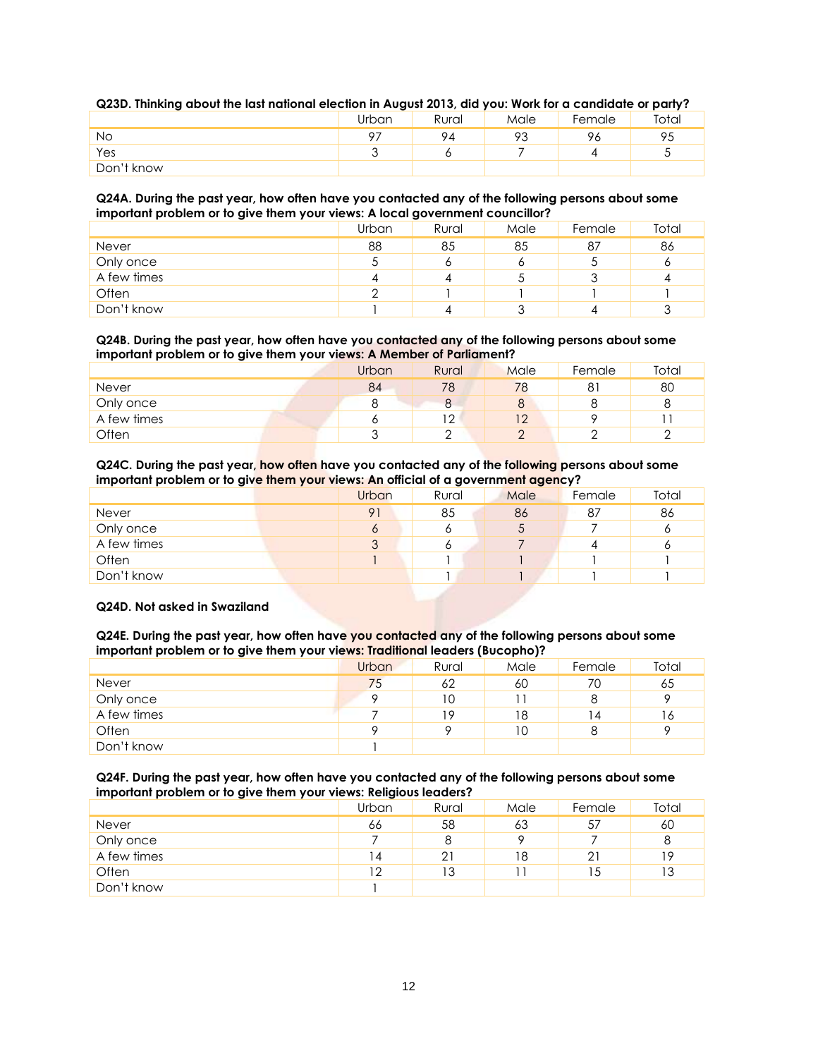**Q23D. Thinking about the last national election in August 2013, did you: Work for a candidate or party?**

| | Urban | Rural | Male | Female | Total |
|---|---|---|---|---|---|
| No | 97 | 94 | 93 | 96 | 95 |
| Yes | 3 | 6 | 7 | 4 | 5 |
| Don't know | | | | | |

**Q24A. During the past year, how often have you contacted any of the following persons about some important problem or to give them your views: A local government councillor?**

| | Urban | Rural | Male | Female | Total |
|---|---|---|---|---|---|
| Never | 88 | 85 | 85 | 87 | 86 |
| Only once | 5 | 6 | 6 | 5 | 6 |
| A few times | 4 | 4 | 5 | 3 | 4 |
| Often | 2 | 1 | 1 | 1 | 1 |
| Don't know | 1 | 4 | 3 | 4 | 3 |

**Q24B. During the past year, how often have you contacted any of the following persons about some important problem or to give them your views: A Member of Parliament?**

| | Urban | Rural | Male | Female | Total |
|---|---|---|---|---|---|
| Never | 84 | 78 | 78 | 81 | 80 |
| Only once | 8 | 8 | 8 | 8 | 8 |
| A few times | 6 | 12 | 12 | 9 | 11 |
| Often | 3 | 2 | 2 | 2 | 2 |

**Q24C. During the past year, how often have you contacted any of the following persons about some important problem or to give them your views: An official of a government agency?**

| | Urban | Rural | Male | Female | Total |
|---|---|---|---|---|---|
| Never | 91 | 85 | 86 | 87 | 86 |
| Only once | 6 | 6 | 5 | 7 | 6 |
| A few times | 3 | 6 | 7 | 4 | 6 |
| Often | 1 | 1 | 1 | 1 | 1 |
| Don't know | | 1 | 1 | 1 | 1 |

**Q24D. Not asked in Swaziland**

**Q24E. During the past year, how often have you contacted any of the following persons about some important problem or to give them your views: Traditional leaders (Bucopho)?**

| | Urban | Rural | Male | Female | Total |
|---|---|---|---|---|---|
| Never | 75 | 62 | 60 | 70 | 65 |
| Only once | 9 | 10 | 11 | 8 | 9 |
| A few times | 7 | 19 | 18 | 14 | 16 |
| Often | 9 | 9 | 10 | 8 | 9 |
| Don't know | 1 | | | | |

**Q24F. During the past year, how often have you contacted any of the following persons about some important problem or to give them your views: Religious leaders?**

| | Urban | Rural | Male | Female | Total |
|---|---|---|---|---|---|
| Never | 66 | 58 | 63 | 57 | 60 |
| Only once | 7 | 8 | 9 | 7 | 8 |
| A few times | 14 | 21 | 18 | 21 | 19 |
| Often | 12 | 13 | 11 | 15 | 13 |
| Don't know | 1 | | | | |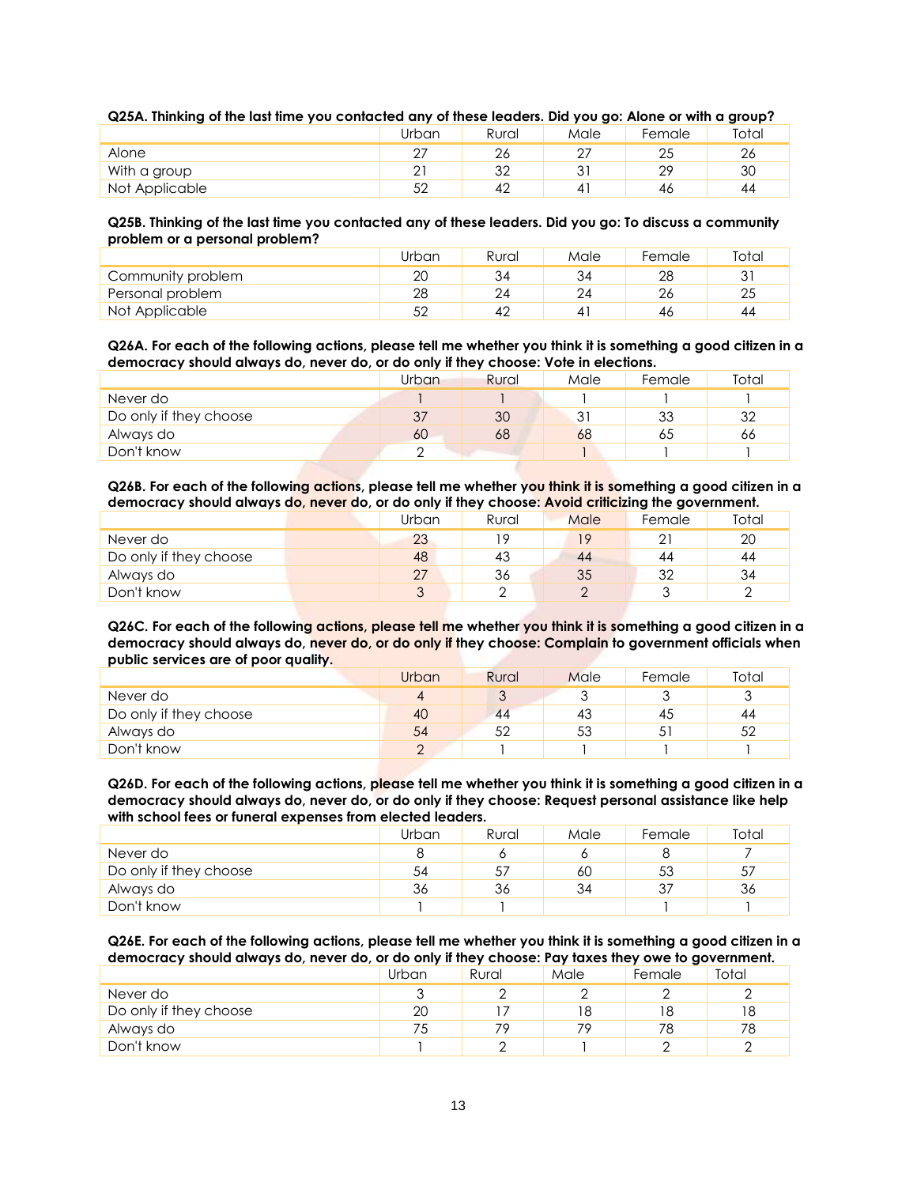**Q25A. Thinking of the last time you contacted any of these leaders. Did you go: Alone or with a group?**

| | Urban | Rural | Male | Female | Total |
|---|---|---|---|---|---|
| Alone | 27 | 26 | 27 | 25 | 26 |
| With a group | 21 | 32 | 31 | 29 | 30 |
| Not Applicable | 52 | 42 | 41 | 46 | 44 |

**Q25B. Thinking of the last time you contacted any of these leaders. Did you go: To discuss a community problem or a personal problem?**

| | Urban | Rural | Male | Female | Total |
|---|---|---|---|---|---|
| Community problem | 20 | 34 | 34 | 28 | 31 |
| Personal problem | 28 | 24 | 24 | 26 | 25 |
| Not Applicable | 52 | 42 | 41 | 46 | 44 |

**Q26A. For each of the following actions, please tell me whether you think it is something a good citizen in a democracy should always do, never do, or do only if they choose: Vote in elections.**

| | Urban | Rural | Male | Female | Total |
|---|---|---|---|---|---|
| Never do | 1 | 1 | 1 | 1 | 1 |
| Do only if they choose | 37 | 30 | 31 | 33 | 32 |
| Always do | 60 | 68 | 68 | 65 | 66 |
| Don't know | 2 | | 1 | 1 | 1 |

**Q26B. For each of the following actions, please tell me whether you think it is something a good citizen in a democracy should always do, never do, or do only if they choose: Avoid criticizing the government.**

| | Urban | Rural | Male | Female | Total |
|---|---|---|---|---|---|
| Never do | 23 | 19 | 19 | 21 | 20 |
| Do only if they choose | 48 | 43 | 44 | 44 | 44 |
| Always do | 27 | 36 | 35 | 32 | 34 |
| Don't know | 3 | 2 | 2 | 3 | 2 |

**Q26C. For each of the following actions, please tell me whether you think it is something a good citizen in a democracy should always do, never do, or do only if they choose: Complain to government officials when public services are of poor quality.**

| | Urban | Rural | Male | Female | Total |
|---|---|---|---|---|---|
| Never do | 4 | 3 | 3 | 3 | 3 |
| Do only if they choose | 40 | 44 | 43 | 45 | 44 |
| Always do | 54 | 52 | 53 | 51 | 52 |
| Don't know | 2 | 1 | 1 | 1 | 1 |

**Q26D. For each of the following actions, please tell me whether you think it is something a good citizen in a democracy should always do, never do, or do only if they choose: Request personal assistance like help with school fees or funeral expenses from elected leaders.**

| | Urban | Rural | Male | Female | Total |
|---|---|---|---|---|---|
| Never do | 8 | 6 | 6 | 8 | 7 |
| Do only if they choose | 54 | 57 | 60 | 53 | 57 |
| Always do | 36 | 36 | 34 | 37 | 36 |
| Don't know | 1 | 1 | | 1 | 1 |

**Q26E. For each of the following actions, please tell me whether you think it is something a good citizen in a democracy should always do, never do, or do only if they choose: Pay taxes they owe to government.**

| | Urban | Rural | Male | Female | Total |
|---|---|---|---|---|---|
| Never do | 3 | 2 | 2 | 2 | 2 |
| Do only if they choose | 20 | 17 | 18 | 18 | 18 |
| Always do | 75 | 79 | 79 | 78 | 78 |
| Don't know | 1 | 2 | 1 | 2 | 2 |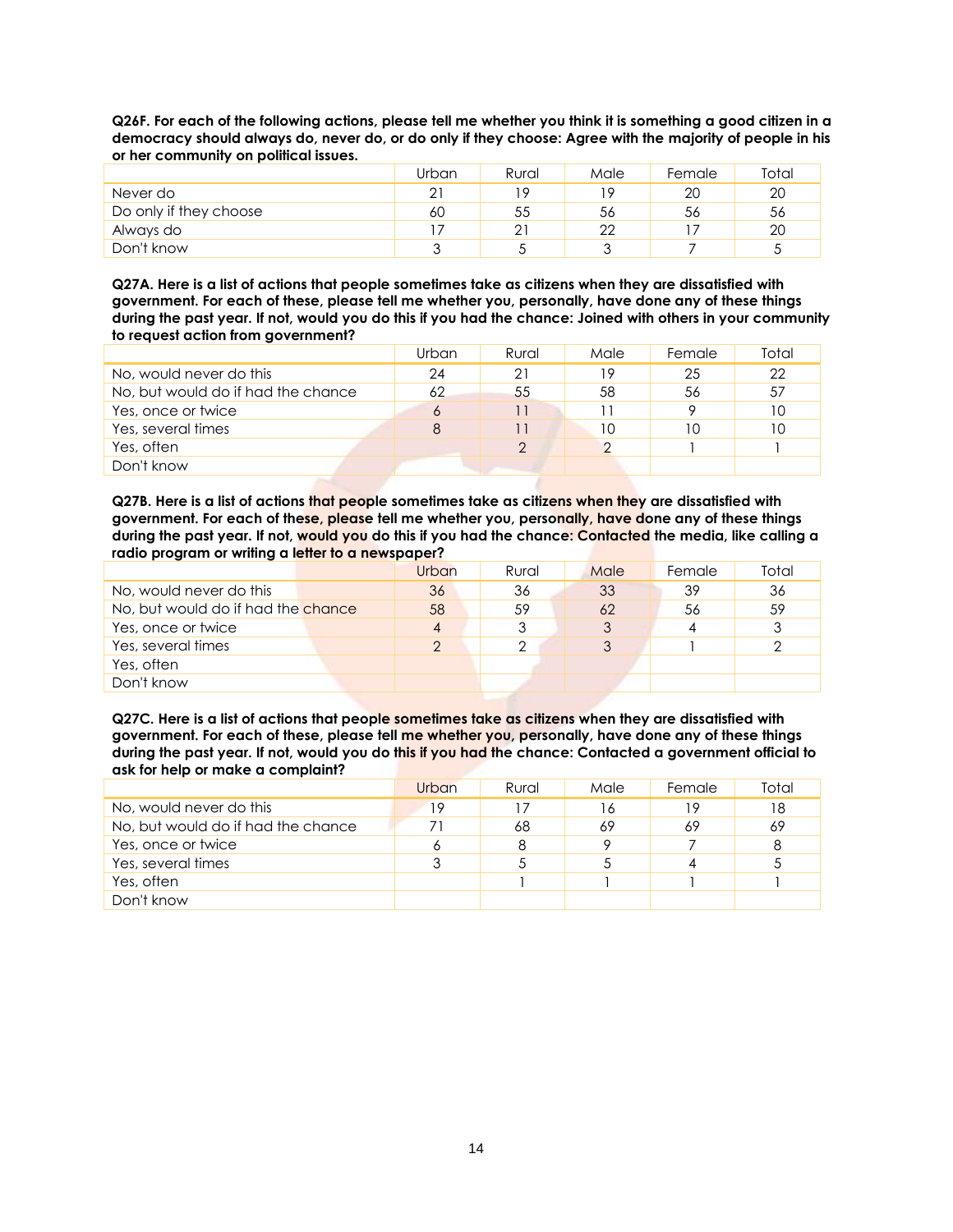**Q26F. For each of the following actions, please tell me whether you think it is something a good citizen in a democracy should always do, never do, or do only if they choose: Agree with the majority of people in his or her community on political issues.**

| | Urban | Rural | Male | Female | Total |
|---|---|---|---|---|---|
| Never do | 21 | 19 | 19 | 20 | 20 |
| Do only if they choose | 60 | 55 | 56 | 56 | 56 |
| Always do | 17 | 21 | 22 | 17 | 20 |
| Don't know | 3 | 5 | 3 | 7 | 5 |

**Q27A. Here is a list of actions that people sometimes take as citizens when they are dissatisfied with government. For each of these, please tell me whether you, personally, have done any of these things during the past year. If not, would you do this if you had the chance: Joined with others in your community to request action from government?**

| | Urban | Rural | Male | Female | Total |
|---|---|---|---|---|---|
| No, would never do this | 24 | 21 | 19 | 25 | 22 |
| No, but would do if had the chance | 62 | 55 | 58 | 56 | 57 |
| Yes, once or twice | 6 | 11 | 11 | 9 | 10 |
| Yes, several times | 8 | 11 | 10 | 10 | 10 |
| Yes, often | | 2 | 2 | 1 | 1 |
| Don't know | | | | | |

**Q27B. Here is a list of actions that people sometimes take as citizens when they are dissatisfied with government. For each of these, please tell me whether you, personally, have done any of these things during the past year. If not, would you do this if you had the chance: Contacted the media, like calling a radio program or writing a letter to a newspaper?**

| | Urban | Rural | Male | Female | Total |
|---|---|---|---|---|---|
| No, would never do this | 36 | 36 | 33 | 39 | 36 |
| No, but would do if had the chance | 58 | 59 | 62 | 56 | 59 |
| Yes, once or twice | 4 | 3 | 3 | 4 | 3 |
| Yes, several times | 2 | 2 | 3 | 1 | 2 |
| Yes, often | | | | | |
| Don't know | | | | | |

**Q27C. Here is a list of actions that people sometimes take as citizens when they are dissatisfied with government. For each of these, please tell me whether you, personally, have done any of these things during the past year. If not, would you do this if you had the chance: Contacted a government official to ask for help or make a complaint?**

| | Urban | Rural | Male | Female | Total |
|---|---|---|---|---|---|
| No, would never do this | 19 | 17 | 16 | 19 | 18 |
| No, but would do if had the chance | 71 | 68 | 69 | 69 | 69 |
| Yes, once or twice | 6 | 8 | 9 | 7 | 8 |
| Yes, several times | 3 | 5 | 5 | 4 | 5 |
| Yes, often | | 1 | 1 | 1 | 1 |
| Don't know | | | | | |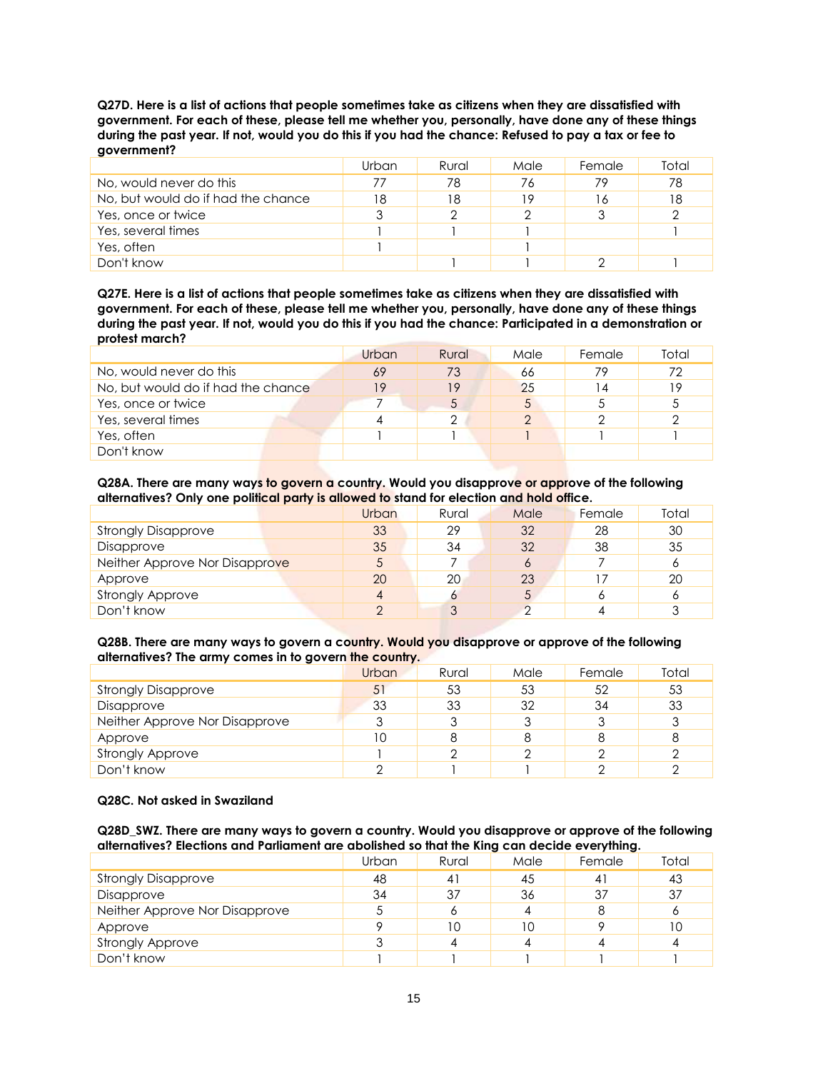**Q27D. Here is a list of actions that people sometimes take as citizens when they are dissatisfied with government. For each of these, please tell me whether you, personally, have done any of these things during the past year. If not, would you do this if you had the chance: Refused to pay a tax or fee to government?**

| | Urban | Rural | Male | Female | Total |
|---|---|---|---|---|---|
| No, would never do this | 77 | 78 | 76 | 79 | 78 |
| No, but would do if had the chance | 18 | 18 | 19 | 16 | 18 |
| Yes, once or twice | 3 | 2 | 2 | 3 | 2 |
| Yes, several times | 1 | 1 | 1 | | 1 |
| Yes, often | 1 | | 1 | | |
| Don't know | | 1 | 1 | 2 | 1 |

**Q27E. Here is a list of actions that people sometimes take as citizens when they are dissatisfied with government. For each of these, please tell me whether you, personally, have done any of these things during the past year. If not, would you do this if you had the chance: Participated in a demonstration or protest march?**

| | Urban | Rural | Male | Female | Total |
|---|---|---|---|---|---|
| No, would never do this | 69 | 73 | 66 | 79 | 72 |
| No, but would do if had the chance | 19 | 19 | 25 | 14 | 19 |
| Yes, once or twice | 7 | 5 | 5 | 5 | 5 |
| Yes, several times | 4 | 2 | 2 | 2 | 2 |
| Yes, often | 1 | 1 | 1 | 1 | 1 |
| Don't know | | | | | |

**Q28A. There are many ways to govern a country. Would you disapprove or approve of the following alternatives? Only one political party is allowed to stand for election and hold office.**

| | Urban | Rural | Male | Female | Total |
|---|---|---|---|---|---|
| Strongly Disapprove | 33 | 29 | 32 | 28 | 30 |
| Disapprove | 35 | 34 | 32 | 38 | 35 |
| Neither Approve Nor Disapprove | 5 | 7 | 6 | 7 | 6 |
| Approve | 20 | 20 | 23 | 17 | 20 |
| Strongly Approve | 4 | 6 | 5 | 6 | 6 |
| Don't know | 2 | 3 | 2 | 4 | 3 |

**Q28B. There are many ways to govern a country. Would you disapprove or approve of the following alternatives? The army comes in to govern the country.**

| | Urban | Rural | Male | Female | Total |
|---|---|---|---|---|---|
| Strongly Disapprove | 51 | 53 | 53 | 52 | 53 |
| Disapprove | 33 | 33 | 32 | 34 | 33 |
| Neither Approve Nor Disapprove | 3 | 3 | 3 | 3 | 3 |
| Approve | 10 | 8 | 8 | 8 | 8 |
| Strongly Approve | 1 | 2 | 2 | 2 | 2 |
| Don't know | 2 | 1 | 1 | 2 | 2 |

**Q28C. Not asked in Swaziland**

**Q28D_SWZ. There are many ways to govern a country. Would you disapprove or approve of the following alternatives? Elections and Parliament are abolished so that the King can decide everything.**

| | Urban | Rural | Male | Female | Total |
|---|---|---|---|---|---|
| Strongly Disapprove | 48 | 41 | 45 | 41 | 43 |
| Disapprove | 34 | 37 | 36 | 37 | 37 |
| Neither Approve Nor Disapprove | 5 | 6 | 4 | 8 | 6 |
| Approve | 9 | 10 | 10 | 9 | 10 |
| Strongly Approve | 3 | 4 | 4 | 4 | 4 |
| Don't know | 1 | 1 | 1 | 1 | 1 |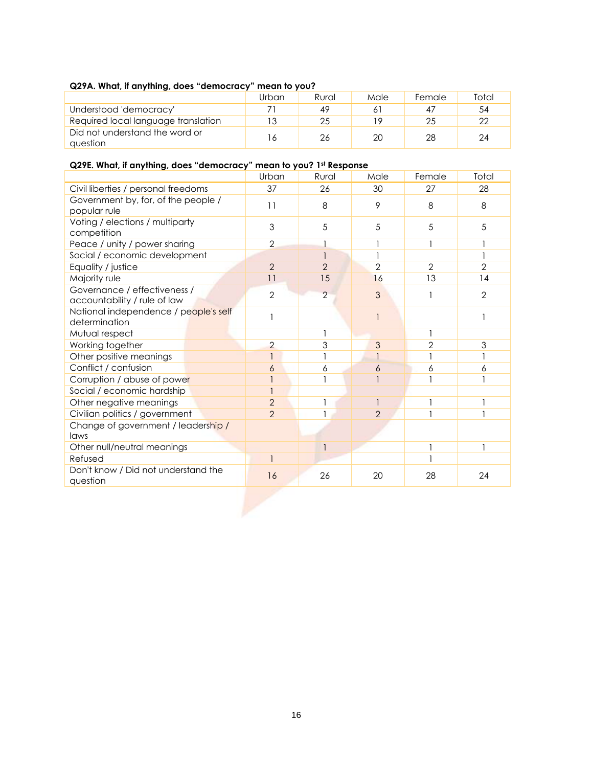**Q29A. What, if anything, does "democracy" mean to you?**

| | Urban | Rural | Male | Female | Total |
|---|---|---|---|---|---|
| Understood 'democracy' | 71 | 49 | 61 | 47 | 54 |
| Required local language translation | 13 | 25 | 19 | 25 | 22 |
| Did not understand the word or question | 16 | 26 | 20 | 28 | 24 |

**Q29E. What, if anything, does "democracy" mean to you? 1st Response**

| | Urban | Rural | Male | Female | Total |
|---|---|---|---|---|---|
| Civil liberties / personal freedoms | 37 | 26 | 30 | 27 | 28 |
| Government by, for, of the people / popular rule | 11 | 8 | 9 | 8 | 8 |
| Voting / elections / multiparty competition | 3 | 5 | 5 | 5 | 5 |
| Peace / unity / power sharing | 2 | 1 | 1 | 1 | 1 |
| Social / economic development | | 1 | 1 | | 1 |
| Equality / justice | 2 | 2 | 2 | 2 | 2 |
| Majority rule | 11 | 15 | 16 | 13 | 14 |
| Governance / effectiveness / accountability / rule of law | 2 | 2 | 3 | 1 | 2 |
| National independence / people's self determination | 1 | | 1 | | 1 |
| Mutual respect | | 1 | | 1 | |
| Working together | 2 | 3 | 3 | 2 | 3 |
| Other positive meanings | 1 | 1 | 1 | 1 | 1 |
| Conflict / confusion | 6 | 6 | 6 | 6 | 6 |
| Corruption / abuse of power | 1 | 1 | 1 | 1 | 1 |
| Social / economic hardship | 1 | | | | |
| Other negative meanings | 2 | 1 | 1 | 1 | 1 |
| Civilian politics / government | 2 | 1 | 2 | 1 | 1 |
| Change of government / leadership / laws | | | | | |
| Other null/neutral meanings | | 1 | | 1 | 1 |
| Refused | 1 | | | 1 | |
| Don't know / Did not understand the question | 16 | 26 | 20 | 28 | 24 |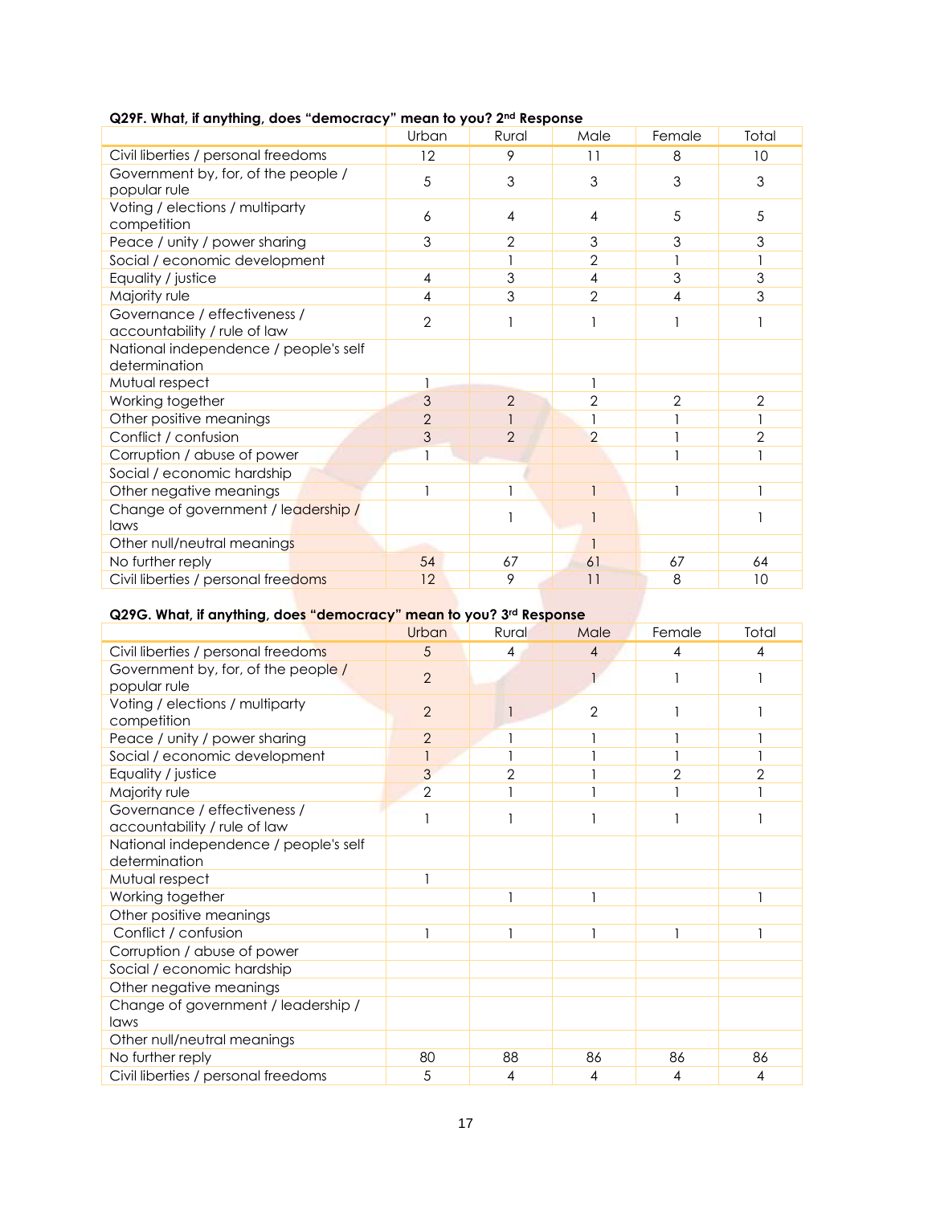**Q29F. What, if anything, does "democracy" mean to you? 2nd Response**

| | Urban | Rural | Male | Female | Total |
|---|---|---|---|---|---|
| Civil liberties / personal freedoms | 12 | 9 | 11 | 8 | 10 |
| Government by, for, of the people / popular rule | 5 | 3 | 3 | 3 | 3 |
| Voting / elections / multiparty competition | 6 | 4 | 4 | 5 | 5 |
| Peace / unity / power sharing | 3 | 2 | 3 | 3 | 3 |
| Social / economic development | | 1 | 2 | 1 | 1 |
| Equality / justice | 4 | 3 | 4 | 3 | 3 |
| Majority rule | 4 | 3 | 2 | 4 | 3 |
| Governance / effectiveness / accountability / rule of law | 2 | 1 | 1 | 1 | 1 |
| National independence / people's self determination | | | | | |
| Mutual respect | 1 | | 1 | | |
| Working together | 3 | 2 | 2 | 2 | 2 |
| Other positive meanings | 2 | 1 | 1 | 1 | 1 |
| Conflict / confusion | 3 | 2 | 2 | 1 | 2 |
| Corruption / abuse of power | 1 | | | 1 | 1 |
| Social / economic hardship | | | | | |
| Other negative meanings | 1 | 1 | 1 | 1 | 1 |
| Change of government / leadership / laws | | 1 | 1 | | 1 |
| Other null/neutral meanings | | | 1 | | |
| No further reply | 54 | 67 | 61 | 67 | 64 |
| Civil liberties / personal freedoms | 12 | 9 | 11 | 8 | 10 |

**Q29G. What, if anything, does "democracy" mean to you? 3rd Response**

| | Urban | Rural | Male | Female | Total |
|---|---|---|---|---|---|
| Civil liberties / personal freedoms | 5 | 4 | 4 | 4 | 4 |
| Government by, for, of the people / popular rule | 2 | | 1 | 1 | 1 |
| Voting / elections / multiparty competition | 2 | 1 | 2 | 1 | 1 |
| Peace / unity / power sharing | 2 | 1 | 1 | 1 | 1 |
| Social / economic development | 1 | 1 | 1 | 1 | 1 |
| Equality / justice | 3 | 2 | 1 | 2 | 2 |
| Majority rule | 2 | 1 | 1 | 1 | 1 |
| Governance / effectiveness / accountability / rule of law | 1 | 1 | 1 | 1 | 1 |
| National independence / people's self determination | | | | | |
| Mutual respect | 1 | | | | |
| Working together | | 1 | 1 | | 1 |
| Other positive meanings | | | | | |
| Conflict / confusion | 1 | 1 | 1 | 1 | 1 |
| Corruption / abuse of power | | | | | |
| Social / economic hardship | | | | | |
| Other negative meanings | | | | | |
| Change of government / leadership / laws | | | | | |
| Other null/neutral meanings | | | | | |
| No further reply | 80 | 88 | 86 | 86 | 86 |
| Civil liberties / personal freedoms | 5 | 4 | 4 | 4 | 4 |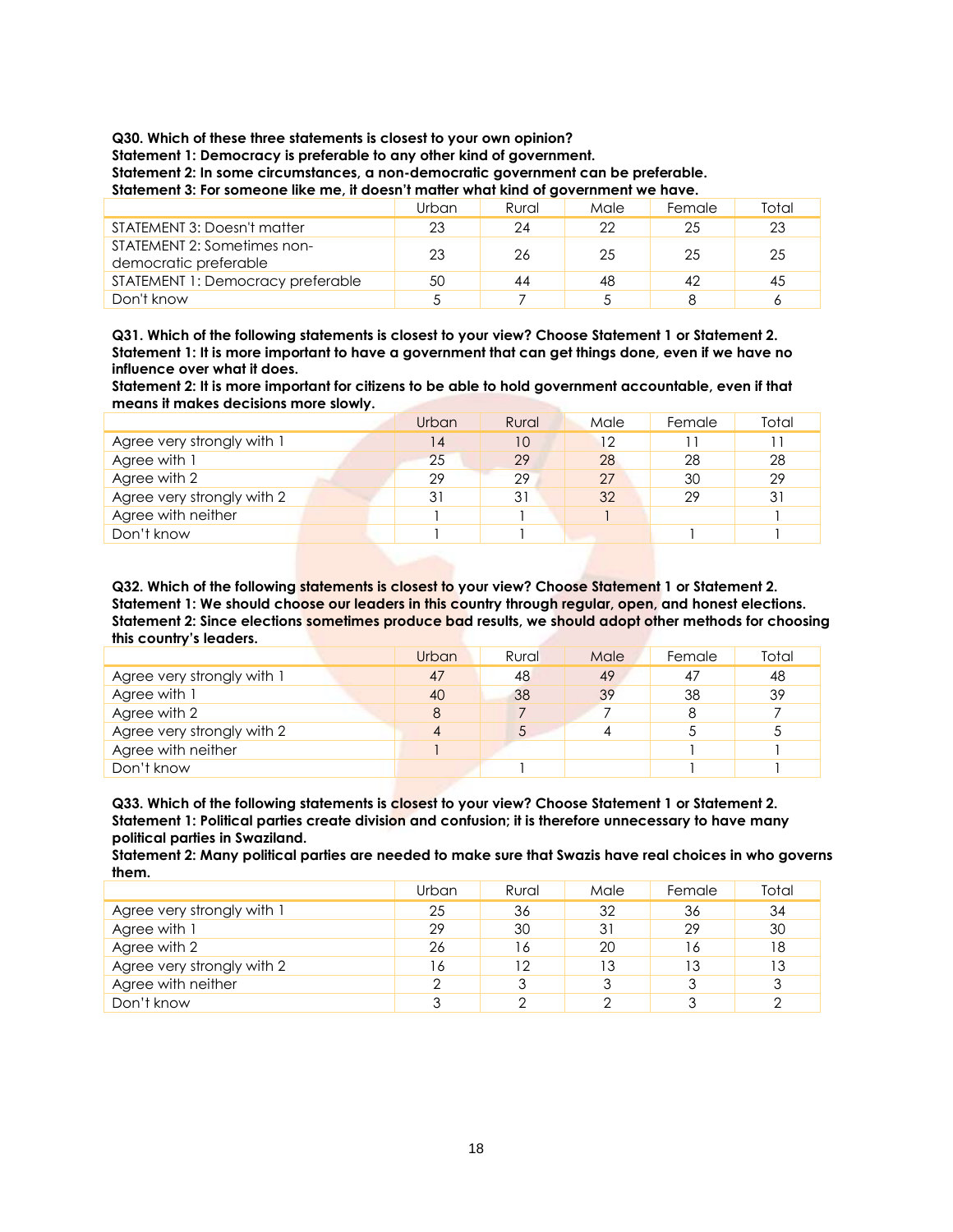**Q30. Which of these three statements is closest to your own opinion?**
**Statement 1: Democracy is preferable to any other kind of government.**
**Statement 2: In some circumstances, a non-democratic government can be preferable.**
**Statement 3: For someone like me, it doesn't matter what kind of government we have.**

| | Urban | Rural | Male | Female | Total |
|---|---|---|---|---|---|
| STATEMENT 3: Doesn't matter | 23 | 24 | 22 | 25 | 23 |
| STATEMENT 2: Sometimes non-democratic preferable | 23 | 26 | 25 | 25 | 25 |
| STATEMENT 1: Democracy preferable | 50 | 44 | 48 | 42 | 45 |
| Don't know | 5 | 7 | 5 | 8 | 6 |

**Q31. Which of the following statements is closest to your view? Choose Statement 1 or Statement 2.**
**Statement 1: It is more important to have a government that can get things done, even if we have no influence over what it does.**
**Statement 2: It is more important for citizens to be able to hold government accountable, even if that means it makes decisions more slowly.**

| | Urban | Rural | Male | Female | Total |
|---|---|---|---|---|---|
| Agree very strongly with 1 | 14 | 10 | 12 | 11 | 11 |
| Agree with 1 | 25 | 29 | 28 | 28 | 28 |
| Agree with 2 | 29 | 29 | 27 | 30 | 29 |
| Agree very strongly with 2 | 31 | 31 | 32 | 29 | 31 |
| Agree with neither | 1 | 1 | 1 | | 1 |
| Don't know | 1 | 1 | | 1 | 1 |

**Q32. Which of the following statements is closest to your view? Choose Statement 1 or Statement 2.**
**Statement 1: We should choose our leaders in this country through regular, open, and honest elections.**
**Statement 2: Since elections sometimes produce bad results, we should adopt other methods for choosing this country's leaders.**

| | Urban | Rural | Male | Female | Total |
|---|---|---|---|---|---|
| Agree very strongly with 1 | 47 | 48 | 49 | 47 | 48 |
| Agree with 1 | 40 | 38 | 39 | 38 | 39 |
| Agree with 2 | 8 | 7 | 7 | 8 | 7 |
| Agree very strongly with 2 | 4 | 5 | 4 | 5 | 5 |
| Agree with neither | 1 | | | 1 | 1 |
| Don't know | | 1 | | 1 | 1 |

**Q33. Which of the following statements is closest to your view? Choose Statement 1 or Statement 2.**
**Statement 1: Political parties create division and confusion; it is therefore unnecessary to have many political parties in Swaziland.**
**Statement 2: Many political parties are needed to make sure that Swazis have real choices in who governs them.**

| | Urban | Rural | Male | Female | Total |
|---|---|---|---|---|---|
| Agree very strongly with 1 | 25 | 36 | 32 | 36 | 34 |
| Agree with 1 | 29 | 30 | 31 | 29 | 30 |
| Agree with 2 | 26 | 16 | 20 | 16 | 18 |
| Agree very strongly with 2 | 16 | 12 | 13 | 13 | 13 |
| Agree with neither | 2 | 3 | 3 | 3 | 3 |
| Don't know | 3 | 2 | 2 | 3 | 2 |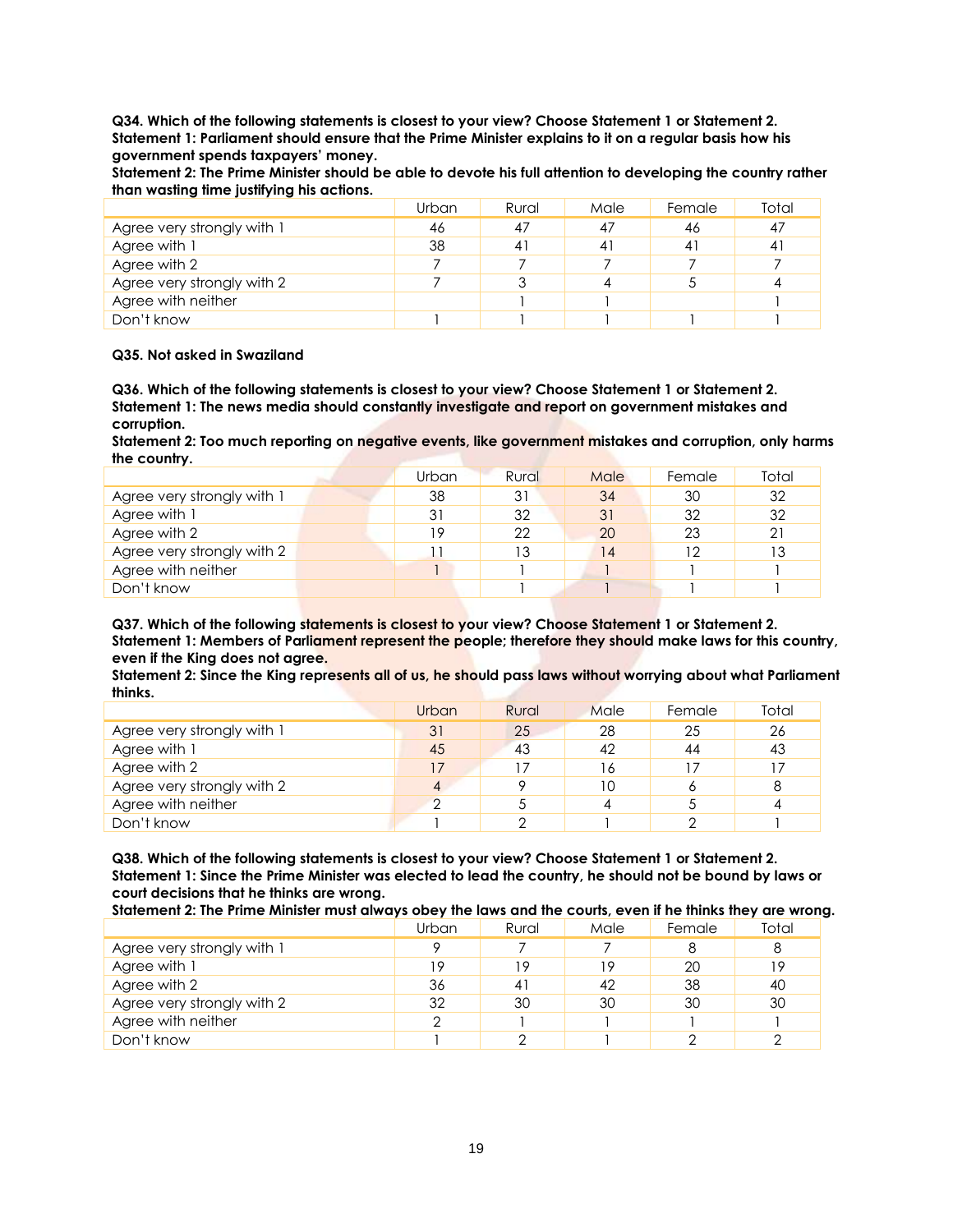**Q34. Which of the following statements is closest to your view? Choose Statement 1 or Statement 2.**
**Statement 1: Parliament should ensure that the Prime Minister explains to it on a regular basis how his government spends taxpayers' money.**
**Statement 2: The Prime Minister should be able to devote his full attention to developing the country rather than wasting time justifying his actions.**

| | Urban | Rural | Male | Female | Total |
|---|---|---|---|---|---|
| Agree very strongly with 1 | 46 | 47 | 47 | 46 | 47 |
| Agree with 1 | 38 | 41 | 41 | 41 | 41 |
| Agree with 2 | 7 | 7 | 7 | 7 | 7 |
| Agree very strongly with 2 | 7 | 3 | 4 | 5 | 4 |
| Agree with neither | | 1 | 1 | | 1 |
| Don't know | 1 | 1 | 1 | 1 | 1 |

**Q35. Not asked in Swaziland**

**Q36. Which of the following statements is closest to your view? Choose Statement 1 or Statement 2.**
**Statement 1: The news media should constantly investigate and report on government mistakes and corruption.**
**Statement 2: Too much reporting on negative events, like government mistakes and corruption, only harms the country.**

| | Urban | Rural | Male | Female | Total |
|---|---|---|---|---|---|
| Agree very strongly with 1 | 38 | 31 | 34 | 30 | 32 |
| Agree with 1 | 31 | 32 | 31 | 32 | 32 |
| Agree with 2 | 19 | 22 | 20 | 23 | 21 |
| Agree very strongly with 2 | 11 | 13 | 14 | 12 | 13 |
| Agree with neither | 1 | 1 | 1 | 1 | 1 |
| Don't know | | 1 | 1 | 1 | 1 |

**Q37. Which of the following statements is closest to your view? Choose Statement 1 or Statement 2.**
**Statement 1: Members of Parliament represent the people; therefore they should make laws for this country, even if the King does not agree.**
**Statement 2: Since the King represents all of us, he should pass laws without worrying about what Parliament thinks.**

| | Urban | Rural | Male | Female | Total |
|---|---|---|---|---|---|
| Agree very strongly with 1 | 31 | 25 | 28 | 25 | 26 |
| Agree with 1 | 45 | 43 | 42 | 44 | 43 |
| Agree with 2 | 17 | 17 | 16 | 17 | 17 |
| Agree very strongly with 2 | 4 | 9 | 10 | 6 | 8 |
| Agree with neither | 2 | 5 | 4 | 5 | 4 |
| Don't know | 1 | 2 | 1 | 2 | 1 |

**Q38. Which of the following statements is closest to your view? Choose Statement 1 or Statement 2.**
**Statement 1: Since the Prime Minister was elected to lead the country, he should not be bound by laws or court decisions that he thinks are wrong.**
**Statement 2: The Prime Minister must always obey the laws and the courts, even if he thinks they are wrong.**

| | Urban | Rural | Male | Female | Total |
|---|---|---|---|---|---|
| Agree very strongly with 1 | 9 | 7 | 7 | 8 | 8 |
| Agree with 1 | 19 | 19 | 19 | 20 | 19 |
| Agree with 2 | 36 | 41 | 42 | 38 | 40 |
| Agree very strongly with 2 | 32 | 30 | 30 | 30 | 30 |
| Agree with neither | 2 | 1 | 1 | 1 | 1 |
| Don't know | 1 | 2 | 1 | 2 | 2 |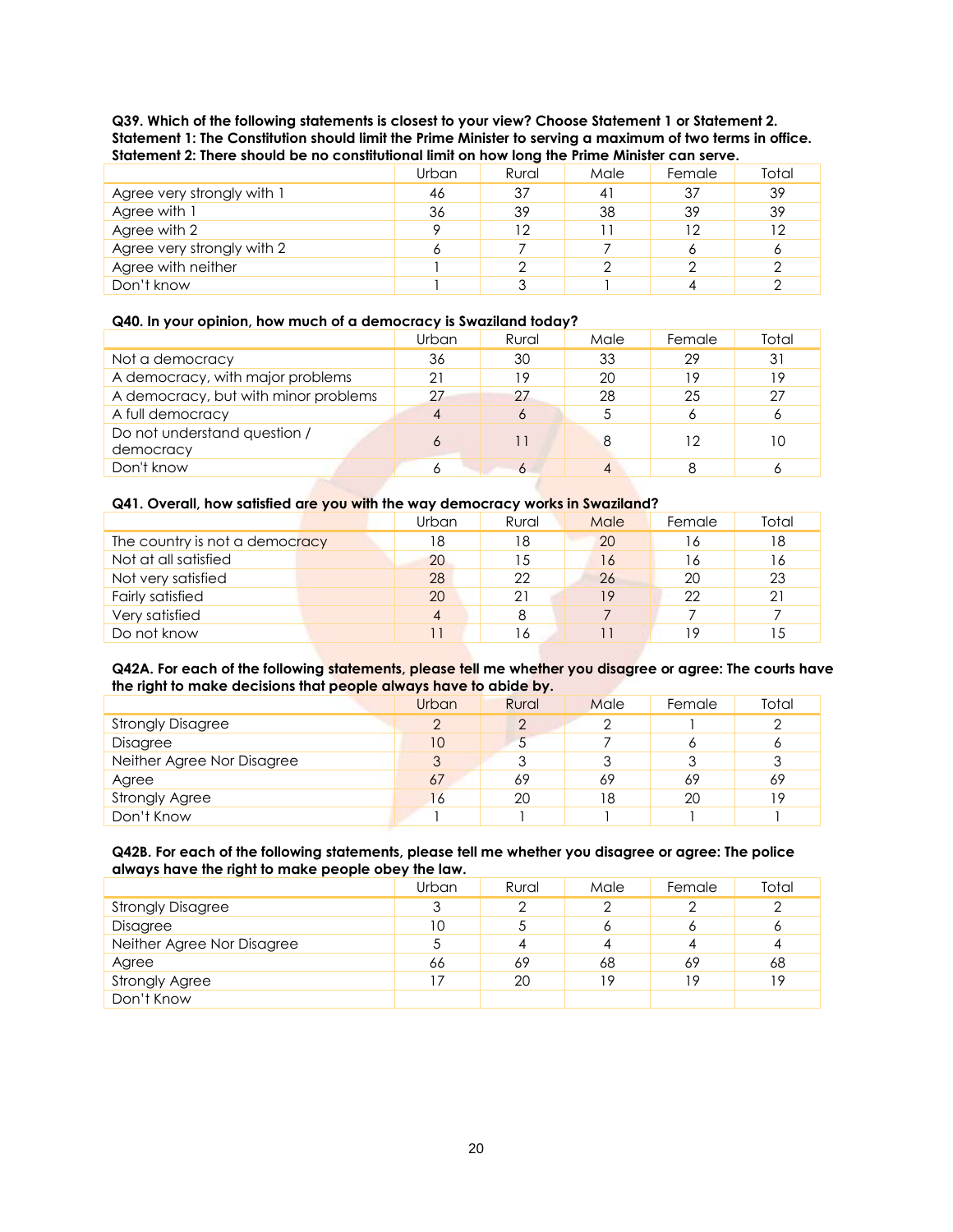**Q39. Which of the following statements is closest to your view? Choose Statement 1 or Statement 2. Statement 1: The Constitution should limit the Prime Minister to serving a maximum of two terms in office. Statement 2: There should be no constitutional limit on how long the Prime Minister can serve.**

| | Urban | Rural | Male | Female | Total |
|---|---|---|---|---|---|
| Agree very strongly with 1 | 46 | 37 | 41 | 37 | 39 |
| Agree with 1 | 36 | 39 | 38 | 39 | 39 |
| Agree with 2 | 9 | 12 | 11 | 12 | 12 |
| Agree very strongly with 2 | 6 | 7 | 7 | 6 | 6 |
| Agree with neither | 1 | 2 | 2 | 2 | 2 |
| Don't know | 1 | 3 | 1 | 4 | 2 |

**Q40. In your opinion, how much of a democracy is Swaziland today?**

| | Urban | Rural | Male | Female | Total |
|---|---|---|---|---|---|
| Not a democracy | 36 | 30 | 33 | 29 | 31 |
| A democracy, with major problems | 21 | 19 | 20 | 19 | 19 |
| A democracy, but with minor problems | 27 | 27 | 28 | 25 | 27 |
| A full democracy | 4 | 6 | 5 | 6 | 6 |
| Do not understand question / democracy | 6 | 11 | 8 | 12 | 10 |
| Don't know | 6 | 6 | 4 | 8 | 6 |

**Q41. Overall, how satisfied are you with the way democracy works in Swaziland?**

| | Urban | Rural | Male | Female | Total |
|---|---|---|---|---|---|
| The country is not a democracy | 18 | 18 | 20 | 16 | 18 |
| Not at all satisfied | 20 | 15 | 16 | 16 | 16 |
| Not very satisfied | 28 | 22 | 26 | 20 | 23 |
| Fairly satisfied | 20 | 21 | 19 | 22 | 21 |
| Very satisfied | 4 | 8 | 7 | 7 | 7 |
| Do not know | 11 | 16 | 11 | 19 | 15 |

**Q42A. For each of the following statements, please tell me whether you disagree or agree: The courts have the right to make decisions that people always have to abide by.**

| | Urban | Rural | Male | Female | Total |
|---|---|---|---|---|---|
| Strongly Disagree | 2 | 2 | 2 | 1 | 2 |
| Disagree | 10 | 5 | 7 | 6 | 6 |
| Neither Agree Nor Disagree | 3 | 3 | 3 | 3 | 3 |
| Agree | 67 | 69 | 69 | 69 | 69 |
| Strongly Agree | 16 | 20 | 18 | 20 | 19 |
| Don't Know | 1 | 1 | 1 | 1 | 1 |

**Q42B. For each of the following statements, please tell me whether you disagree or agree: The police always have the right to make people obey the law.**

| | Urban | Rural | Male | Female | Total |
|---|---|---|---|---|---|
| Strongly Disagree | 3 | 2 | 2 | 2 | 2 |
| Disagree | 10 | 5 | 6 | 6 | 6 |
| Neither Agree Nor Disagree | 5 | 4 | 4 | 4 | 4 |
| Agree | 66 | 69 | 68 | 69 | 68 |
| Strongly Agree | 17 | 20 | 19 | 19 | 19 |
| Don't Know | | | | | |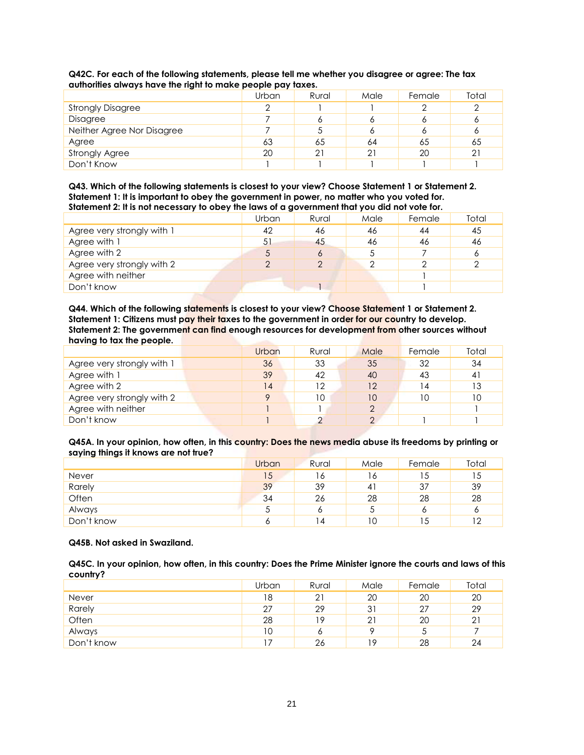**Q42C. For each of the following statements, please tell me whether you disagree or agree: The tax authorities always have the right to make people pay taxes.**

| | Urban | Rural | Male | Female | Total |
|---|---|---|---|---|---|
| Strongly Disagree | 2 | 1 | 1 | 2 | 2 |
| Disagree | 7 | 6 | 6 | 6 | 6 |
| Neither Agree Nor Disagree | 7 | 5 | 6 | 6 | 6 |
| Agree | 63 | 65 | 64 | 65 | 65 |
| Strongly Agree | 20 | 21 | 21 | 20 | 21 |
| Don't Know | 1 | 1 | 1 | 1 | 1 |

**Q43. Which of the following statements is closest to your view? Choose Statement 1 or Statement 2.**
**Statement 1: It is important to obey the government in power, no matter who you voted for.**
**Statement 2: It is not necessary to obey the laws of a government that you did not vote for.**

| | Urban | Rural | Male | Female | Total |
|---|---|---|---|---|---|
| Agree very strongly with 1 | 42 | 46 | 46 | 44 | 45 |
| Agree with 1 | 51 | 45 | 46 | 46 | 46 |
| Agree with 2 | 5 | 6 | 5 | 7 | 6 |
| Agree very strongly with 2 | 2 | 2 | 2 | 2 | 2 |
| Agree with neither | | | | 1 | |
| Don't know | | 1 | | 1 | |

**Q44. Which of the following statements is closest to your view? Choose Statement 1 or Statement 2.**
**Statement 1: Citizens must pay their taxes to the government in order for our country to develop.**
**Statement 2: The government can find enough resources for development from other sources without having to tax the people.**

| | Urban | Rural | Male | Female | Total |
|---|---|---|---|---|---|
| Agree very strongly with 1 | 36 | 33 | 35 | 32 | 34 |
| Agree with 1 | 39 | 42 | 40 | 43 | 41 |
| Agree with 2 | 14 | 12 | 12 | 14 | 13 |
| Agree very strongly with 2 | 9 | 10 | 10 | 10 | 10 |
| Agree with neither | 1 | 1 | 2 | | 1 |
| Don't know | 1 | 2 | 2 | 1 | 1 |

**Q45A. In your opinion, how often, in this country: Does the news media abuse its freedoms by printing or saying things it knows are not true?**

| | Urban | Rural | Male | Female | Total |
|---|---|---|---|---|---|
| Never | 15 | 16 | 16 | 15 | 15 |
| Rarely | 39 | 39 | 41 | 37 | 39 |
| Often | 34 | 26 | 28 | 28 | 28 |
| Always | 5 | 6 | 5 | 6 | 6 |
| Don't know | 6 | 14 | 10 | 15 | 12 |

**Q45B. Not asked in Swaziland.**

**Q45C. In your opinion, how often, in this country: Does the Prime Minister ignore the courts and laws of this country?**

| | Urban | Rural | Male | Female | Total |
|---|---|---|---|---|---|
| Never | 18 | 21 | 20 | 20 | 20 |
| Rarely | 27 | 29 | 31 | 27 | 29 |
| Often | 28 | 19 | 21 | 20 | 21 |
| Always | 10 | 6 | 9 | 5 | 7 |
| Don't know | 17 | 26 | 19 | 28 | 24 |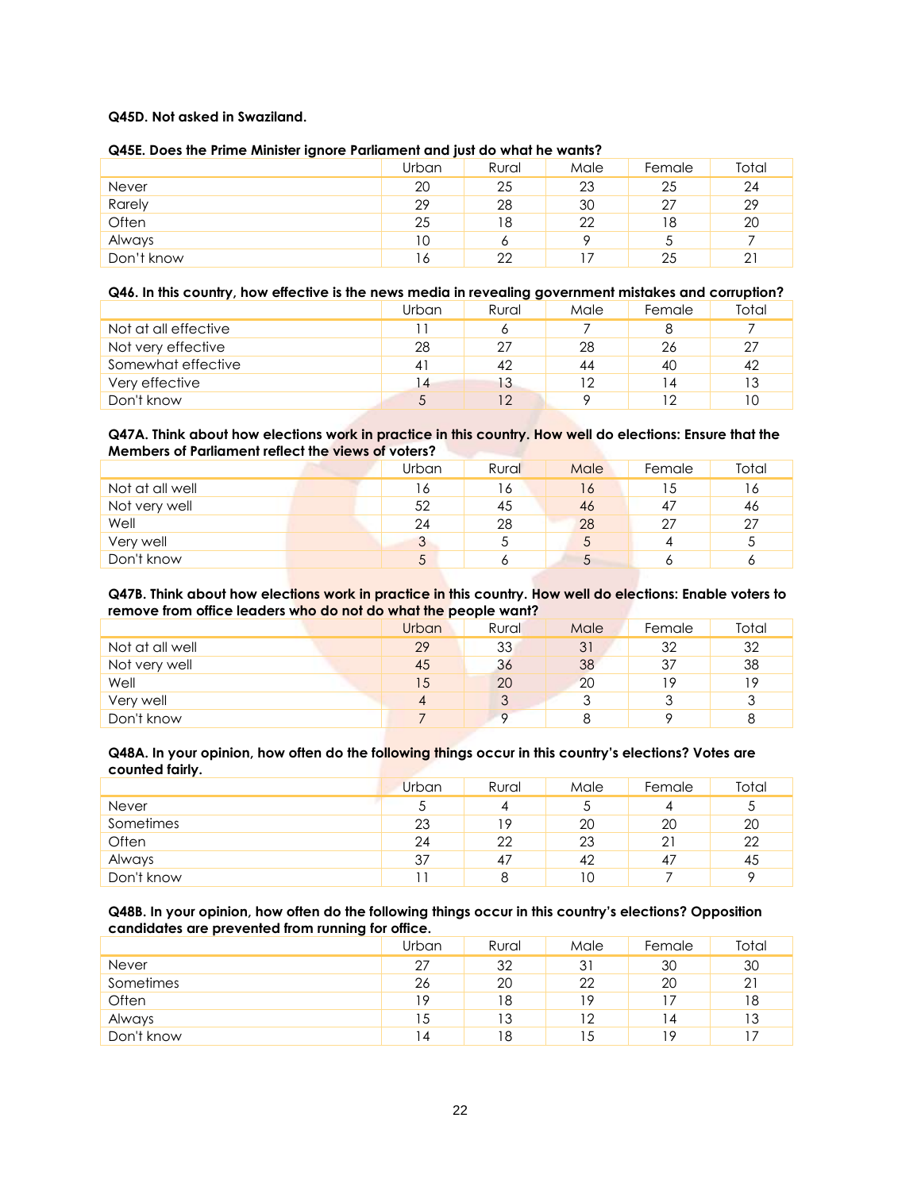**Q45D. Not asked in Swaziland.**

**Q45E. Does the Prime Minister ignore Parliament and just do what he wants?**

| | Urban | Rural | Male | Female | Total |
|---|---|---|---|---|---|
| Never | 20 | 25 | 23 | 25 | 24 |
| Rarely | 29 | 28 | 30 | 27 | 29 |
| Often | 25 | 18 | 22 | 18 | 20 |
| Always | 10 | 6 | 9 | 5 | 7 |
| Don't know | 16 | 22 | 17 | 25 | 21 |

**Q46. In this country, how effective is the news media in revealing government mistakes and corruption?**

| | Urban | Rural | Male | Female | Total |
|---|---|---|---|---|---|
| Not at all effective | 11 | 6 | 7 | 8 | 7 |
| Not very effective | 28 | 27 | 28 | 26 | 27 |
| Somewhat effective | 41 | 42 | 44 | 40 | 42 |
| Very effective | 14 | 13 | 12 | 14 | 13 |
| Don't know | 5 | 12 | 9 | 12 | 10 |

**Q47A. Think about how elections work in practice in this country. How well do elections: Ensure that the Members of Parliament reflect the views of voters?**

| | Urban | Rural | Male | Female | Total |
|---|---|---|---|---|---|
| Not at all well | 16 | 16 | 16 | 15 | 16 |
| Not very well | 52 | 45 | 46 | 47 | 46 |
| Well | 24 | 28 | 28 | 27 | 27 |
| Very well | 3 | 5 | 5 | 4 | 5 |
| Don't know | 5 | 6 | 5 | 6 | 6 |

**Q47B. Think about how elections work in practice in this country. How well do elections: Enable voters to remove from office leaders who do not do what the people want?**

| | Urban | Rural | Male | Female | Total |
|---|---|---|---|---|---|
| Not at all well | 29 | 33 | 31 | 32 | 32 |
| Not very well | 45 | 36 | 38 | 37 | 38 |
| Well | 15 | 20 | 20 | 19 | 19 |
| Very well | 4 | 3 | 3 | 3 | 3 |
| Don't know | 7 | 9 | 8 | 9 | 8 |

**Q48A. In your opinion, how often do the following things occur in this country's elections? Votes are counted fairly.**

| | Urban | Rural | Male | Female | Total |
|---|---|---|---|---|---|
| Never | 5 | 4 | 5 | 4 | 5 |
| Sometimes | 23 | 19 | 20 | 20 | 20 |
| Often | 24 | 22 | 23 | 21 | 22 |
| Always | 37 | 47 | 42 | 47 | 45 |
| Don't know | 11 | 8 | 10 | 7 | 9 |

**Q48B. In your opinion, how often do the following things occur in this country's elections? Opposition candidates are prevented from running for office.**

| | Urban | Rural | Male | Female | Total |
|---|---|---|---|---|---|
| Never | 27 | 32 | 31 | 30 | 30 |
| Sometimes | 26 | 20 | 22 | 20 | 21 |
| Often | 19 | 18 | 19 | 17 | 18 |
| Always | 15 | 13 | 12 | 14 | 13 |
| Don't know | 14 | 18 | 15 | 19 | 17 |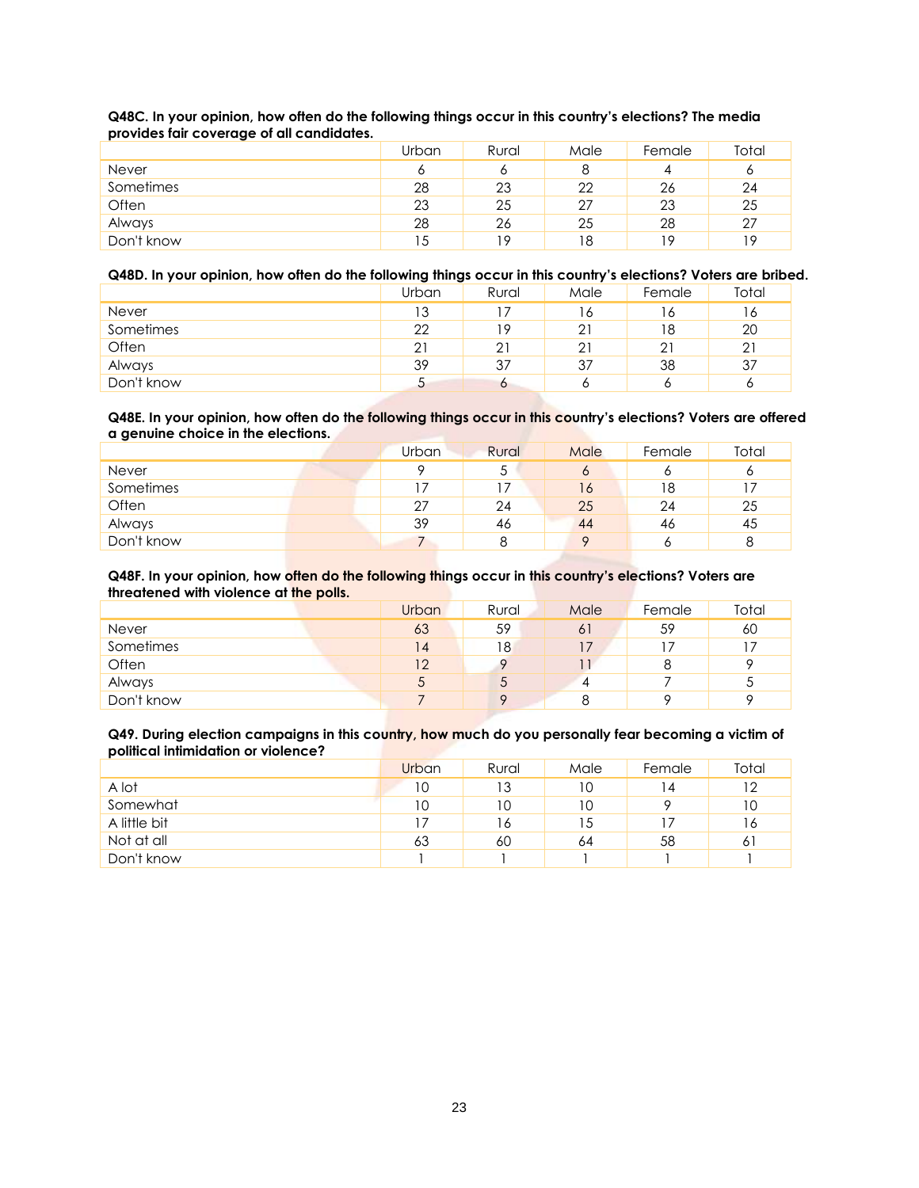**Q48C. In your opinion, how often do the following things occur in this country's elections? The media provides fair coverage of all candidates.**

| | Urban | Rural | Male | Female | Total |
|---|---|---|---|---|---|
| Never | 6 | 6 | 8 | 4 | 6 |
| Sometimes | 28 | 23 | 22 | 26 | 24 |
| Often | 23 | 25 | 27 | 23 | 25 |
| Always | 28 | 26 | 25 | 28 | 27 |
| Don't know | 15 | 19 | 18 | 19 | 19 |

**Q48D. In your opinion, how often do the following things occur in this country's elections? Voters are bribed.**

| | Urban | Rural | Male | Female | Total |
|---|---|---|---|---|---|
| Never | 13 | 17 | 16 | 16 | 16 |
| Sometimes | 22 | 19 | 21 | 18 | 20 |
| Often | 21 | 21 | 21 | 21 | 21 |
| Always | 39 | 37 | 37 | 38 | 37 |
| Don't know | 5 | 6 | 6 | 6 | 6 |

**Q48E. In your opinion, how often do the following things occur in this country's elections? Voters are offered a genuine choice in the elections.**

| | Urban | Rural | Male | Female | Total |
|---|---|---|---|---|---|
| Never | 9 | 5 | 6 | 6 | 6 |
| Sometimes | 17 | 17 | 16 | 18 | 17 |
| Often | 27 | 24 | 25 | 24 | 25 |
| Always | 39 | 46 | 44 | 46 | 45 |
| Don't know | 7 | 8 | 9 | 6 | 8 |

**Q48F. In your opinion, how often do the following things occur in this country's elections? Voters are threatened with violence at the polls.**

| | Urban | Rural | Male | Female | Total |
|---|---|---|---|---|---|
| Never | 63 | 59 | 61 | 59 | 60 |
| Sometimes | 14 | 18 | 17 | 17 | 17 |
| Often | 12 | 9 | 11 | 8 | 9 |
| Always | 5 | 5 | 4 | 7 | 5 |
| Don't know | 7 | 9 | 8 | 9 | 9 |

**Q49. During election campaigns in this country, how much do you personally fear becoming a victim of political intimidation or violence?**

| | Urban | Rural | Male | Female | Total |
|---|---|---|---|---|---|
| A lot | 10 | 13 | 10 | 14 | 12 |
| Somewhat | 10 | 10 | 10 | 9 | 10 |
| A little bit | 17 | 16 | 15 | 17 | 16 |
| Not at all | 63 | 60 | 64 | 58 | 61 |
| Don't know | 1 | 1 | 1 | 1 | 1 |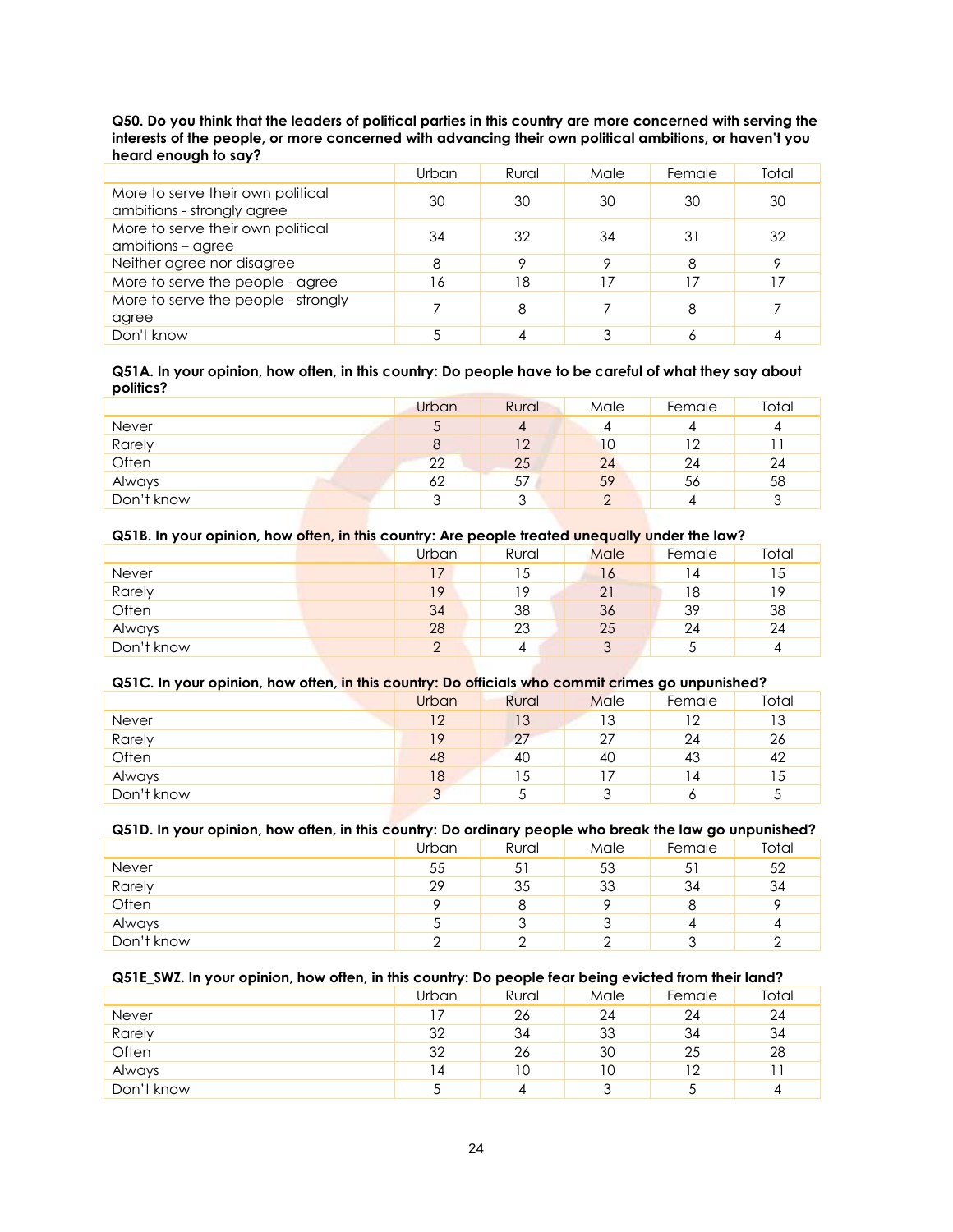**Q50. Do you think that the leaders of political parties in this country are more concerned with serving the interests of the people, or more concerned with advancing their own political ambitions, or haven't you heard enough to say?**

| | Urban | Rural | Male | Female | Total |
|---|---|---|---|---|---|
| More to serve their own political ambitions - strongly agree | 30 | 30 | 30 | 30 | 30 |
| More to serve their own political ambitions – agree | 34 | 32 | 34 | 31 | 32 |
| Neither agree nor disagree | 8 | 9 | 9 | 8 | 9 |
| More to serve the people - agree | 16 | 18 | 17 | 17 | 17 |
| More to serve the people - strongly agree | 7 | 8 | 7 | 8 | 7 |
| Don't know | 5 | 4 | 3 | 6 | 4 |

**Q51A. In your opinion, how often, in this country: Do people have to be careful of what they say about politics?**

| | Urban | Rural | Male | Female | Total |
|---|---|---|---|---|---|
| Never | 5 | 4 | 4 | 4 | 4 |
| Rarely | 8 | 12 | 10 | 12 | 11 |
| Often | 22 | 25 | 24 | 24 | 24 |
| Always | 62 | 57 | 59 | 56 | 58 |
| Don't know | 3 | 3 | 2 | 4 | 3 |

**Q51B. In your opinion, how often, in this country: Are people treated unequally under the law?**

| | Urban | Rural | Male | Female | Total |
|---|---|---|---|---|---|
| Never | 17 | 15 | 16 | 14 | 15 |
| Rarely | 19 | 19 | 21 | 18 | 19 |
| Often | 34 | 38 | 36 | 39 | 38 |
| Always | 28 | 23 | 25 | 24 | 24 |
| Don't know | 2 | 4 | 3 | 5 | 4 |

**Q51C. In your opinion, how often, in this country: Do officials who commit crimes go unpunished?**

| | Urban | Rural | Male | Female | Total |
|---|---|---|---|---|---|
| Never | 12 | 13 | 13 | 12 | 13 |
| Rarely | 19 | 27 | 27 | 24 | 26 |
| Often | 48 | 40 | 40 | 43 | 42 |
| Always | 18 | 15 | 17 | 14 | 15 |
| Don't know | 3 | 5 | 3 | 6 | 5 |

**Q51D. In your opinion, how often, in this country: Do ordinary people who break the law go unpunished?**

| | Urban | Rural | Male | Female | Total |
|---|---|---|---|---|---|
| Never | 55 | 51 | 53 | 51 | 52 |
| Rarely | 29 | 35 | 33 | 34 | 34 |
| Often | 9 | 8 | 9 | 8 | 9 |
| Always | 5 | 3 | 3 | 4 | 4 |
| Don't know | 2 | 2 | 2 | 3 | 2 |

**Q51E_SWZ. In your opinion, how often, in this country: Do people fear being evicted from their land?**

| | Urban | Rural | Male | Female | Total |
|---|---|---|---|---|---|
| Never | 17 | 26 | 24 | 24 | 24 |
| Rarely | 32 | 34 | 33 | 34 | 34 |
| Often | 32 | 26 | 30 | 25 | 28 |
| Always | 14 | 10 | 10 | 12 | 11 |
| Don't know | 5 | 4 | 3 | 5 | 4 |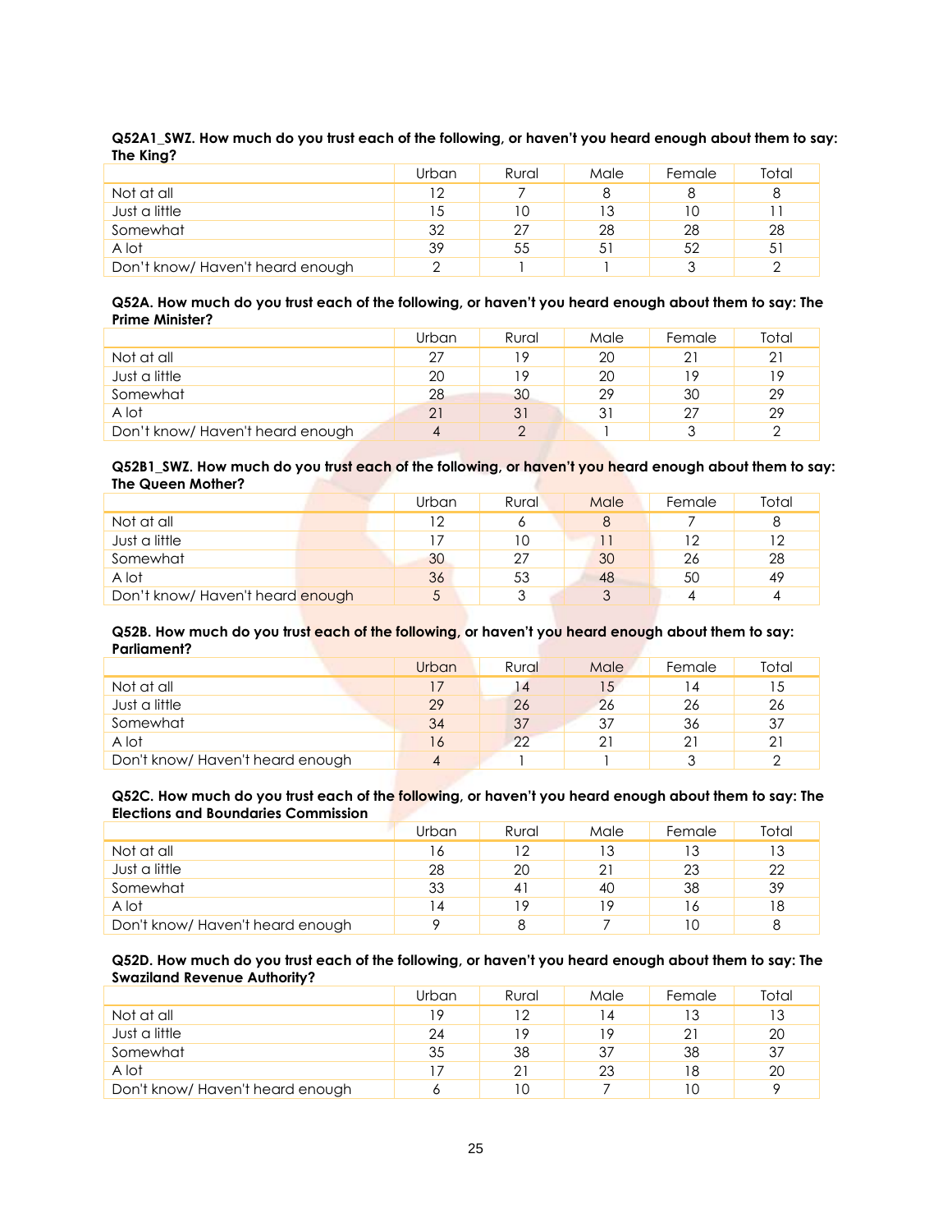**Q52A1_SWZ. How much do you trust each of the following, or haven't you heard enough about them to say: The King?**

| | Urban | Rural | Male | Female | Total |
|---|---|---|---|---|---|
| Not at all | 12 | 7 | 8 | 8 | 8 |
| Just a little | 15 | 10 | 13 | 10 | 11 |
| Somewhat | 32 | 27 | 28 | 28 | 28 |
| A lot | 39 | 55 | 51 | 52 | 51 |
| Don't know/ Haven't heard enough | 2 | 1 | 1 | 3 | 2 |

**Q52A. How much do you trust each of the following, or haven't you heard enough about them to say: The Prime Minister?**

| | Urban | Rural | Male | Female | Total |
|---|---|---|---|---|---|
| Not at all | 27 | 19 | 20 | 21 | 21 |
| Just a little | 20 | 19 | 20 | 19 | 19 |
| Somewhat | 28 | 30 | 29 | 30 | 29 |
| A lot | 21 | 31 | 31 | 27 | 29 |
| Don't know/ Haven't heard enough | 4 | 2 | 1 | 3 | 2 |

**Q52B1_SWZ. How much do you trust each of the following, or haven't you heard enough about them to say: The Queen Mother?**

| | Urban | Rural | Male | Female | Total |
|---|---|---|---|---|---|
| Not at all | 12 | 6 | 8 | 7 | 8 |
| Just a little | 17 | 10 | 11 | 12 | 12 |
| Somewhat | 30 | 27 | 30 | 26 | 28 |
| A lot | 36 | 53 | 48 | 50 | 49 |
| Don't know/ Haven't heard enough | 5 | 3 | 3 | 4 | 4 |

**Q52B. How much do you trust each of the following, or haven't you heard enough about them to say: Parliament?**

| | Urban | Rural | Male | Female | Total |
|---|---|---|---|---|---|
| Not at all | 17 | 14 | 15 | 14 | 15 |
| Just a little | 29 | 26 | 26 | 26 | 26 |
| Somewhat | 34 | 37 | 37 | 36 | 37 |
| A lot | 16 | 22 | 21 | 21 | 21 |
| Don't know/ Haven't heard enough | 4 | 1 | 1 | 3 | 2 |

**Q52C. How much do you trust each of the following, or haven't you heard enough about them to say: The Elections and Boundaries Commission**

| | Urban | Rural | Male | Female | Total |
|---|---|---|---|---|---|
| Not at all | 16 | 12 | 13 | 13 | 13 |
| Just a little | 28 | 20 | 21 | 23 | 22 |
| Somewhat | 33 | 41 | 40 | 38 | 39 |
| A lot | 14 | 19 | 19 | 16 | 18 |
| Don't know/ Haven't heard enough | 9 | 8 | 7 | 10 | 8 |

**Q52D. How much do you trust each of the following, or haven't you heard enough about them to say: The Swaziland Revenue Authority?**

| | Urban | Rural | Male | Female | Total |
|---|---|---|---|---|---|
| Not at all | 19 | 12 | 14 | 13 | 13 |
| Just a little | 24 | 19 | 19 | 21 | 20 |
| Somewhat | 35 | 38 | 37 | 38 | 37 |
| A lot | 17 | 21 | 23 | 18 | 20 |
| Don't know/ Haven't heard enough | 6 | 10 | 7 | 10 | 9 |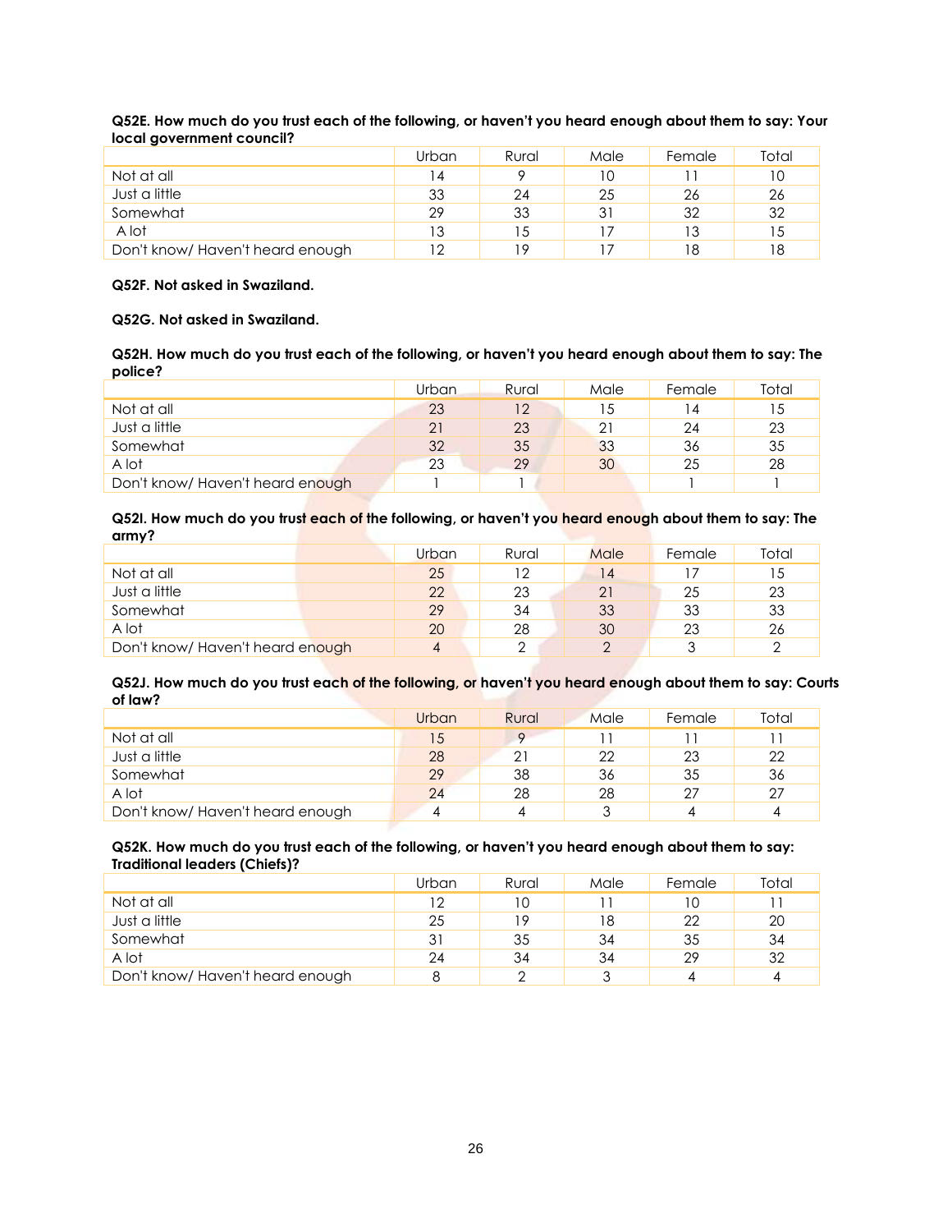**Q52E. How much do you trust each of the following, or haven't you heard enough about them to say: Your local government council?**

| | Urban | Rural | Male | Female | Total |
|---|---|---|---|---|---|
| Not at all | 14 | 9 | 10 | 11 | 10 |
| Just a little | 33 | 24 | 25 | 26 | 26 |
| Somewhat | 29 | 33 | 31 | 32 | 32 |
| A lot | 13 | 15 | 17 | 13 | 15 |
| Don't know/ Haven't heard enough | 12 | 19 | 17 | 18 | 18 |

**Q52F. Not asked in Swaziland.**

**Q52G. Not asked in Swaziland.**

**Q52H. How much do you trust each of the following, or haven't you heard enough about them to say: The police?**

| | Urban | Rural | Male | Female | Total |
|---|---|---|---|---|---|
| Not at all | 23 | 12 | 15 | 14 | 15 |
| Just a little | 21 | 23 | 21 | 24 | 23 |
| Somewhat | 32 | 35 | 33 | 36 | 35 |
| A lot | 23 | 29 | 30 | 25 | 28 |
| Don't know/ Haven't heard enough | 1 | 1 | | 1 | 1 |

**Q52I. How much do you trust each of the following, or haven't you heard enough about them to say: The army?**

| | Urban | Rural | Male | Female | Total |
|---|---|---|---|---|---|
| Not at all | 25 | 12 | 14 | 17 | 15 |
| Just a little | 22 | 23 | 21 | 25 | 23 |
| Somewhat | 29 | 34 | 33 | 33 | 33 |
| A lot | 20 | 28 | 30 | 23 | 26 |
| Don't know/ Haven't heard enough | 4 | 2 | 2 | 3 | 2 |

**Q52J. How much do you trust each of the following, or haven't you heard enough about them to say: Courts of law?**

| | Urban | Rural | Male | Female | Total |
|---|---|---|---|---|---|
| Not at all | 15 | 9 | 11 | 11 | 11 |
| Just a little | 28 | 21 | 22 | 23 | 22 |
| Somewhat | 29 | 38 | 36 | 35 | 36 |
| A lot | 24 | 28 | 28 | 27 | 27 |
| Don't know/ Haven't heard enough | 4 | 4 | 3 | 4 | 4 |

**Q52K. How much do you trust each of the following, or haven't you heard enough about them to say: Traditional leaders (Chiefs)?**

| | Urban | Rural | Male | Female | Total |
|---|---|---|---|---|---|
| Not at all | 12 | 10 | 11 | 10 | 11 |
| Just a little | 25 | 19 | 18 | 22 | 20 |
| Somewhat | 31 | 35 | 34 | 35 | 34 |
| A lot | 24 | 34 | 34 | 29 | 32 |
| Don't know/ Haven't heard enough | 8 | 2 | 3 | 4 | 4 |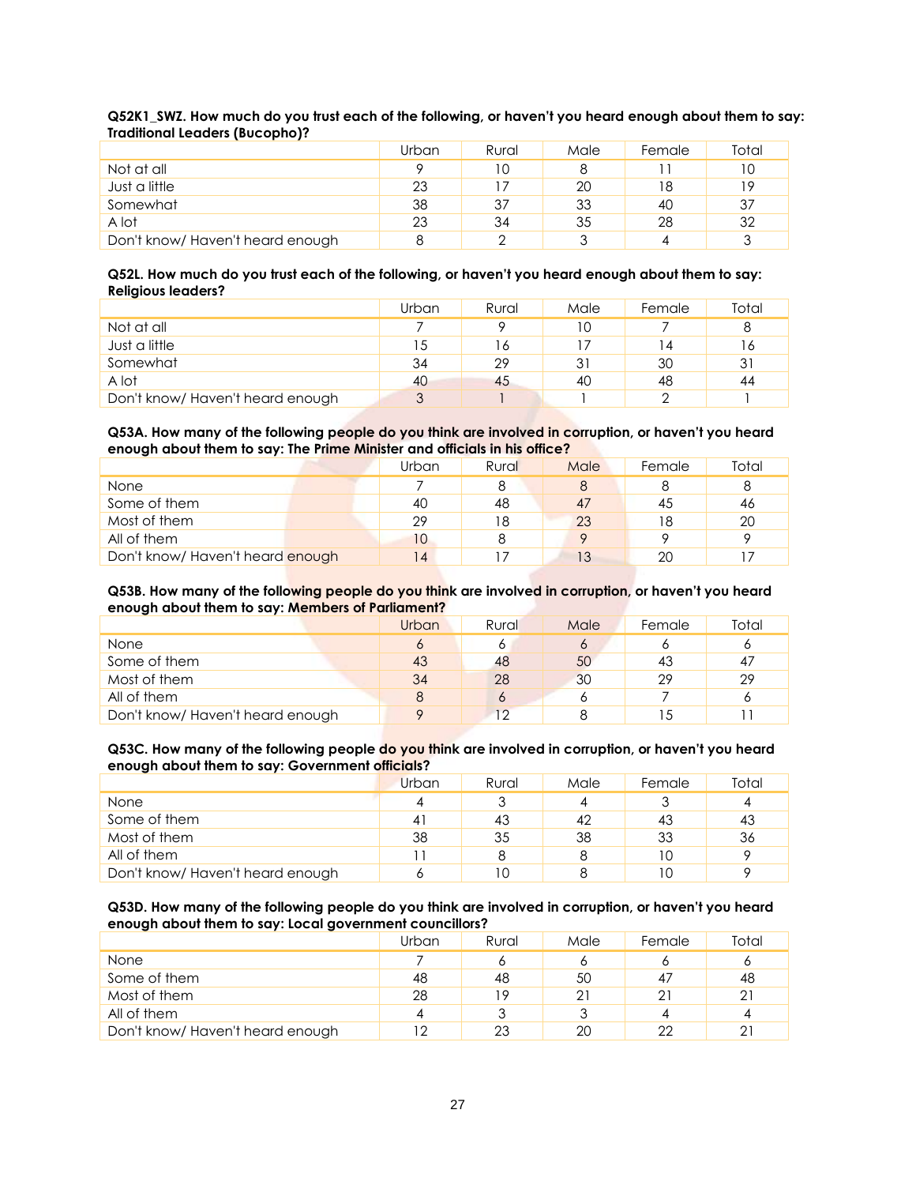**Q52K1_SWZ. How much do you trust each of the following, or haven't you heard enough about them to say: Traditional Leaders (Bucopho)?**

| | Urban | Rural | Male | Female | Total |
|---|---|---|---|---|---|
| Not at all | 9 | 10 | 8 | 11 | 10 |
| Just a little | 23 | 17 | 20 | 18 | 19 |
| Somewhat | 38 | 37 | 33 | 40 | 37 |
| A lot | 23 | 34 | 35 | 28 | 32 |
| Don't know/ Haven't heard enough | 8 | 2 | 3 | 4 | 3 |

**Q52L. How much do you trust each of the following, or haven't you heard enough about them to say: Religious leaders?**

| | Urban | Rural | Male | Female | Total |
|---|---|---|---|---|---|
| Not at all | 7 | 9 | 10 | 7 | 8 |
| Just a little | 15 | 16 | 17 | 14 | 16 |
| Somewhat | 34 | 29 | 31 | 30 | 31 |
| A lot | 40 | 45 | 40 | 48 | 44 |
| Don't know/ Haven't heard enough | 3 | 1 | 1 | 2 | 1 |

**Q53A. How many of the following people do you think are involved in corruption, or haven't you heard enough about them to say: The Prime Minister and officials in his office?**

| | Urban | Rural | Male | Female | Total |
|---|---|---|---|---|---|
| None | 7 | 8 | 8 | 8 | 8 |
| Some of them | 40 | 48 | 47 | 45 | 46 |
| Most of them | 29 | 18 | 23 | 18 | 20 |
| All of them | 10 | 8 | 9 | 9 | 9 |
| Don't know/ Haven't heard enough | 14 | 17 | 13 | 20 | 17 |

**Q53B. How many of the following people do you think are involved in corruption, or haven't you heard enough about them to say: Members of Parliament?**

| | Urban | Rural | Male | Female | Total |
|---|---|---|---|---|---|
| None | 6 | 6 | 6 | 6 | 6 |
| Some of them | 43 | 48 | 50 | 43 | 47 |
| Most of them | 34 | 28 | 30 | 29 | 29 |
| All of them | 8 | 6 | 6 | 7 | 6 |
| Don't know/ Haven't heard enough | 9 | 12 | 8 | 15 | 11 |

**Q53C. How many of the following people do you think are involved in corruption, or haven't you heard enough about them to say: Government officials?**

| | Urban | Rural | Male | Female | Total |
|---|---|---|---|---|---|
| None | 4 | 3 | 4 | 3 | 4 |
| Some of them | 41 | 43 | 42 | 43 | 43 |
| Most of them | 38 | 35 | 38 | 33 | 36 |
| All of them | 11 | 8 | 8 | 10 | 9 |
| Don't know/ Haven't heard enough | 6 | 10 | 8 | 10 | 9 |

**Q53D. How many of the following people do you think are involved in corruption, or haven't you heard enough about them to say: Local government councillors?**

| | Urban | Rural | Male | Female | Total |
|---|---|---|---|---|---|
| None | 7 | 6 | 6 | 6 | 6 |
| Some of them | 48 | 48 | 50 | 47 | 48 |
| Most of them | 28 | 19 | 21 | 21 | 21 |
| All of them | 4 | 3 | 3 | 4 | 4 |
| Don't know/ Haven't heard enough | 12 | 23 | 20 | 22 | 21 |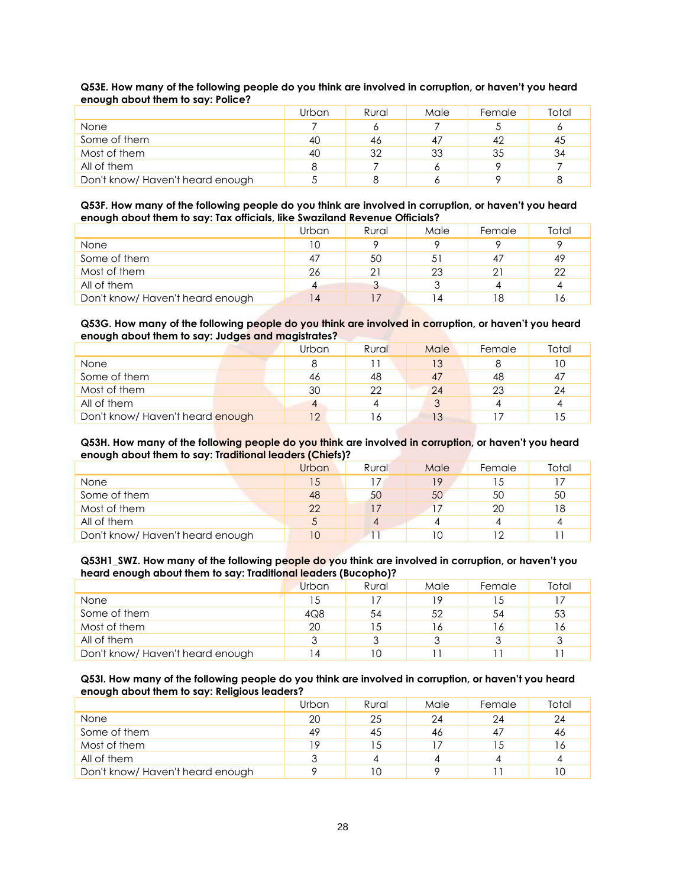**Q53E. How many of the following people do you think are involved in corruption, or haven't you heard enough about them to say: Police?**

| | Urban | Rural | Male | Female | Total |
|---|---|---|---|---|---|
| None | 7 | 6 | 7 | 5 | 6 |
| Some of them | 40 | 46 | 47 | 42 | 45 |
| Most of them | 40 | 32 | 33 | 35 | 34 |
| All of them | 8 | 7 | 6 | 9 | 7 |
| Don't know/ Haven't heard enough | 5 | 8 | 6 | 9 | 8 |

**Q53F. How many of the following people do you think are involved in corruption, or haven't you heard enough about them to say: Tax officials, like Swaziland Revenue Officials?**

| | Urban | Rural | Male | Female | Total |
|---|---|---|---|---|---|
| None | 10 | 9 | 9 | 9 | 9 |
| Some of them | 47 | 50 | 51 | 47 | 49 |
| Most of them | 26 | 21 | 23 | 21 | 22 |
| All of them | 4 | 3 | 3 | 4 | 4 |
| Don't know/ Haven't heard enough | 14 | 17 | 14 | 18 | 16 |

**Q53G. How many of the following people do you think are involved in corruption, or haven't you heard enough about them to say: Judges and magistrates?**

| | Urban | Rural | Male | Female | Total |
|---|---|---|---|---|---|
| None | 8 | 11 | 13 | 8 | 10 |
| Some of them | 46 | 48 | 47 | 48 | 47 |
| Most of them | 30 | 22 | 24 | 23 | 24 |
| All of them | 4 | 4 | 3 | 4 | 4 |
| Don't know/ Haven't heard enough | 12 | 16 | 13 | 17 | 15 |

**Q53H. How many of the following people do you think are involved in corruption, or haven't you heard enough about them to say: Traditional leaders (Chiefs)?**

| | Urban | Rural | Male | Female | Total |
|---|---|---|---|---|---|
| None | 15 | 17 | 19 | 15 | 17 |
| Some of them | 48 | 50 | 50 | 50 | 50 |
| Most of them | 22 | 17 | 17 | 20 | 18 |
| All of them | 5 | 4 | 4 | 4 | 4 |
| Don't know/ Haven't heard enough | 10 | 11 | 10 | 12 | 11 |

**Q53H1_SWZ. How many of the following people do you think are involved in corruption, or haven't you heard enough about them to say: Traditional leaders (Bucopho)?**

| | Urban | Rural | Male | Female | Total |
|---|---|---|---|---|---|
| None | 15 | 17 | 19 | 15 | 17 |
| Some of them | 4Q8 | 54 | 52 | 54 | 53 |
| Most of them | 20 | 15 | 16 | 16 | 16 |
| All of them | 3 | 3 | 3 | 3 | 3 |
| Don't know/ Haven't heard enough | 14 | 10 | 11 | 11 | 11 |

**Q53I. How many of the following people do you think are involved in corruption, or haven't you heard enough about them to say: Religious leaders?**

| | Urban | Rural | Male | Female | Total |
|---|---|---|---|---|---|
| None | 20 | 25 | 24 | 24 | 24 |
| Some of them | 49 | 45 | 46 | 47 | 46 |
| Most of them | 19 | 15 | 17 | 15 | 16 |
| All of them | 3 | 4 | 4 | 4 | 4 |
| Don't know/ Haven't heard enough | 9 | 10 | 9 | 11 | 10 |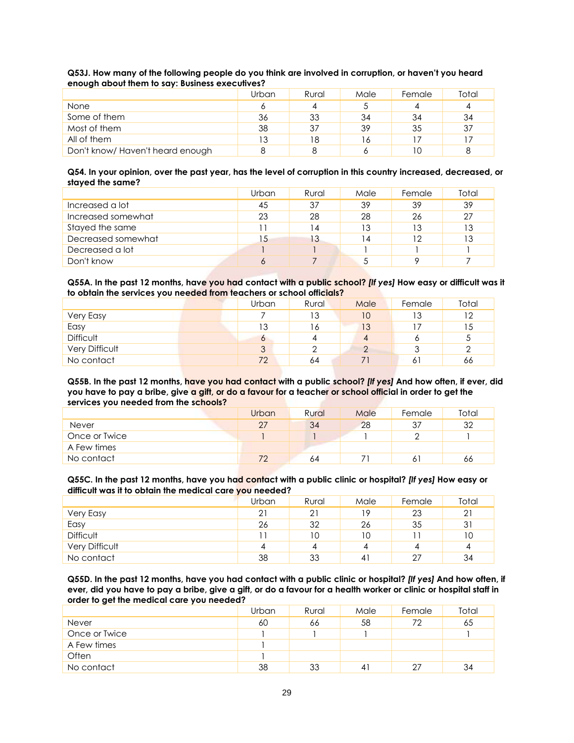**Q53J. How many of the following people do you think are involved in corruption, or haven't you heard enough about them to say: Business executives?**

| | Urban | Rural | Male | Female | Total |
|---|---|---|---|---|---|
| None | 6 | 4 | 5 | 4 | 4 |
| Some of them | 36 | 33 | 34 | 34 | 34 |
| Most of them | 38 | 37 | 39 | 35 | 37 |
| All of them | 13 | 18 | 16 | 17 | 17 |
| Don't know/ Haven't heard enough | 8 | 8 | 6 | 10 | 8 |

**Q54. In your opinion, over the past year, has the level of corruption in this country increased, decreased, or stayed the same?**

| | Urban | Rural | Male | Female | Total |
|---|---|---|---|---|---|
| Increased a lot | 45 | 37 | 39 | 39 | 39 |
| Increased somewhat | 23 | 28 | 28 | 26 | 27 |
| Stayed the same | 11 | 14 | 13 | 13 | 13 |
| Decreased somewhat | 15 | 13 | 14 | 12 | 13 |
| Decreased a lot | 1 | 1 | 1 | 1 | 1 |
| Don't know | 6 | 7 | 5 | 9 | 7 |

**Q55A. In the past 12 months, have you had contact with a public school? *[If yes]* How easy or difficult was it to obtain the services you needed from teachers or school officials?**

| | Urban | Rural | Male | Female | Total |
|---|---|---|---|---|---|
| Very Easy | 7 | 13 | 10 | 13 | 12 |
| Easy | 13 | 16 | 13 | 17 | 15 |
| Difficult | 6 | 4 | 4 | 6 | 5 |
| Very Difficult | 3 | 2 | 2 | 3 | 2 |
| No contact | 72 | 64 | 71 | 61 | 66 |

**Q55B. In the past 12 months, have you had contact with a public school? *[If yes]* And how often, if ever, did you have to pay a bribe, give a gift, or do a favour for a teacher or school official in order to get the services you needed from the schools?**

| | Urban | Rural | Male | Female | Total |
|---|---|---|---|---|---|
| Never | 27 | 34 | 28 | 37 | 32 |
| Once or Twice | 1 | 1 | 1 | 2 | 1 |
| A Few times | | | | | |
| No contact | 72 | 64 | 71 | 61 | 66 |

**Q55C. In the past 12 months, have you had contact with a public clinic or hospital? *[If yes]* How easy or difficult was it to obtain the medical care you needed?**

| | Urban | Rural | Male | Female | Total |
|---|---|---|---|---|---|
| Very Easy | 21 | 21 | 19 | 23 | 21 |
| Easy | 26 | 32 | 26 | 35 | 31 |
| Difficult | 11 | 10 | 10 | 11 | 10 |
| Very Difficult | 4 | 4 | 4 | 4 | 4 |
| No contact | 38 | 33 | 41 | 27 | 34 |

**Q55D. In the past 12 months, have you had contact with a public clinic or hospital? *[If yes]* And how often, if ever, did you have to pay a bribe, give a gift, or do a favour for a health worker or clinic or hospital staff in order to get the medical care you needed?**

| | Urban | Rural | Male | Female | Total |
|---|---|---|---|---|---|
| Never | 60 | 66 | 58 | 72 | 65 |
| Once or Twice | 1 | 1 | 1 | | 1 |
| A Few times | 1 | | | | |
| Often | 1 | | | | |
| No contact | 38 | 33 | 41 | 27 | 34 |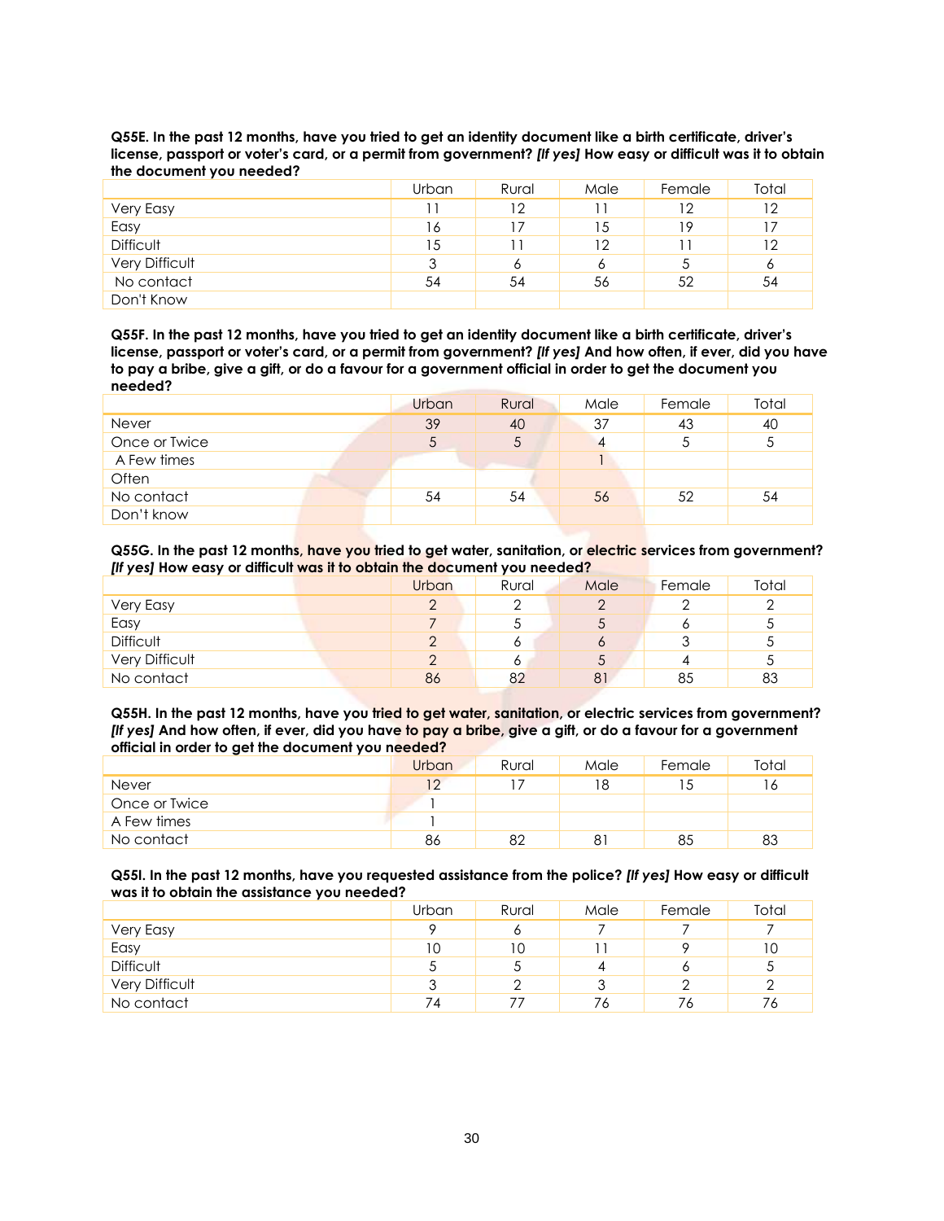**Q55E. In the past 12 months, have you tried to get an identity document like a birth certificate, driver's license, passport or voter's card, or a permit from government? *[If yes]* How easy or difficult was it to obtain the document you needed?**

| | Urban | Rural | Male | Female | Total |
|---|---|---|---|---|---|
| Very Easy | 11 | 12 | 11 | 12 | 12 |
| Easy | 16 | 17 | 15 | 19 | 17 |
| Difficult | 15 | 11 | 12 | 11 | 12 |
| Very Difficult | 3 | 6 | 6 | 5 | 6 |
| No contact | 54 | 54 | 56 | 52 | 54 |
| Don't Know | | | | | |

**Q55F. In the past 12 months, have you tried to get an identity document like a birth certificate, driver's license, passport or voter's card, or a permit from government? *[If yes]* And how often, if ever, did you have to pay a bribe, give a gift, or do a favour for a government official in order to get the document you needed?**

| | Urban | Rural | Male | Female | Total |
|---|---|---|---|---|---|
| Never | 39 | 40 | 37 | 43 | 40 |
| Once or Twice | 5 | 5 | 4 | 5 | 5 |
| A Few times | | | 1 | | |
| Often | | | | | |
| No contact | 54 | 54 | 56 | 52 | 54 |
| Don't know | | | | | |

**Q55G. In the past 12 months, have you tried to get water, sanitation, or electric services from government? *[If yes]* How easy or difficult was it to obtain the document you needed?**

| | Urban | Rural | Male | Female | Total |
|---|---|---|---|---|---|
| Very Easy | 2 | 2 | 2 | 2 | 2 |
| Easy | 7 | 5 | 5 | 6 | 5 |
| Difficult | 2 | 6 | 6 | 3 | 5 |
| Very Difficult | 2 | 6 | 5 | 4 | 5 |
| No contact | 86 | 82 | 81 | 85 | 83 |

**Q55H. In the past 12 months, have you tried to get water, sanitation, or electric services from government? *[If yes]* And how often, if ever, did you have to pay a bribe, give a gift, or do a favour for a government official in order to get the document you needed?**

| | Urban | Rural | Male | Female | Total |
|---|---|---|---|---|---|
| Never | 12 | 17 | 18 | 15 | 16 |
| Once or Twice | 1 | | | | |
| A Few times | 1 | | | | |
| No contact | 86 | 82 | 81 | 85 | 83 |

**Q55I. In the past 12 months, have you requested assistance from the police? *[If yes]* How easy or difficult was it to obtain the assistance you needed?**

| | Urban | Rural | Male | Female | Total |
|---|---|---|---|---|---|
| Very Easy | 9 | 6 | 7 | 7 | 7 |
| Easy | 10 | 10 | 11 | 9 | 10 |
| Difficult | 5 | 5 | 4 | 6 | 5 |
| Very Difficult | 3 | 2 | 3 | 2 | 2 |
| No contact | 74 | 77 | 76 | 76 | 76 |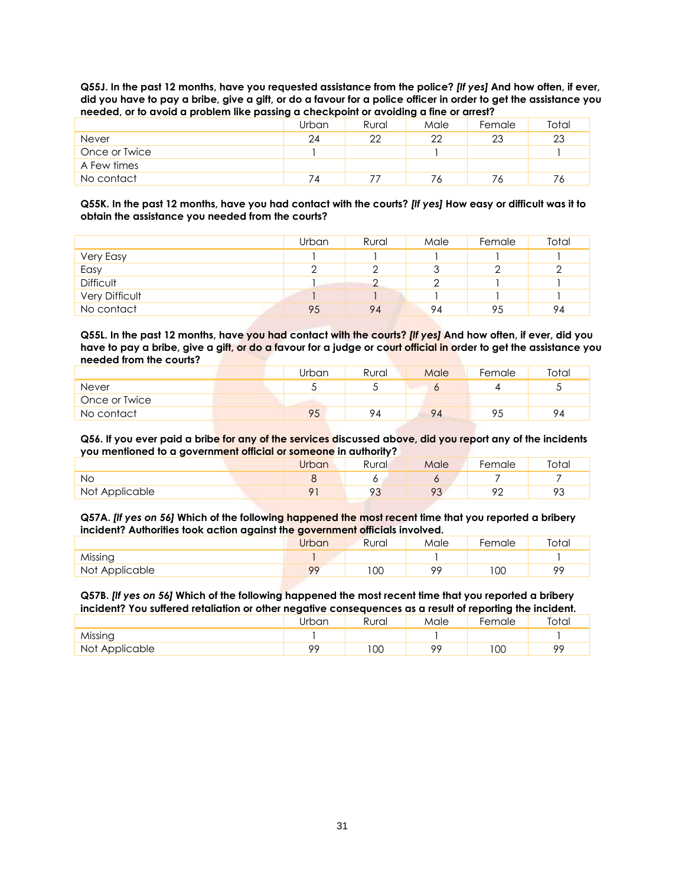**Q55J. In the past 12 months, have you requested assistance from the police? *[If yes]* And how often, if ever, did you have to pay a bribe, give a gift, or do a favour for a police officer in order to get the assistance you needed, or to avoid a problem like passing a checkpoint or avoiding a fine or arrest?**

| | Urban | Rural | Male | Female | Total |
|---|---|---|---|---|---|
| Never | 24 | 22 | 22 | 23 | 23 |
| Once or Twice | 1 | | 1 | | 1 |
| A Few times | | | | | |
| No contact | 74 | 77 | 76 | 76 | 76 |

**Q55K. In the past 12 months, have you had contact with the courts? *[If yes]* How easy or difficult was it to obtain the assistance you needed from the courts?**

| | Urban | Rural | Male | Female | Total |
|---|---|---|---|---|---|
| Very Easy | 1 | 1 | 1 | 1 | 1 |
| Easy | 2 | 2 | 3 | 2 | 2 |
| Difficult | 1 | 2 | 2 | 1 | 1 |
| Very Difficult | 1 | 1 | 1 | 1 | 1 |
| No contact | 95 | 94 | 94 | 95 | 94 |

**Q55L. In the past 12 months, have you had contact with the courts? *[If yes]* And how often, if ever, did you have to pay a bribe, give a gift, or do a favour for a judge or court official in order to get the assistance you needed from the courts?**

| | Urban | Rural | Male | Female | Total |
|---|---|---|---|---|---|
| Never | 5 | 5 | 6 | 4 | 5 |
| Once or Twice | | | | | |
| No contact | 95 | 94 | 94 | 95 | 94 |

**Q56. If you ever paid a bribe for any of the services discussed above, did you report any of the incidents you mentioned to a government official or someone in authority?**

| | Urban | Rural | Male | Female | Total |
|---|---|---|---|---|---|
| No | 8 | 6 | 6 | 7 | 7 |
| Not Applicable | 91 | 93 | 93 | 92 | 93 |

**Q57A. *[If yes on 56]* Which of the following happened the most recent time that you reported a bribery incident? Authorities took action against the government officials involved.**

| | Urban | Rural | Male | Female | Total |
|---|---|---|---|---|---|
| Missing | 1 | | 1 | | 1 |
| Not Applicable | 99 | 100 | 99 | 100 | 99 |

**Q57B. *[If yes on 56]* Which of the following happened the most recent time that you reported a bribery incident? You suffered retaliation or other negative consequences as a result of reporting the incident.**

| | Urban | Rural | Male | Female | Total |
|---|---|---|---|---|---|
| Missing | 1 | | 1 | | 1 |
| Not Applicable | 99 | 100 | 99 | 100 | 99 |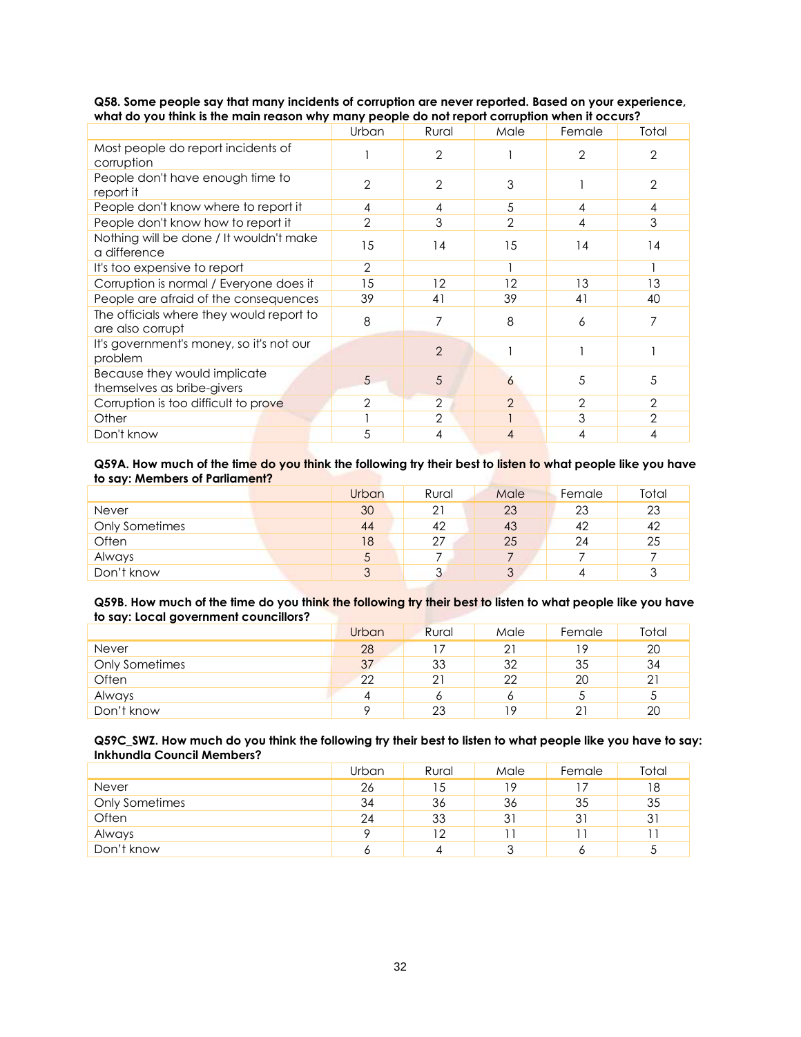**Q58. Some people say that many incidents of corruption are never reported. Based on your experience, what do you think is the main reason why many people do not report corruption when it occurs?**

| | Urban | Rural | Male | Female | Total |
|---|---|---|---|---|---|
| Most people do report incidents of corruption | 1 | 2 | 1 | 2 | 2 |
| People don't have enough time to report it | 2 | 2 | 3 | 1 | 2 |
| People don't know where to report it | 4 | 4 | 5 | 4 | 4 |
| People don't know how to report it | 2 | 3 | 2 | 4 | 3 |
| Nothing will be done / It wouldn't make a difference | 15 | 14 | 15 | 14 | 14 |
| It's too expensive to report | 2 | | 1 | | 1 |
| Corruption is normal / Everyone does it | 15 | 12 | 12 | 13 | 13 |
| People are afraid of the consequences | 39 | 41 | 39 | 41 | 40 |
| The officials where they would report to are also corrupt | 8 | 7 | 8 | 6 | 7 |
| It's government's money, so it's not our problem | | 2 | 1 | 1 | 1 |
| Because they would implicate themselves as bribe-givers | 5 | 5 | 6 | 5 | 5 |
| Corruption is too difficult to prove | 2 | 2 | 2 | 2 | 2 |
| Other | 1 | 2 | 1 | 3 | 2 |
| Don't know | 5 | 4 | 4 | 4 | 4 |

**Q59A. How much of the time do you think the following try their best to listen to what people like you have to say: Members of Parliament?**

| | Urban | Rural | Male | Female | Total |
|---|---|---|---|---|---|
| Never | 30 | 21 | 23 | 23 | 23 |
| Only Sometimes | 44 | 42 | 43 | 42 | 42 |
| Often | 18 | 27 | 25 | 24 | 25 |
| Always | 5 | 7 | 7 | 7 | 7 |
| Don't know | 3 | 3 | 3 | 4 | 3 |

**Q59B. How much of the time do you think the following try their best to listen to what people like you have to say: Local government councillors?**

| | Urban | Rural | Male | Female | Total |
|---|---|---|---|---|---|
| Never | 28 | 17 | 21 | 19 | 20 |
| Only Sometimes | 37 | 33 | 32 | 35 | 34 |
| Often | 22 | 21 | 22 | 20 | 21 |
| Always | 4 | 6 | 6 | 5 | 5 |
| Don't know | 9 | 23 | 19 | 21 | 20 |

**Q59C_SWZ. How much do you think the following try their best to listen to what people like you have to say: Inkhundla Council Members?**

| | Urban | Rural | Male | Female | Total |
|---|---|---|---|---|---|
| Never | 26 | 15 | 19 | 17 | 18 |
| Only Sometimes | 34 | 36 | 36 | 35 | 35 |
| Often | 24 | 33 | 31 | 31 | 31 |
| Always | 9 | 12 | 11 | 11 | 11 |
| Don't know | 6 | 4 | 3 | 6 | 5 |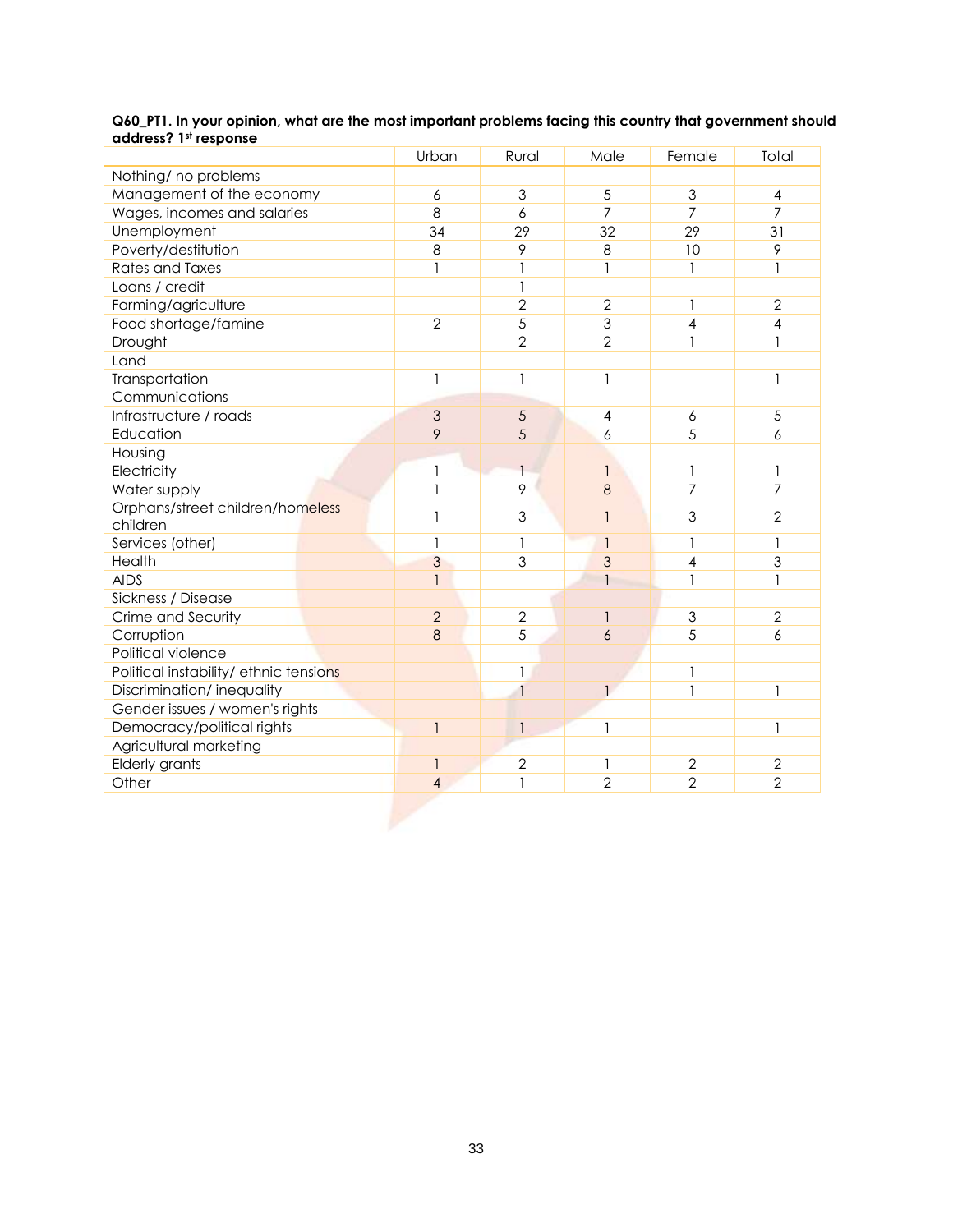**Q60_PT1. In your opinion, what are the most important problems facing this country that government should address? 1st response**

| | Urban | Rural | Male | Female | Total |
|---|---|---|---|---|---|
| Nothing/ no problems | | | | | |
| Management of the economy | 6 | 3 | 5 | 3 | 4 |
| Wages, incomes and salaries | 8 | 6 | 7 | 7 | 7 |
| Unemployment | 34 | 29 | 32 | 29 | 31 |
| Poverty/destitution | 8 | 9 | 8 | 10 | 9 |
| Rates and Taxes | 1 | 1 | 1 | 1 | 1 |
| Loans / credit | | 1 | | | |
| Farming/agriculture | | 2 | 2 | 1 | 2 |
| Food shortage/famine | 2 | 5 | 3 | 4 | 4 |
| Drought | | 2 | 2 | 1 | 1 |
| Land | | | | | |
| Transportation | 1 | 1 | 1 | | 1 |
| Communications | | | | | |
| Infrastructure / roads | 3 | 5 | 4 | 6 | 5 |
| Education | 9 | 5 | 6 | 5 | 6 |
| Housing | | | | | |
| Electricity | 1 | 1 | 1 | 1 | 1 |
| Water supply | 1 | 9 | 8 | 7 | 7 |
| Orphans/street children/homeless children | 1 | 3 | 1 | 3 | 2 |
| Services (other) | 1 | 1 | 1 | 1 | 1 |
| Health | 3 | 3 | 3 | 4 | 3 |
| AIDS | 1 | | 1 | 1 | 1 |
| Sickness / Disease | | | | | |
| Crime and Security | 2 | 2 | 1 | 3 | 2 |
| Corruption | 8 | 5 | 6 | 5 | 6 |
| Political violence | | | | | |
| Political instability/ ethnic tensions | | 1 | | 1 | |
| Discrimination/ inequality | | 1 | 1 | 1 | 1 |
| Gender issues / women's rights | | | | | |
| Democracy/political rights | 1 | 1 | 1 | | 1 |
| Agricultural marketing | | | | | |
| Elderly grants | 1 | 2 | 1 | 2 | 2 |
| Other | 4 | 1 | 2 | 2 | 2 |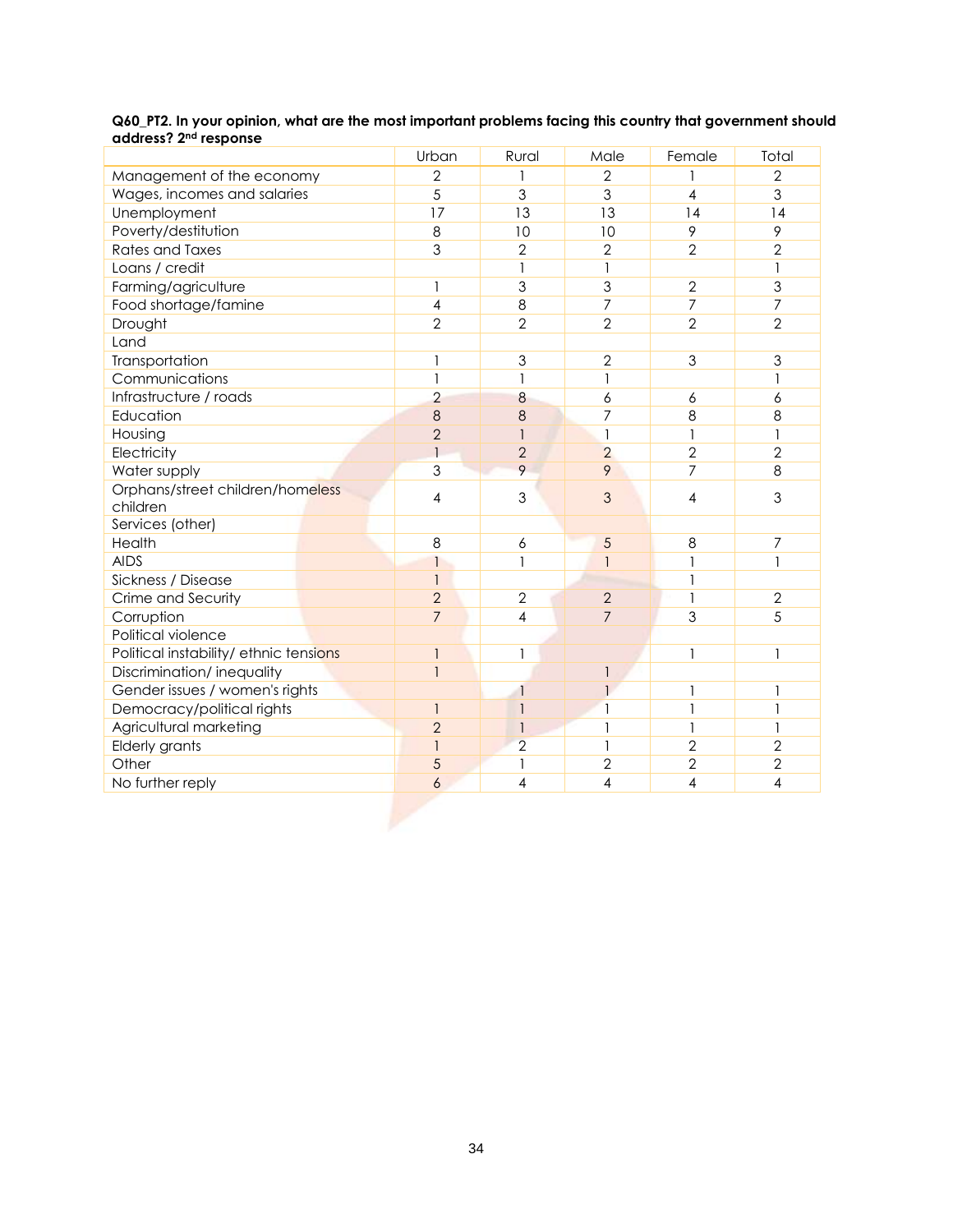**Q60_PT2. In your opinion, what are the most important problems facing this country that government should address? 2nd response**

| | Urban | Rural | Male | Female | Total |
|---|---|---|---|---|---|
| Management of the economy | 2 | 1 | 2 | 1 | 2 |
| Wages, incomes and salaries | 5 | 3 | 3 | 4 | 3 |
| Unemployment | 17 | 13 | 13 | 14 | 14 |
| Poverty/destitution | 8 | 10 | 10 | 9 | 9 |
| Rates and Taxes | 3 | 2 | 2 | 2 | 2 |
| Loans / credit | | 1 | 1 | | 1 |
| Farming/agriculture | 1 | 3 | 3 | 2 | 3 |
| Food shortage/famine | 4 | 8 | 7 | 7 | 7 |
| Drought | 2 | 2 | 2 | 2 | 2 |
| Land | | | | | |
| Transportation | 1 | 3 | 2 | 3 | 3 |
| Communications | 1 | 1 | 1 | | 1 |
| Infrastructure / roads | 2 | 8 | 6 | 6 | 6 |
| Education | 8 | 8 | 7 | 8 | 8 |
| Housing | 2 | 1 | 1 | 1 | 1 |
| Electricity | 1 | 2 | 2 | 2 | 2 |
| Water supply | 3 | 9 | 9 | 7 | 8 |
| Orphans/street children/homeless children | 4 | 3 | 3 | 4 | 3 |
| Services (other) | | | | | |
| Health | 8 | 6 | 5 | 8 | 7 |
| AIDS | 1 | 1 | 1 | 1 | 1 |
| Sickness / Disease | 1 | | | 1 | |
| Crime and Security | 2 | 2 | 2 | 1 | 2 |
| Corruption | 7 | 4 | 7 | 3 | 5 |
| Political violence | | | | | |
| Political instability/ ethnic tensions | 1 | 1 | | 1 | 1 |
| Discrimination/ inequality | 1 | | 1 | | |
| Gender issues / women's rights | | 1 | 1 | 1 | 1 |
| Democracy/political rights | 1 | 1 | 1 | 1 | 1 |
| Agricultural marketing | 2 | 1 | 1 | 1 | 1 |
| Elderly grants | 1 | 2 | 1 | 2 | 2 |
| Other | 5 | 1 | 2 | 2 | 2 |
| No further reply | 6 | 4 | 4 | 4 | 4 |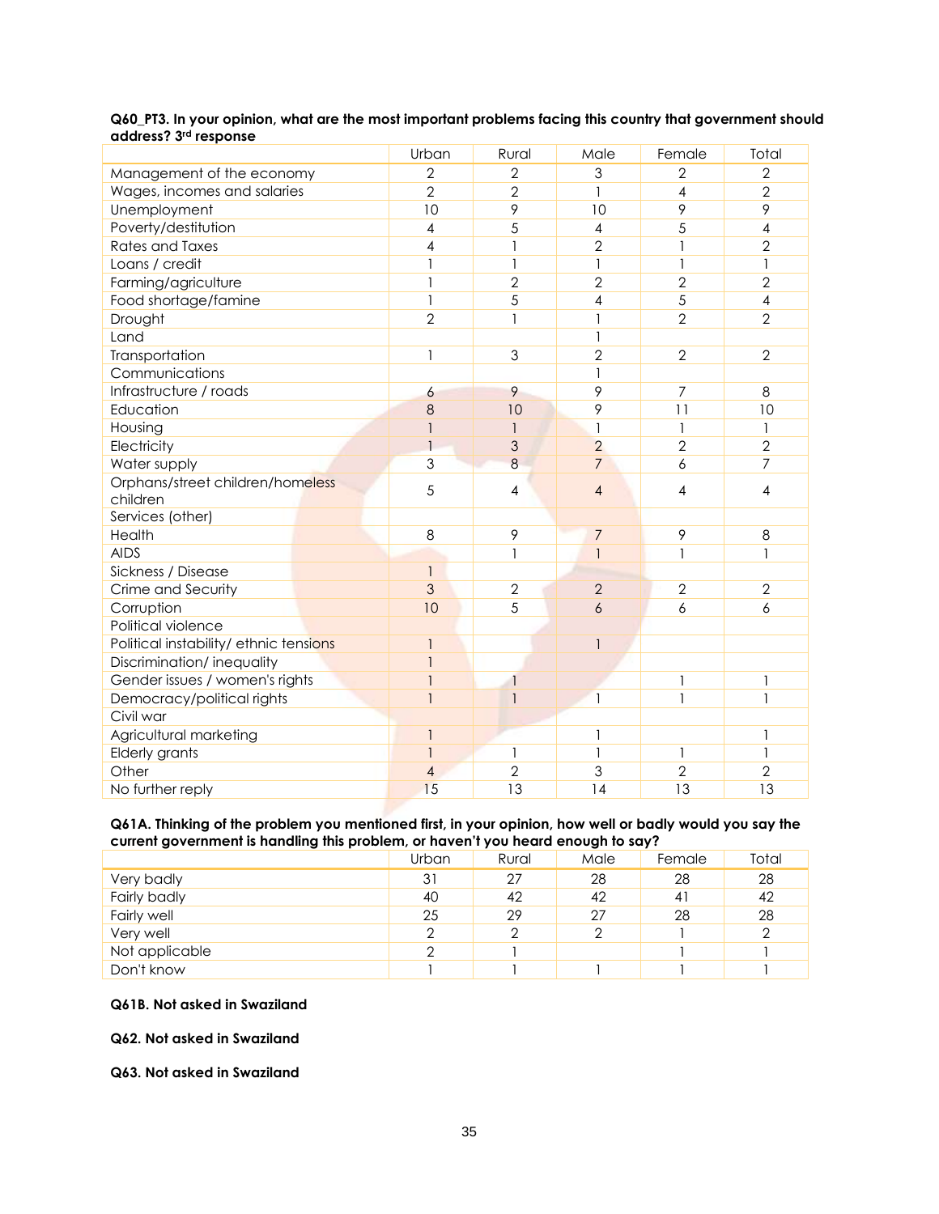**Q60_PT3. In your opinion, what are the most important problems facing this country that government should address? 3rd response**

| | Urban | Rural | Male | Female | Total |
|---|---|---|---|---|---|
| Management of the economy | 2 | 2 | 3 | 2 | 2 |
| Wages, incomes and salaries | 2 | 2 | 1 | 4 | 2 |
| Unemployment | 10 | 9 | 10 | 9 | 9 |
| Poverty/destitution | 4 | 5 | 4 | 5 | 4 |
| Rates and Taxes | 4 | 1 | 2 | 1 | 2 |
| Loans / credit | 1 | 1 | 1 | 1 | 1 |
| Farming/agriculture | 1 | 2 | 2 | 2 | 2 |
| Food shortage/famine | 1 | 5 | 4 | 5 | 4 |
| Drought | 2 | 1 | 1 | 2 | 2 |
| Land | | | 1 | | |
| Transportation | 1 | 3 | 2 | 2 | 2 |
| Communications | | | 1 | | |
| Infrastructure / roads | 6 | 9 | 9 | 7 | 8 |
| Education | 8 | 10 | 9 | 11 | 10 |
| Housing | 1 | 1 | 1 | 1 | 1 |
| Electricity | 1 | 3 | 2 | 2 | 2 |
| Water supply | 3 | 8 | 7 | 6 | 7 |
| Orphans/street children/homeless children | 5 | 4 | 4 | 4 | 4 |
| Services (other) | | | | | |
| Health | 8 | 9 | 7 | 9 | 8 |
| AIDS | | 1 | 1 | 1 | 1 |
| Sickness / Disease | 1 | | | | |
| Crime and Security | 3 | 2 | 2 | 2 | 2 |
| Corruption | 10 | 5 | 6 | 6 | 6 |
| Political violence | | | | | |
| Political instability/ ethnic tensions | 1 | | 1 | | |
| Discrimination/ inequality | 1 | | | | |
| Gender issues / women's rights | 1 | 1 | | 1 | 1 |
| Democracy/political rights | 1 | 1 | 1 | 1 | 1 |
| Civil war | | | | | |
| Agricultural marketing | 1 | | 1 | | 1 |
| Elderly grants | 1 | 1 | 1 | 1 | 1 |
| Other | 4 | 2 | 3 | 2 | 2 |
| No further reply | 15 | 13 | 14 | 13 | 13 |

**Q61A. Thinking of the problem you mentioned first, in your opinion, how well or badly would you say the current government is handling this problem, or haven't you heard enough to say?**

| | Urban | Rural | Male | Female | Total |
|---|---|---|---|---|---|
| Very badly | 31 | 27 | 28 | 28 | 28 |
| Fairly badly | 40 | 42 | 42 | 41 | 42 |
| Fairly well | 25 | 29 | 27 | 28 | 28 |
| Very well | 2 | 2 | 2 | 1 | 2 |
| Not applicable | 2 | 1 | | 1 | 1 |
| Don't know | 1 | 1 | 1 | 1 | 1 |

**Q61B. Not asked in Swaziland**

**Q62. Not asked in Swaziland**

**Q63. Not asked in Swaziland**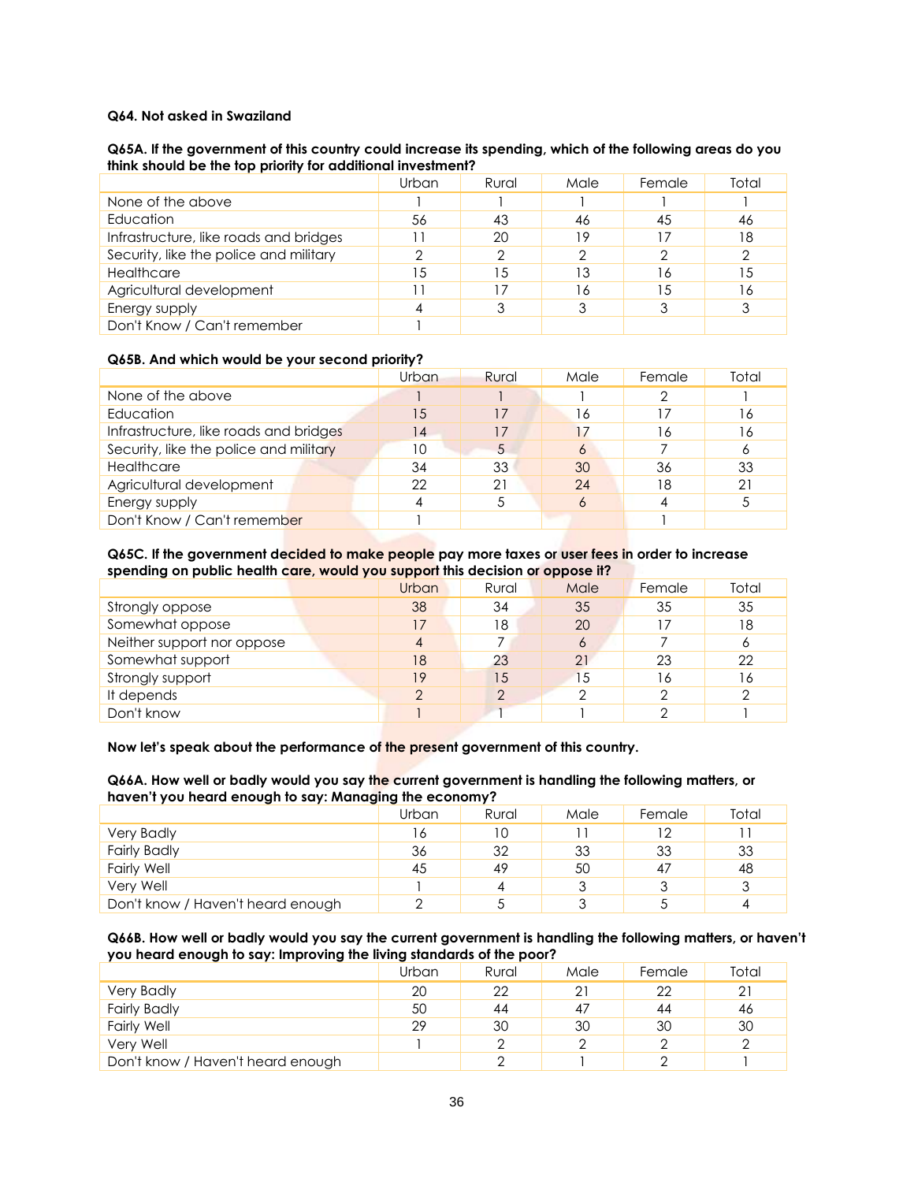**Q64. Not asked in Swaziland**

**Q65A. If the government of this country could increase its spending, which of the following areas do you think should be the top priority for additional investment?**

| | Urban | Rural | Male | Female | Total |
|---|---|---|---|---|---|
| None of the above | 1 | 1 | 1 | 1 | 1 |
| Education | 56 | 43 | 46 | 45 | 46 |
| Infrastructure, like roads and bridges | 11 | 20 | 19 | 17 | 18 |
| Security, like the police and military | 2 | 2 | 2 | 2 | 2 |
| Healthcare | 15 | 15 | 13 | 16 | 15 |
| Agricultural development | 11 | 17 | 16 | 15 | 16 |
| Energy supply | 4 | 3 | 3 | 3 | 3 |
| Don't Know / Can't remember | 1 | | | | |

**Q65B. And which would be your second priority?**

| | Urban | Rural | Male | Female | Total |
|---|---|---|---|---|---|
| None of the above | 1 | 1 | 1 | 2 | 1 |
| Education | 15 | 17 | 16 | 17 | 16 |
| Infrastructure, like roads and bridges | 14 | 17 | 17 | 16 | 16 |
| Security, like the police and military | 10 | 5 | 6 | 7 | 6 |
| Healthcare | 34 | 33 | 30 | 36 | 33 |
| Agricultural development | 22 | 21 | 24 | 18 | 21 |
| Energy supply | 4 | 5 | 6 | 4 | 5 |
| Don't Know / Can't remember | 1 | | | 1 | |

**Q65C. If the government decided to make people pay more taxes or user fees in order to increase spending on public health care, would you support this decision or oppose it?**

| | Urban | Rural | Male | Female | Total |
|---|---|---|---|---|---|
| Strongly oppose | 38 | 34 | 35 | 35 | 35 |
| Somewhat oppose | 17 | 18 | 20 | 17 | 18 |
| Neither support nor oppose | 4 | 7 | 6 | 7 | 6 |
| Somewhat support | 18 | 23 | 21 | 23 | 22 |
| Strongly support | 19 | 15 | 15 | 16 | 16 |
| It depends | 2 | 2 | 2 | 2 | 2 |
| Don't know | 1 | 1 | 1 | 2 | 1 |

**Now let's speak about the performance of the present government of this country.**

**Q66A. How well or badly would you say the current government is handling the following matters, or haven't you heard enough to say: Managing the economy?**

| | Urban | Rural | Male | Female | Total |
|---|---|---|---|---|---|
| Very Badly | 16 | 10 | 11 | 12 | 11 |
| Fairly Badly | 36 | 32 | 33 | 33 | 33 |
| Fairly Well | 45 | 49 | 50 | 47 | 48 |
| Very Well | 1 | 4 | 3 | 3 | 3 |
| Don't know / Haven't heard enough | 2 | 5 | 3 | 5 | 4 |

**Q66B. How well or badly would you say the current government is handling the following matters, or haven't you heard enough to say: Improving the living standards of the poor?**

| | Urban | Rural | Male | Female | Total |
|---|---|---|---|---|---|
| Very Badly | 20 | 22 | 21 | 22 | 21 |
| Fairly Badly | 50 | 44 | 47 | 44 | 46 |
| Fairly Well | 29 | 30 | 30 | 30 | 30 |
| Very Well | 1 | 2 | 2 | 2 | 2 |
| Don't know / Haven't heard enough | | 2 | 1 | 2 | 1 |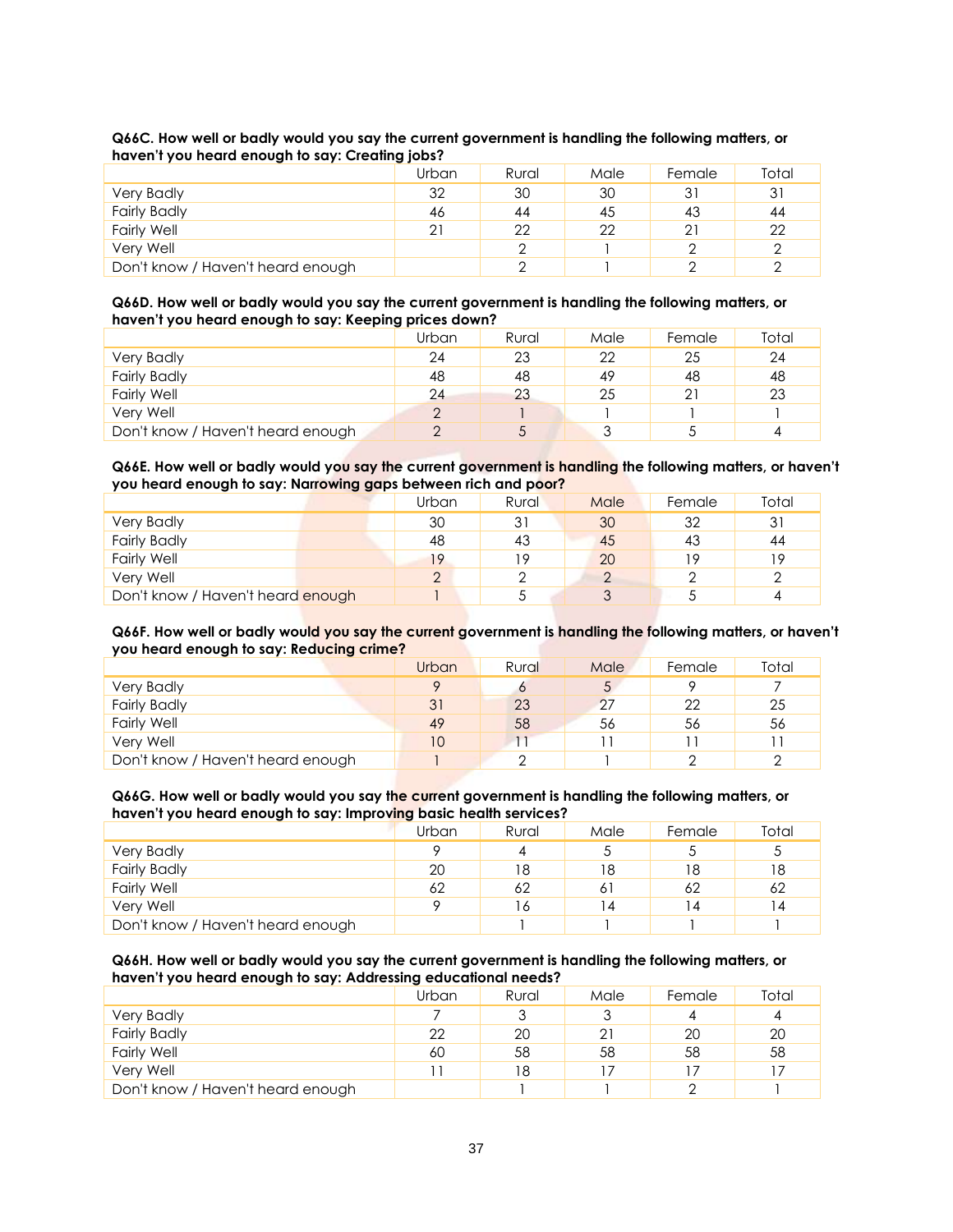**Q66C. How well or badly would you say the current government is handling the following matters, or haven't you heard enough to say: Creating jobs?**

| | Urban | Rural | Male | Female | Total |
|---|---|---|---|---|---|
| Very Badly | 32 | 30 | 30 | 31 | 31 |
| Fairly Badly | 46 | 44 | 45 | 43 | 44 |
| Fairly Well | 21 | 22 | 22 | 21 | 22 |
| Very Well | | 2 | 1 | 2 | 2 |
| Don't know / Haven't heard enough | | 2 | 1 | 2 | 2 |

**Q66D. How well or badly would you say the current government is handling the following matters, or haven't you heard enough to say: Keeping prices down?**

| | Urban | Rural | Male | Female | Total |
|---|---|---|---|---|---|
| Very Badly | 24 | 23 | 22 | 25 | 24 |
| Fairly Badly | 48 | 48 | 49 | 48 | 48 |
| Fairly Well | 24 | 23 | 25 | 21 | 23 |
| Very Well | 2 | 1 | 1 | 1 | 1 |
| Don't know / Haven't heard enough | 2 | 5 | 3 | 5 | 4 |

**Q66E. How well or badly would you say the current government is handling the following matters, or haven't you heard enough to say: Narrowing gaps between rich and poor?**

| | Urban | Rural | Male | Female | Total |
|---|---|---|---|---|---|
| Very Badly | 30 | 31 | 30 | 32 | 31 |
| Fairly Badly | 48 | 43 | 45 | 43 | 44 |
| Fairly Well | 19 | 19 | 20 | 19 | 19 |
| Very Well | 2 | 2 | 2 | 2 | 2 |
| Don't know / Haven't heard enough | 1 | 5 | 3 | 5 | 4 |

**Q66F. How well or badly would you say the current government is handling the following matters, or haven't you heard enough to say: Reducing crime?**

| | Urban | Rural | Male | Female | Total |
|---|---|---|---|---|---|
| Very Badly | 9 | 6 | 5 | 9 | 7 |
| Fairly Badly | 31 | 23 | 27 | 22 | 25 |
| Fairly Well | 49 | 58 | 56 | 56 | 56 |
| Very Well | 10 | 11 | 11 | 11 | 11 |
| Don't know / Haven't heard enough | 1 | 2 | 1 | 2 | 2 |

**Q66G. How well or badly would you say the current government is handling the following matters, or haven't you heard enough to say: Improving basic health services?**

| | Urban | Rural | Male | Female | Total |
|---|---|---|---|---|---|
| Very Badly | 9 | 4 | 5 | 5 | 5 |
| Fairly Badly | 20 | 18 | 18 | 18 | 18 |
| Fairly Well | 62 | 62 | 61 | 62 | 62 |
| Very Well | 9 | 16 | 14 | 14 | 14 |
| Don't know / Haven't heard enough | | 1 | 1 | 1 | 1 |

**Q66H. How well or badly would you say the current government is handling the following matters, or haven't you heard enough to say: Addressing educational needs?**

| | Urban | Rural | Male | Female | Total |
|---|---|---|---|---|---|
| Very Badly | 7 | 3 | 3 | 4 | 4 |
| Fairly Badly | 22 | 20 | 21 | 20 | 20 |
| Fairly Well | 60 | 58 | 58 | 58 | 58 |
| Very Well | 11 | 18 | 17 | 17 | 17 |
| Don't know / Haven't heard enough | | 1 | 1 | 2 | 1 |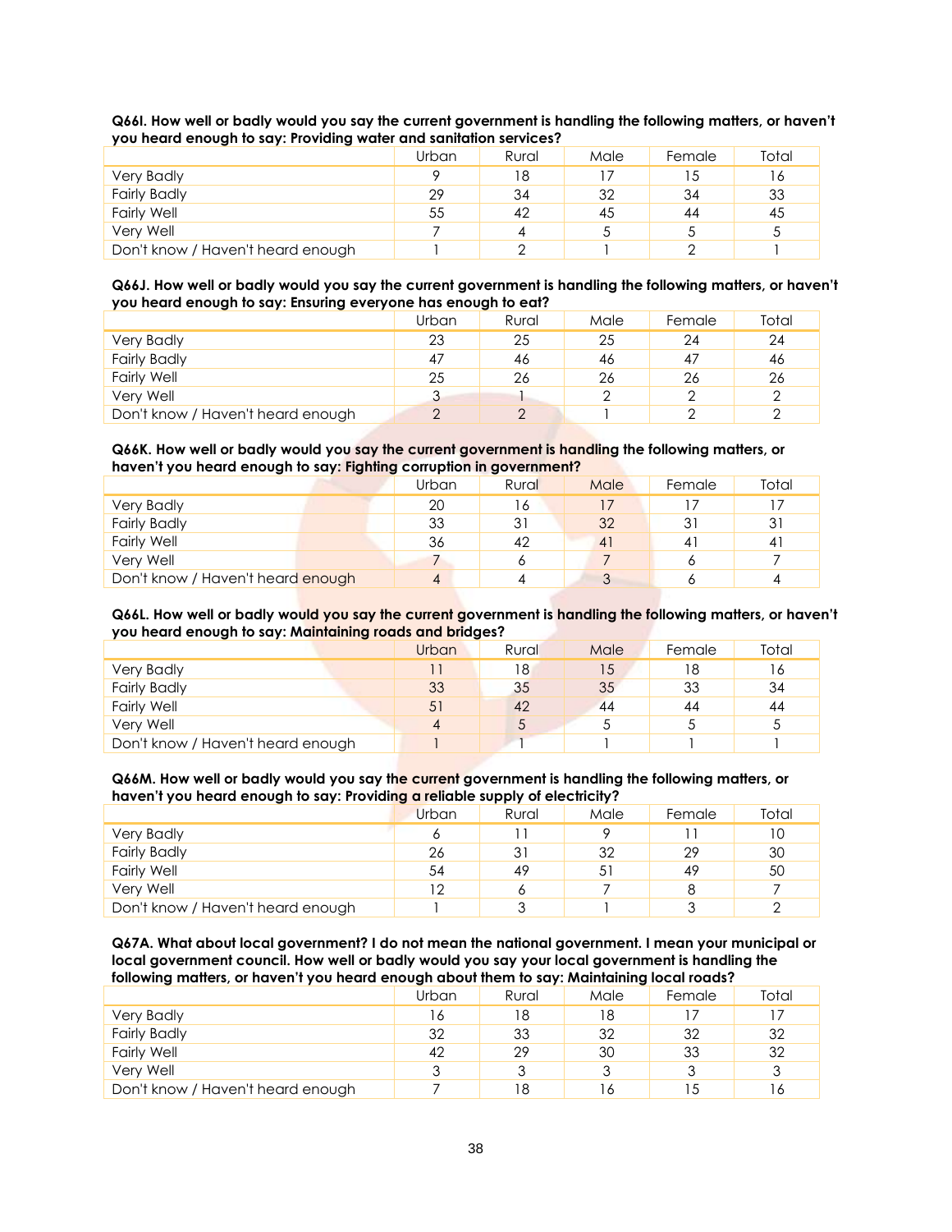**Q66I. How well or badly would you say the current government is handling the following matters, or haven't you heard enough to say: Providing water and sanitation services?**

| | Urban | Rural | Male | Female | Total |
|---|---|---|---|---|---|
| Very Badly | 9 | 18 | 17 | 15 | 16 |
| Fairly Badly | 29 | 34 | 32 | 34 | 33 |
| Fairly Well | 55 | 42 | 45 | 44 | 45 |
| Very Well | 7 | 4 | 5 | 5 | 5 |
| Don't know / Haven't heard enough | 1 | 2 | 1 | 2 | 1 |

**Q66J. How well or badly would you say the current government is handling the following matters, or haven't you heard enough to say: Ensuring everyone has enough to eat?**

| | Urban | Rural | Male | Female | Total |
|---|---|---|---|---|---|
| Very Badly | 23 | 25 | 25 | 24 | 24 |
| Fairly Badly | 47 | 46 | 46 | 47 | 46 |
| Fairly Well | 25 | 26 | 26 | 26 | 26 |
| Very Well | 3 | 1 | 2 | 2 | 2 |
| Don't know / Haven't heard enough | 2 | 2 | 1 | 2 | 2 |

**Q66K. How well or badly would you say the current government is handling the following matters, or haven't you heard enough to say: Fighting corruption in government?**

| | Urban | Rural | Male | Female | Total |
|---|---|---|---|---|---|
| Very Badly | 20 | 16 | 17 | 17 | 17 |
| Fairly Badly | 33 | 31 | 32 | 31 | 31 |
| Fairly Well | 36 | 42 | 41 | 41 | 41 |
| Very Well | 7 | 6 | 7 | 6 | 7 |
| Don't know / Haven't heard enough | 4 | 4 | 3 | 6 | 4 |

**Q66L. How well or badly would you say the current government is handling the following matters, or haven't you heard enough to say: Maintaining roads and bridges?**

| | Urban | Rural | Male | Female | Total |
|---|---|---|---|---|---|
| Very Badly | 11 | 18 | 15 | 18 | 16 |
| Fairly Badly | 33 | 35 | 35 | 33 | 34 |
| Fairly Well | 51 | 42 | 44 | 44 | 44 |
| Very Well | 4 | 5 | 5 | 5 | 5 |
| Don't know / Haven't heard enough | 1 | 1 | 1 | 1 | 1 |

**Q66M. How well or badly would you say the current government is handling the following matters, or haven't you heard enough to say: Providing a reliable supply of electricity?**

| | Urban | Rural | Male | Female | Total |
|---|---|---|---|---|---|
| Very Badly | 6 | 11 | 9 | 11 | 10 |
| Fairly Badly | 26 | 31 | 32 | 29 | 30 |
| Fairly Well | 54 | 49 | 51 | 49 | 50 |
| Very Well | 12 | 6 | 7 | 8 | 7 |
| Don't know / Haven't heard enough | 1 | 3 | 1 | 3 | 2 |

**Q67A. What about local government? I do not mean the national government. I mean your municipal or local government council. How well or badly would you say your local government is handling the following matters, or haven't you heard enough about them to say: Maintaining local roads?**

| | Urban | Rural | Male | Female | Total |
|---|---|---|---|---|---|
| Very Badly | 16 | 18 | 18 | 17 | 17 |
| Fairly Badly | 32 | 33 | 32 | 32 | 32 |
| Fairly Well | 42 | 29 | 30 | 33 | 32 |
| Very Well | 3 | 3 | 3 | 3 | 3 |
| Don't know / Haven't heard enough | 7 | 18 | 16 | 15 | 16 |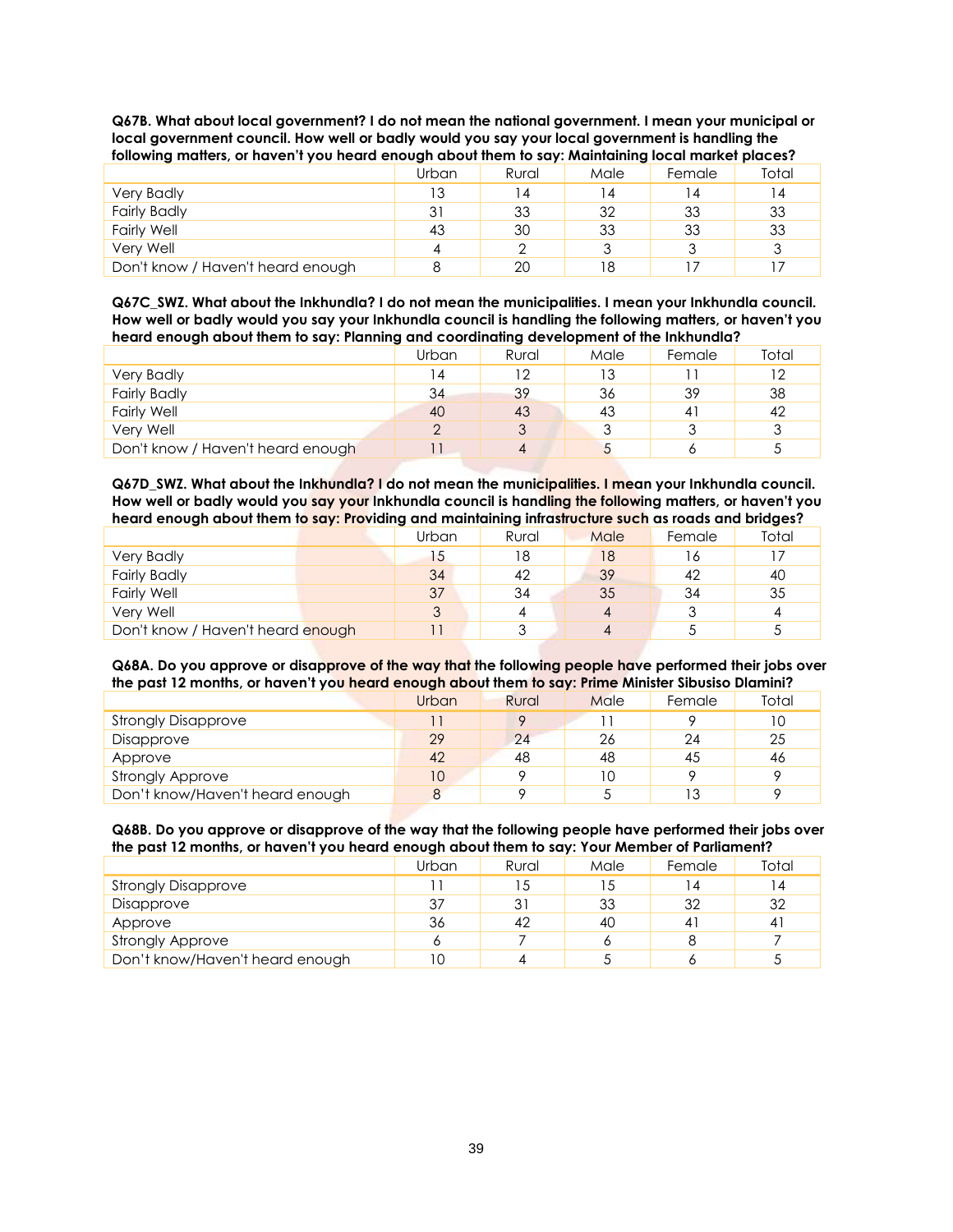**Q67B. What about local government? I do not mean the national government. I mean your municipal or local government council. How well or badly would you say your local government is handling the following matters, or haven't you heard enough about them to say: Maintaining local market places?**

| | Urban | Rural | Male | Female | Total |
|---|---|---|---|---|---|
| Very Badly | 13 | 14 | 14 | 14 | 14 |
| Fairly Badly | 31 | 33 | 32 | 33 | 33 |
| Fairly Well | 43 | 30 | 33 | 33 | 33 |
| Very Well | 4 | 2 | 3 | 3 | 3 |
| Don't know / Haven't heard enough | 8 | 20 | 18 | 17 | 17 |

**Q67C_SWZ. What about the Inkhundla? I do not mean the municipalities. I mean your Inkhundla council. How well or badly would you say your Inkhundla council is handling the following matters, or haven't you heard enough about them to say: Planning and coordinating development of the Inkhundla?**

| | Urban | Rural | Male | Female | Total |
|---|---|---|---|---|---|
| Very Badly | 14 | 12 | 13 | 11 | 12 |
| Fairly Badly | 34 | 39 | 36 | 39 | 38 |
| Fairly Well | 40 | 43 | 43 | 41 | 42 |
| Very Well | 2 | 3 | 3 | 3 | 3 |
| Don't know / Haven't heard enough | 11 | 4 | 5 | 6 | 5 |

**Q67D_SWZ. What about the Inkhundla? I do not mean the municipalities. I mean your Inkhundla council. How well or badly would you say your Inkhundla council is handling the following matters, or haven't you heard enough about them to say: Providing and maintaining infrastructure such as roads and bridges?**

| | Urban | Rural | Male | Female | Total |
|---|---|---|---|---|---|
| Very Badly | 15 | 18 | 18 | 16 | 17 |
| Fairly Badly | 34 | 42 | 39 | 42 | 40 |
| Fairly Well | 37 | 34 | 35 | 34 | 35 |
| Very Well | 3 | 4 | 4 | 3 | 4 |
| Don't know / Haven't heard enough | 11 | 3 | 4 | 5 | 5 |

**Q68A. Do you approve or disapprove of the way that the following people have performed their jobs over the past 12 months, or haven't you heard enough about them to say: Prime Minister Sibusiso Dlamini?**

| | Urban | Rural | Male | Female | Total |
|---|---|---|---|---|---|
| Strongly Disapprove | 11 | 9 | 11 | 9 | 10 |
| Disapprove | 29 | 24 | 26 | 24 | 25 |
| Approve | 42 | 48 | 48 | 45 | 46 |
| Strongly Approve | 10 | 9 | 10 | 9 | 9 |
| Don't know/Haven't heard enough | 8 | 9 | 5 | 13 | 9 |

**Q68B. Do you approve or disapprove of the way that the following people have performed their jobs over the past 12 months, or haven't you heard enough about them to say: Your Member of Parliament?**

| | Urban | Rural | Male | Female | Total |
|---|---|---|---|---|---|
| Strongly Disapprove | 11 | 15 | 15 | 14 | 14 |
| Disapprove | 37 | 31 | 33 | 32 | 32 |
| Approve | 36 | 42 | 40 | 41 | 41 |
| Strongly Approve | 6 | 7 | 6 | 8 | 7 |
| Don't know/Haven't heard enough | 10 | 4 | 5 | 6 | 5 |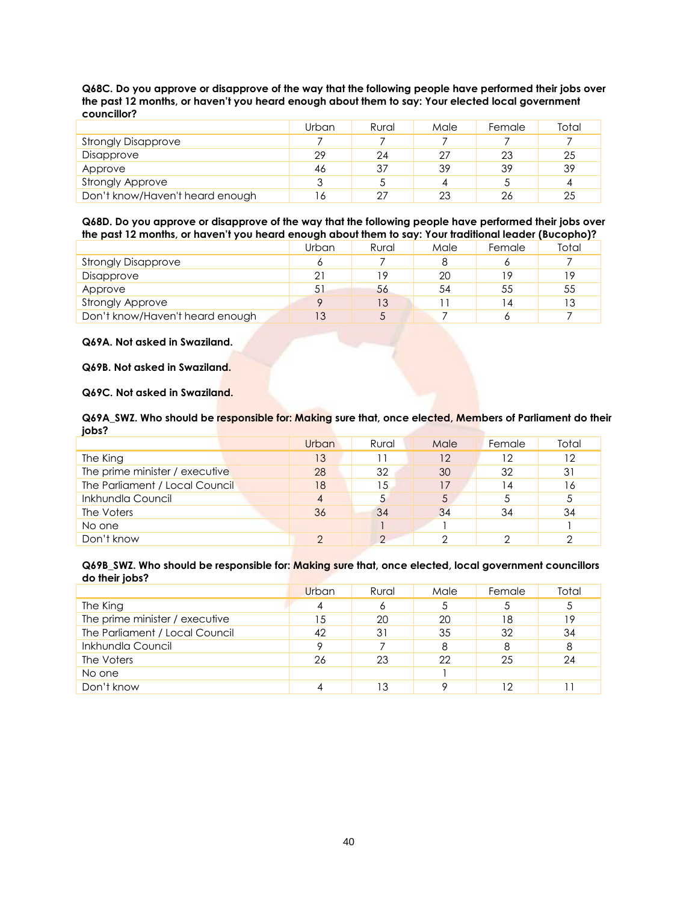**Q68C. Do you approve or disapprove of the way that the following people have performed their jobs over the past 12 months, or haven't you heard enough about them to say: Your elected local government councillor?**

| | Urban | Rural | Male | Female | Total |
|---|---|---|---|---|---|
| Strongly Disapprove | 7 | 7 | 7 | 7 | 7 |
| Disapprove | 29 | 24 | 27 | 23 | 25 |
| Approve | 46 | 37 | 39 | 39 | 39 |
| Strongly Approve | 3 | 5 | 4 | 5 | 4 |
| Don't know/Haven't heard enough | 16 | 27 | 23 | 26 | 25 |

**Q68D. Do you approve or disapprove of the way that the following people have performed their jobs over the past 12 months, or haven't you heard enough about them to say: Your traditional leader (Bucopho)?**

| | Urban | Rural | Male | Female | Total |
|---|---|---|---|---|---|
| Strongly Disapprove | 6 | 7 | 8 | 6 | 7 |
| Disapprove | 21 | 19 | 20 | 19 | 19 |
| Approve | 51 | 56 | 54 | 55 | 55 |
| Strongly Approve | 9 | 13 | 11 | 14 | 13 |
| Don't know/Haven't heard enough | 13 | 5 | 7 | 6 | 7 |

**Q69A. Not asked in Swaziland.**

**Q69B. Not asked in Swaziland.**

**Q69C. Not asked in Swaziland.**

**Q69A_SWZ. Who should be responsible for: Making sure that, once elected, Members of Parliament do their jobs?**

| | Urban | Rural | Male | Female | Total |
|---|---|---|---|---|---|
| The King | 13 | 11 | 12 | 12 | 12 |
| The prime minister / executive | 28 | 32 | 30 | 32 | 31 |
| The Parliament / Local Council | 18 | 15 | 17 | 14 | 16 |
| Inkhundla Council | 4 | 5 | 5 | 5 | 5 |
| The Voters | 36 | 34 | 34 | 34 | 34 |
| No one | | 1 | 1 | | 1 |
| Don't know | 2 | 2 | 2 | 2 | 2 |

**Q69B_SWZ. Who should be responsible for: Making sure that, once elected, local government councillors do their jobs?**

| | Urban | Rural | Male | Female | Total |
|---|---|---|---|---|---|
| The King | 4 | 6 | 5 | 5 | 5 |
| The prime minister / executive | 15 | 20 | 20 | 18 | 19 |
| The Parliament / Local Council | 42 | 31 | 35 | 32 | 34 |
| Inkhundla Council | 9 | 7 | 8 | 8 | 8 |
| The Voters | 26 | 23 | 22 | 25 | 24 |
| No one | | | 1 | | |
| Don't know | 4 | 13 | 9 | 12 | 11 |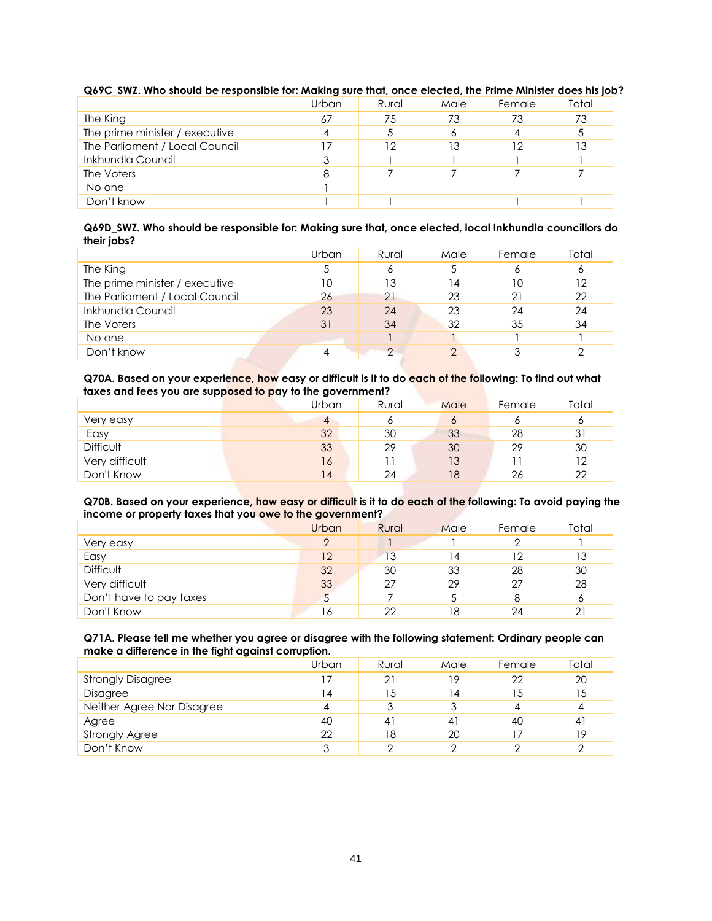**Q69C_SWZ. Who should be responsible for: Making sure that, once elected, the Prime Minister does his job?**

| | Urban | Rural | Male | Female | Total |
|---|---|---|---|---|---|
| The King | 67 | 75 | 73 | 73 | 73 |
| The prime minister / executive | 4 | 5 | 6 | 4 | 5 |
| The Parliament / Local Council | 17 | 12 | 13 | 12 | 13 |
| Inkhundla Council | 3 | 1 | 1 | 1 | 1 |
| The Voters | 8 | 7 | 7 | 7 | 7 |
| No one | 1 | | | | |
| Don't know | 1 | 1 | | 1 | 1 |

**Q69D_SWZ. Who should be responsible for: Making sure that, once elected, local Inkhundla councillors do their jobs?**

| | Urban | Rural | Male | Female | Total |
|---|---|---|---|---|---|
| The King | 5 | 6 | 5 | 6 | 6 |
| The prime minister / executive | 10 | 13 | 14 | 10 | 12 |
| The Parliament / Local Council | 26 | 21 | 23 | 21 | 22 |
| Inkhundla Council | 23 | 24 | 23 | 24 | 24 |
| The Voters | 31 | 34 | 32 | 35 | 34 |
| No one | | 1 | 1 | 1 | 1 |
| Don't know | 4 | 2 | 2 | 3 | 2 |

**Q70A. Based on your experience, how easy or difficult is it to do each of the following: To find out what taxes and fees you are supposed to pay to the government?**

| | Urban | Rural | Male | Female | Total |
|---|---|---|---|---|---|
| Very easy | 4 | 6 | 6 | 6 | 6 |
| Easy | 32 | 30 | 33 | 28 | 31 |
| Difficult | 33 | 29 | 30 | 29 | 30 |
| Very difficult | 16 | 11 | 13 | 11 | 12 |
| Don't Know | 14 | 24 | 18 | 26 | 22 |

**Q70B. Based on your experience, how easy or difficult is it to do each of the following: To avoid paying the income or property taxes that you owe to the government?**

| | Urban | Rural | Male | Female | Total |
|---|---|---|---|---|---|
| Very easy | 2 | 1 | 1 | 2 | 1 |
| Easy | 12 | 13 | 14 | 12 | 13 |
| Difficult | 32 | 30 | 33 | 28 | 30 |
| Very difficult | 33 | 27 | 29 | 27 | 28 |
| Don't have to pay taxes | 5 | 7 | 5 | 8 | 6 |
| Don't Know | 16 | 22 | 18 | 24 | 21 |

**Q71A. Please tell me whether you agree or disagree with the following statement: Ordinary people can make a difference in the fight against corruption.**

| | Urban | Rural | Male | Female | Total |
|---|---|---|---|---|---|
| Strongly Disagree | 17 | 21 | 19 | 22 | 20 |
| Disagree | 14 | 15 | 14 | 15 | 15 |
| Neither Agree Nor Disagree | 4 | 3 | 3 | 4 | 4 |
| Agree | 40 | 41 | 41 | 40 | 41 |
| Strongly Agree | 22 | 18 | 20 | 17 | 19 |
| Don't Know | 3 | 2 | 2 | 2 | 2 |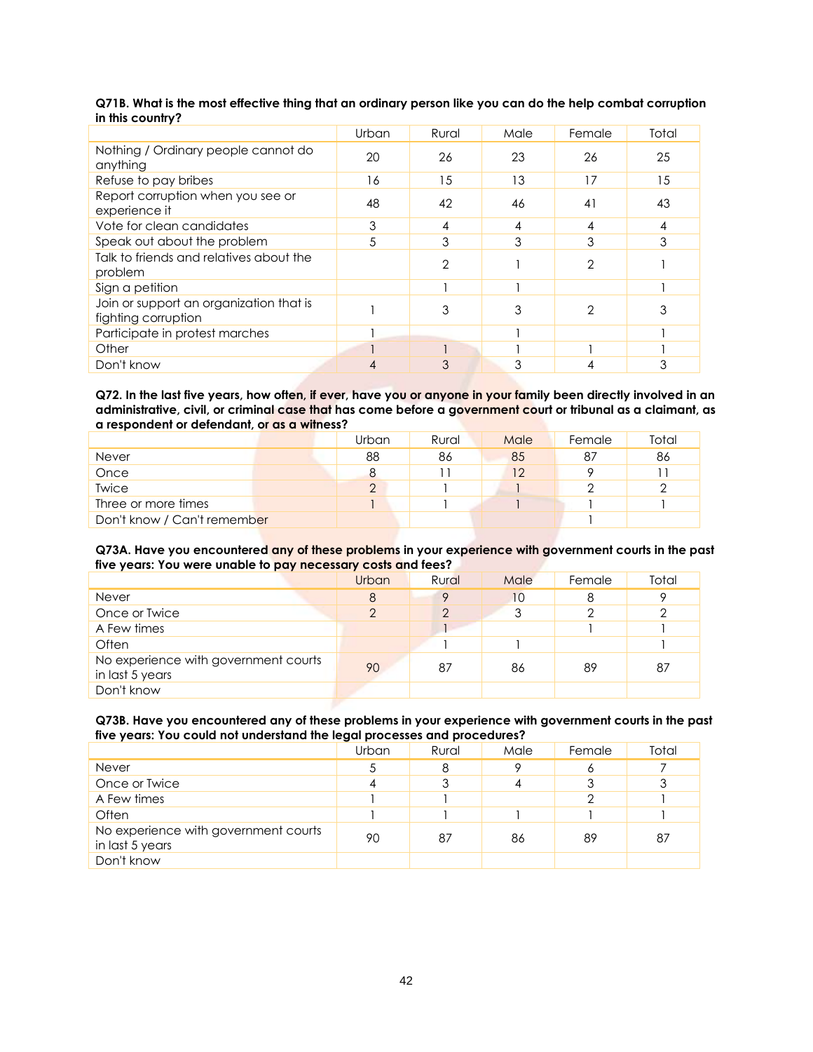**Q71B. What is the most effective thing that an ordinary person like you can do the help combat corruption in this country?**

| | Urban | Rural | Male | Female | Total |
|---|---|---|---|---|---|
| Nothing / Ordinary people cannot do anything | 20 | 26 | 23 | 26 | 25 |
| Refuse to pay bribes | 16 | 15 | 13 | 17 | 15 |
| Report corruption when you see or experience it | 48 | 42 | 46 | 41 | 43 |
| Vote for clean candidates | 3 | 4 | 4 | 4 | 4 |
| Speak out about the problem | 5 | 3 | 3 | 3 | 3 |
| Talk to friends and relatives about the problem | | 2 | 1 | 2 | 1 |
| Sign a petition | | 1 | 1 | | 1 |
| Join or support an organization that is fighting corruption | 1 | 3 | 3 | 2 | 3 |
| Participate in protest marches | 1 | | 1 | | 1 |
| Other | 1 | 1 | 1 | 1 | 1 |
| Don't know | 4 | 3 | 3 | 4 | 3 |

**Q72. In the last five years, how often, if ever, have you or anyone in your family been directly involved in an administrative, civil, or criminal case that has come before a government court or tribunal as a claimant, as a respondent or defendant, or as a witness?**

| | Urban | Rural | Male | Female | Total |
|---|---|---|---|---|---|
| Never | 88 | 86 | 85 | 87 | 86 |
| Once | 8 | 11 | 12 | 9 | 11 |
| Twice | 2 | 1 | 1 | 2 | 2 |
| Three or more times | 1 | 1 | 1 | 1 | 1 |
| Don't know / Can't remember | | | | 1 | |

**Q73A. Have you encountered any of these problems in your experience with government courts in the past five years: You were unable to pay necessary costs and fees?**

| | Urban | Rural | Male | Female | Total |
|---|---|---|---|---|---|
| Never | 8 | 9 | 10 | 8 | 9 |
| Once or Twice | 2 | 2 | 3 | 2 | 2 |
| A Few times | | 1 | | 1 | 1 |
| Often | | 1 | 1 | | 1 |
| No experience with government courts in last 5 years | 90 | 87 | 86 | 89 | 87 |
| Don't know | | | | | |

**Q73B. Have you encountered any of these problems in your experience with government courts in the past five years: You could not understand the legal processes and procedures?**

| | Urban | Rural | Male | Female | Total |
|---|---|---|---|---|---|
| Never | 5 | 8 | 9 | 6 | 7 |
| Once or Twice | 4 | 3 | 4 | 3 | 3 |
| A Few times | 1 | 1 | | 2 | 1 |
| Often | 1 | 1 | 1 | 1 | 1 |
| No experience with government courts in last 5 years | 90 | 87 | 86 | 89 | 87 |
| Don't know | | | | | |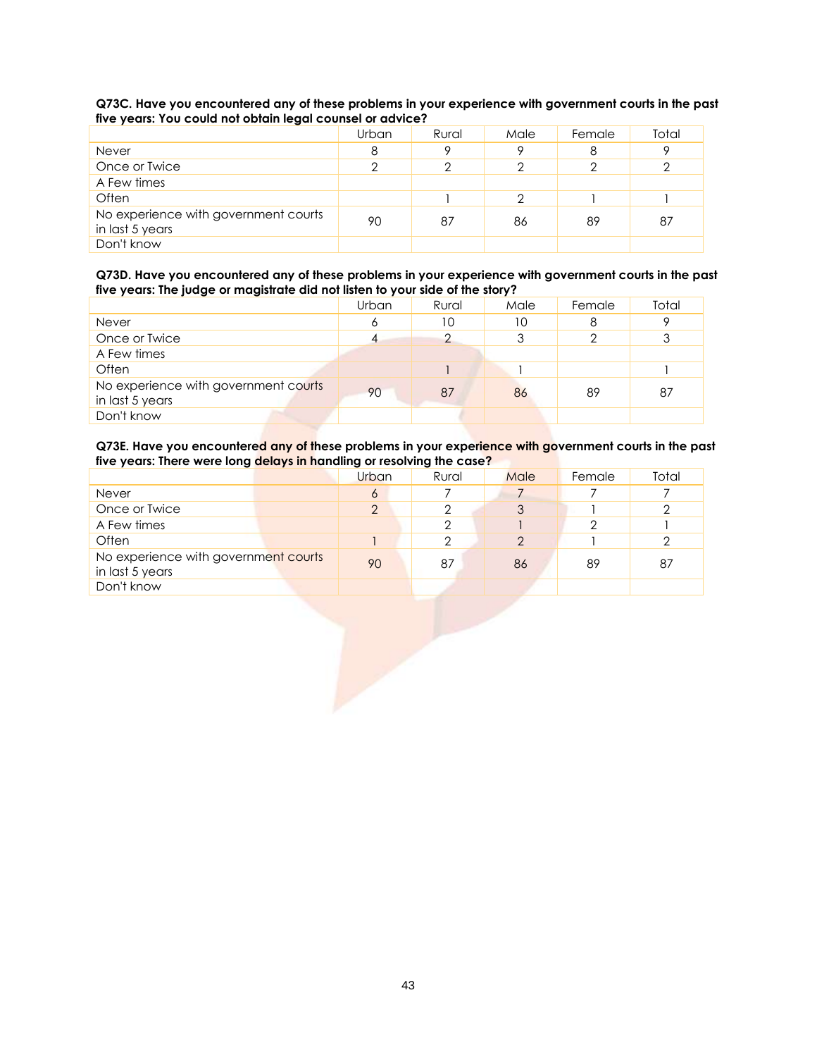**Q73C. Have you encountered any of these problems in your experience with government courts in the past five years: You could not obtain legal counsel or advice?**

| | Urban | Rural | Male | Female | Total |
|---|---|---|---|---|---|
| Never | 8 | 9 | 9 | 8 | 9 |
| Once or Twice | 2 | 2 | 2 | 2 | 2 |
| A Few times | | | | | |
| Often | | 1 | 2 | 1 | 1 |
| No experience with government courts in last 5 years | 90 | 87 | 86 | 89 | 87 |
| Don't know | | | | | |

**Q73D. Have you encountered any of these problems in your experience with government courts in the past five years: The judge or magistrate did not listen to your side of the story?**

| | Urban | Rural | Male | Female | Total |
|---|---|---|---|---|---|
| Never | 6 | 10 | 10 | 8 | 9 |
| Once or Twice | 4 | 2 | 3 | 2 | 3 |
| A Few times | | | | | |
| Often | | 1 | 1 | | 1 |
| No experience with government courts in last 5 years | 90 | 87 | 86 | 89 | 87 |
| Don't know | | | | | |

**Q73E. Have you encountered any of these problems in your experience with government courts in the past five years: There were long delays in handling or resolving the case?**

| | Urban | Rural | Male | Female | Total |
|---|---|---|---|---|---|
| Never | 6 | 7 | 7 | 7 | 7 |
| Once or Twice | 2 | 2 | 3 | 1 | 2 |
| A Few times | | 2 | 1 | 2 | 1 |
| Often | 1 | 2 | 2 | 1 | 2 |
| No experience with government courts in last 5 years | 90 | 87 | 86 | 89 | 87 |
| Don't know | | | | | |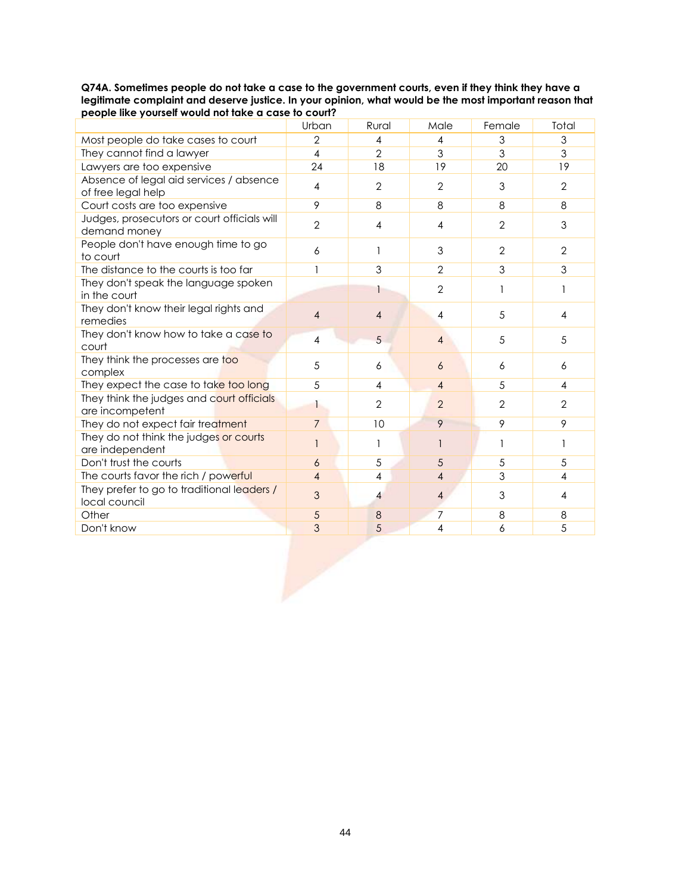**Q74A. Sometimes people do not take a case to the government courts, even if they think they have a legitimate complaint and deserve justice. In your opinion, what would be the most important reason that people like yourself would not take a case to court?**

| | Urban | Rural | Male | Female | Total |
|---|---|---|---|---|---|
| Most people do take cases to court | 2 | 4 | 4 | 3 | 3 |
| They cannot find a lawyer | 4 | 2 | 3 | 3 | 3 |
| Lawyers are too expensive | 24 | 18 | 19 | 20 | 19 |
| Absence of legal aid services / absence of free legal help | 4 | 2 | 2 | 3 | 2 |
| Court costs are too expensive | 9 | 8 | 8 | 8 | 8 |
| Judges, prosecutors or court officials will demand money | 2 | 4 | 4 | 2 | 3 |
| People don't have enough time to go to court | 6 | 1 | 3 | 2 | 2 |
| The distance to the courts is too far | 1 | 3 | 2 | 3 | 3 |
| They don't speak the language spoken in the court | | 1 | 2 | 1 | 1 |
| They don't know their legal rights and remedies | 4 | 4 | 4 | 5 | 4 |
| They don't know how to take a case to court | 4 | 5 | 4 | 5 | 5 |
| They think the processes are too complex | 5 | 6 | 6 | 6 | 6 |
| They expect the case to take too long | 5 | 4 | 4 | 5 | 4 |
| They think the judges and court officials are incompetent | 1 | 2 | 2 | 2 | 2 |
| They do not expect fair treatment | 7 | 10 | 9 | 9 | 9 |
| They do not think the judges or courts are independent | 1 | 1 | 1 | 1 | 1 |
| Don't trust the courts | 6 | 5 | 5 | 5 | 5 |
| The courts favor the rich / powerful | 4 | 4 | 4 | 3 | 4 |
| They prefer to go to traditional leaders / local council | 3 | 4 | 4 | 3 | 4 |
| Other | 5 | 8 | 7 | 8 | 8 |
| Don't know | 3 | 5 | 4 | 6 | 5 |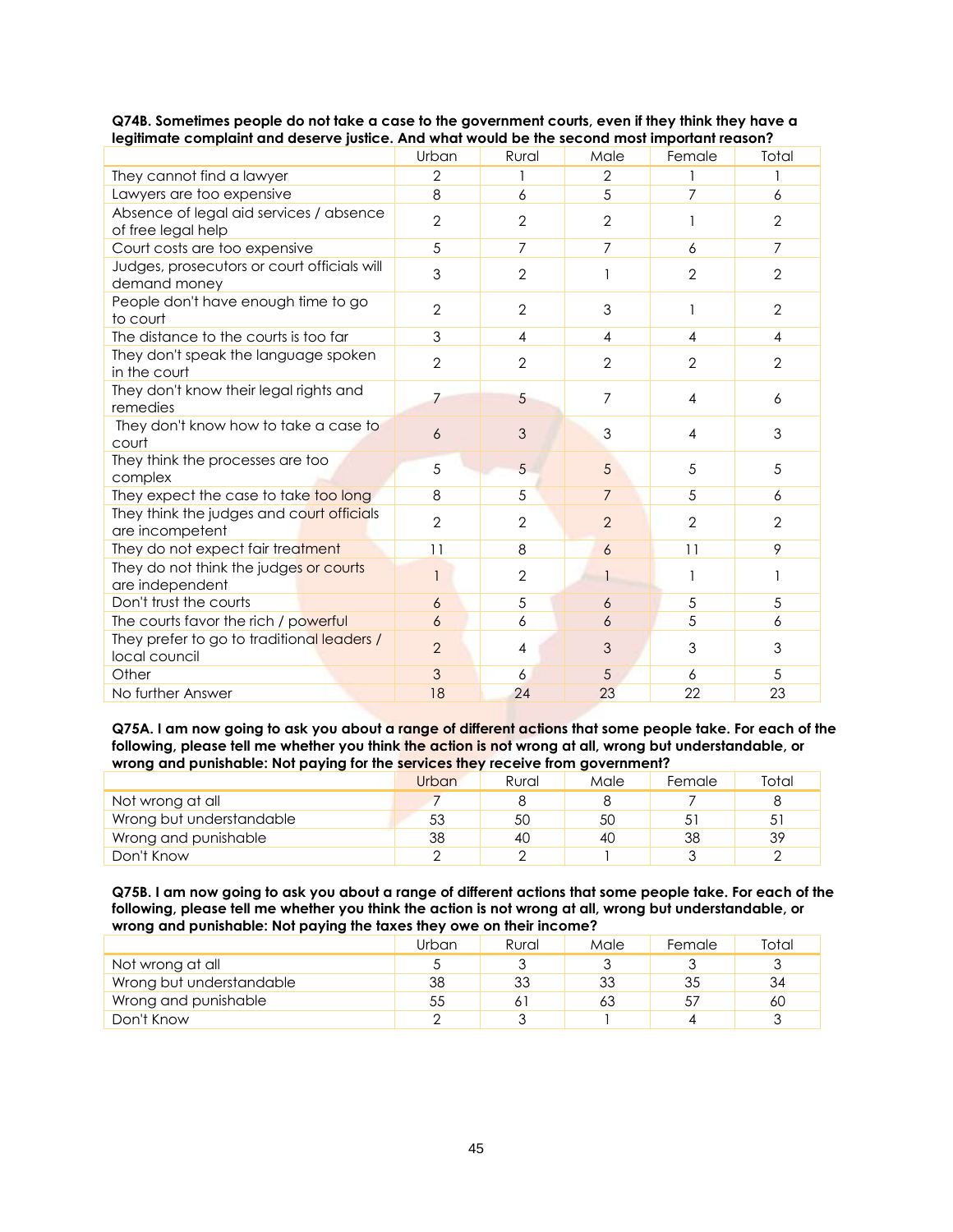**Q74B. Sometimes people do not take a case to the government courts, even if they think they have a legitimate complaint and deserve justice. And what would be the second most important reason?**

| | Urban | Rural | Male | Female | Total |
|---|---|---|---|---|---|
| They cannot find a lawyer | 2 | 1 | 2 | 1 | 1 |
| Lawyers are too expensive | 8 | 6 | 5 | 7 | 6 |
| Absence of legal aid services / absence of free legal help | 2 | 2 | 2 | 1 | 2 |
| Court costs are too expensive | 5 | 7 | 7 | 6 | 7 |
| Judges, prosecutors or court officials will demand money | 3 | 2 | 1 | 2 | 2 |
| People don't have enough time to go to court | 2 | 2 | 3 | 1 | 2 |
| The distance to the courts is too far | 3 | 4 | 4 | 4 | 4 |
| They don't speak the language spoken in the court | 2 | 2 | 2 | 2 | 2 |
| They don't know their legal rights and remedies | 7 | 5 | 7 | 4 | 6 |
| They don't know how to take a case to court | 6 | 3 | 3 | 4 | 3 |
| They think the processes are too complex | 5 | 5 | 5 | 5 | 5 |
| They expect the case to take too long | 8 | 5 | 7 | 5 | 6 |
| They think the judges and court officials are incompetent | 2 | 2 | 2 | 2 | 2 |
| They do not expect fair treatment | 11 | 8 | 6 | 11 | 9 |
| They do not think the judges or courts are independent | 1 | 2 | 1 | 1 | 1 |
| Don't trust the courts | 6 | 5 | 6 | 5 | 5 |
| The courts favor the rich / powerful | 6 | 6 | 6 | 5 | 6 |
| They prefer to go to traditional leaders / local council | 2 | 4 | 3 | 3 | 3 |
| Other | 3 | 6 | 5 | 6 | 5 |
| No further Answer | 18 | 24 | 23 | 22 | 23 |

**Q75A. I am now going to ask you about a range of different actions that some people take. For each of the following, please tell me whether you think the action is not wrong at all, wrong but understandable, or wrong and punishable: Not paying for the services they receive from government?**

| | Urban | Rural | Male | Female | Total |
|---|---|---|---|---|---|
| Not wrong at all | 7 | 8 | 8 | 7 | 8 |
| Wrong but understandable | 53 | 50 | 50 | 51 | 51 |
| Wrong and punishable | 38 | 40 | 40 | 38 | 39 |
| Don't Know | 2 | 2 | 1 | 3 | 2 |

**Q75B. I am now going to ask you about a range of different actions that some people take. For each of the following, please tell me whether you think the action is not wrong at all, wrong but understandable, or wrong and punishable: Not paying the taxes they owe on their income?**

| | Urban | Rural | Male | Female | Total |
|---|---|---|---|---|---|
| Not wrong at all | 5 | 3 | 3 | 3 | 3 |
| Wrong but understandable | 38 | 33 | 33 | 35 | 34 |
| Wrong and punishable | 55 | 61 | 63 | 57 | 60 |
| Don't Know | 2 | 3 | 1 | 4 | 3 |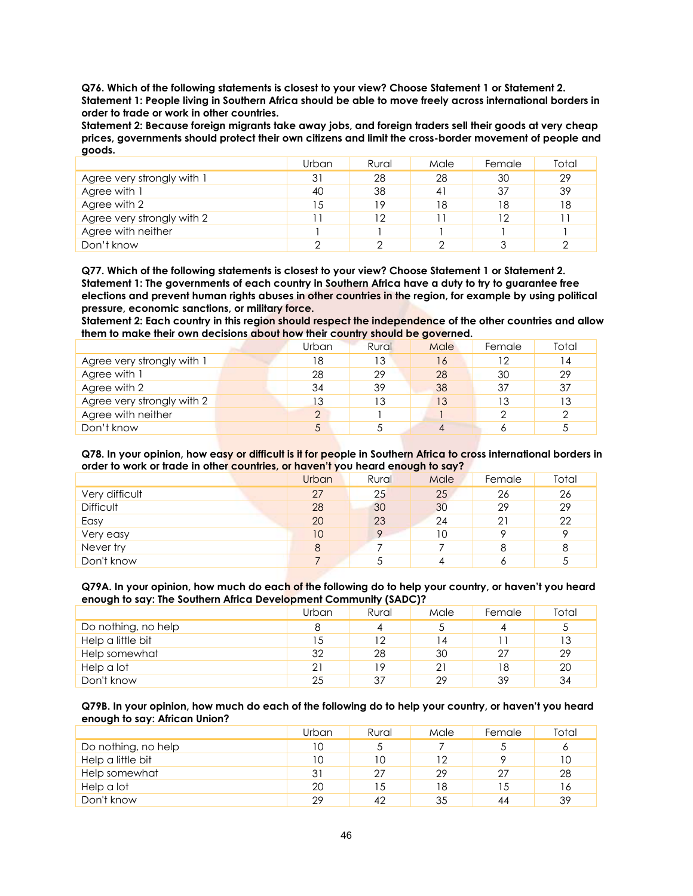**Q76. Which of the following statements is closest to your view? Choose Statement 1 or Statement 2.**
**Statement 1: People living in Southern Africa should be able to move freely across international borders in order to trade or work in other countries.**
**Statement 2: Because foreign migrants take away jobs, and foreign traders sell their goods at very cheap prices, governments should protect their own citizens and limit the cross-border movement of people and goods.**

| | Urban | Rural | Male | Female | Total |
|---|---|---|---|---|---|
| Agree very strongly with 1 | 31 | 28 | 28 | 30 | 29 |
| Agree with 1 | 40 | 38 | 41 | 37 | 39 |
| Agree with 2 | 15 | 19 | 18 | 18 | 18 |
| Agree very strongly with 2 | 11 | 12 | 11 | 12 | 11 |
| Agree with neither | 1 | 1 | 1 | 1 | 1 |
| Don't know | 2 | 2 | 2 | 3 | 2 |

**Q77. Which of the following statements is closest to your view? Choose Statement 1 or Statement 2.**
**Statement 1: The governments of each country in Southern Africa have a duty to try to guarantee free elections and prevent human rights abuses in other countries in the region, for example by using political pressure, economic sanctions, or military force.**
**Statement 2: Each country in this region should respect the independence of the other countries and allow them to make their own decisions about how their country should be governed.**

| | Urban | Rural | Male | Female | Total |
|---|---|---|---|---|---|
| Agree very strongly with 1 | 18 | 13 | 16 | 12 | 14 |
| Agree with 1 | 28 | 29 | 28 | 30 | 29 |
| Agree with 2 | 34 | 39 | 38 | 37 | 37 |
| Agree very strongly with 2 | 13 | 13 | 13 | 13 | 13 |
| Agree with neither | 2 | 1 | 1 | 2 | 2 |
| Don't know | 5 | 5 | 4 | 6 | 5 |

**Q78. In your opinion, how easy or difficult is it for people in Southern Africa to cross international borders in order to work or trade in other countries, or haven't you heard enough to say?**

| | Urban | Rural | Male | Female | Total |
|---|---|---|---|---|---|
| Very difficult | 27 | 25 | 25 | 26 | 26 |
| Difficult | 28 | 30 | 30 | 29 | 29 |
| Easy | 20 | 23 | 24 | 21 | 22 |
| Very easy | 10 | 9 | 10 | 9 | 9 |
| Never try | 8 | 7 | 7 | 8 | 8 |
| Don't know | 7 | 5 | 4 | 6 | 5 |

**Q79A. In your opinion, how much do each of the following do to help your country, or haven't you heard enough to say: The Southern Africa Development Community (SADC)?**

| | Urban | Rural | Male | Female | Total |
|---|---|---|---|---|---|
| Do nothing, no help | 8 | 4 | 5 | 4 | 5 |
| Help a little bit | 15 | 12 | 14 | 11 | 13 |
| Help somewhat | 32 | 28 | 30 | 27 | 29 |
| Help a lot | 21 | 19 | 21 | 18 | 20 |
| Don't know | 25 | 37 | 29 | 39 | 34 |

**Q79B. In your opinion, how much do each of the following do to help your country, or haven't you heard enough to say: African Union?**

| | Urban | Rural | Male | Female | Total |
|---|---|---|---|---|---|
| Do nothing, no help | 10 | 5 | 7 | 5 | 6 |
| Help a little bit | 10 | 10 | 12 | 9 | 10 |
| Help somewhat | 31 | 27 | 29 | 27 | 28 |
| Help a lot | 20 | 15 | 18 | 15 | 16 |
| Don't know | 29 | 42 | 35 | 44 | 39 |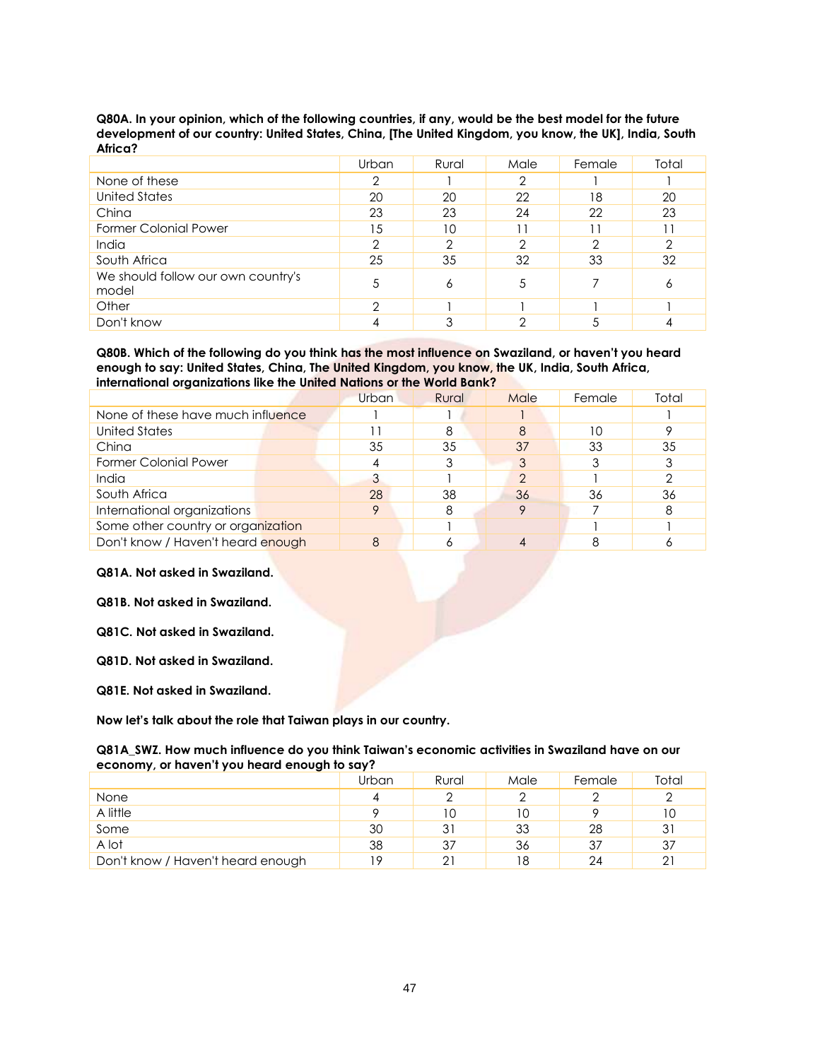**Q80A. In your opinion, which of the following countries, if any, would be the best model for the future development of our country: United States, China, [The United Kingdom, you know, the UK], India, South Africa?**

| | Urban | Rural | Male | Female | Total |
|---|---|---|---|---|---|
| None of these | 2 | 1 | 2 | 1 | 1 |
| United States | 20 | 20 | 22 | 18 | 20 |
| China | 23 | 23 | 24 | 22 | 23 |
| Former Colonial Power | 15 | 10 | 11 | 11 | 11 |
| India | 2 | 2 | 2 | 2 | 2 |
| South Africa | 25 | 35 | 32 | 33 | 32 |
| We should follow our own country's model | 5 | 6 | 5 | 7 | 6 |
| Other | 2 | 1 | 1 | 1 | 1 |
| Don't know | 4 | 3 | 2 | 5 | 4 |

**Q80B. Which of the following do you think has the most influence on Swaziland, or haven't you heard enough to say: United States, China, The United Kingdom, you know, the UK, India, South Africa, international organizations like the United Nations or the World Bank?**

| | Urban | Rural | Male | Female | Total |
|---|---|---|---|---|---|
| None of these have much influence | 1 | 1 | 1 | | 1 |
| United States | 11 | 8 | 8 | 10 | 9 |
| China | 35 | 35 | 37 | 33 | 35 |
| Former Colonial Power | 4 | 3 | 3 | 3 | 3 |
| India | 3 | 1 | 2 | 1 | 2 |
| South Africa | 28 | 38 | 36 | 36 | 36 |
| International organizations | 9 | 8 | 9 | 7 | 8 |
| Some other country or organization | | 1 | | 1 | 1 |
| Don't know / Haven't heard enough | 8 | 6 | 4 | 8 | 6 |

**Q81A. Not asked in Swaziland.**

**Q81B. Not asked in Swaziland.**

**Q81C. Not asked in Swaziland.**

**Q81D. Not asked in Swaziland.**

**Q81E. Not asked in Swaziland.**

**Now let's talk about the role that Taiwan plays in our country.**

**Q81A_SWZ. How much influence do you think Taiwan's economic activities in Swaziland have on our economy, or haven't you heard enough to say?**

| | Urban | Rural | Male | Female | Total |
|---|---|---|---|---|---|
| None | 4 | 2 | 2 | 2 | 2 |
| A little | 9 | 10 | 10 | 9 | 10 |
| Some | 30 | 31 | 33 | 28 | 31 |
| A lot | 38 | 37 | 36 | 37 | 37 |
| Don't know / Haven't heard enough | 19 | 21 | 18 | 24 | 21 |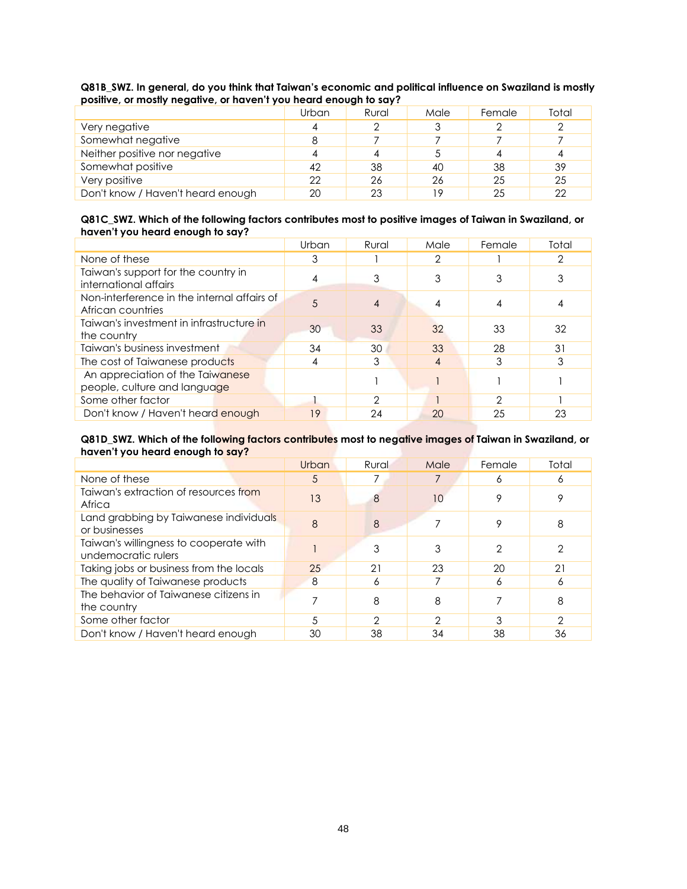**Q81B_SWZ. In general, do you think that Taiwan's economic and political influence on Swaziland is mostly positive, or mostly negative, or haven't you heard enough to say?**

| | Urban | Rural | Male | Female | Total |
|---|---|---|---|---|---|
| Very negative | 4 | 2 | 3 | 2 | 2 |
| Somewhat negative | 8 | 7 | 7 | 7 | 7 |
| Neither positive nor negative | 4 | 4 | 5 | 4 | 4 |
| Somewhat positive | 42 | 38 | 40 | 38 | 39 |
| Very positive | 22 | 26 | 26 | 25 | 25 |
| Don't know / Haven't heard enough | 20 | 23 | 19 | 25 | 22 |

**Q81C_SWZ. Which of the following factors contributes most to positive images of Taiwan in Swaziland, or haven't you heard enough to say?**

| | Urban | Rural | Male | Female | Total |
|---|---|---|---|---|---|
| None of these | 3 | 1 | 2 | 1 | 2 |
| Taiwan's support for the country in international affairs | 4 | 3 | 3 | 3 | 3 |
| Non-interference in the internal affairs of African countries | 5 | 4 | 4 | 4 | 4 |
| Taiwan's investment in infrastructure in the country | 30 | 33 | 32 | 33 | 32 |
| Taiwan's business investment | 34 | 30 | 33 | 28 | 31 |
| The cost of Taiwanese products | 4 | 3 | 4 | 3 | 3 |
| An appreciation of the Taiwanese people, culture and language | | 1 | 1 | 1 | 1 |
| Some other factor | 1 | 2 | 1 | 2 | 1 |
| Don't know / Haven't heard enough | 19 | 24 | 20 | 25 | 23 |

**Q81D_SWZ. Which of the following factors contributes most to negative images of Taiwan in Swaziland, or haven't you heard enough to say?**

| | Urban | Rural | Male | Female | Total |
|---|---|---|---|---|---|
| None of these | 5 | 7 | 7 | 6 | 6 |
| Taiwan's extraction of resources from Africa | 13 | 8 | 10 | 9 | 9 |
| Land grabbing by Taiwanese individuals or businesses | 8 | 8 | 7 | 9 | 8 |
| Taiwan's willingness to cooperate with undemocratic rulers | 1 | 3 | 3 | 2 | 2 |
| Taking jobs or business from the locals | 25 | 21 | 23 | 20 | 21 |
| The quality of Taiwanese products | 8 | 6 | 7 | 6 | 6 |
| The behavior of Taiwanese citizens in the country | 7 | 8 | 8 | 7 | 8 |
| Some other factor | 5 | 2 | 2 | 3 | 2 |
| Don't know / Haven't heard enough | 30 | 38 | 34 | 38 | 36 |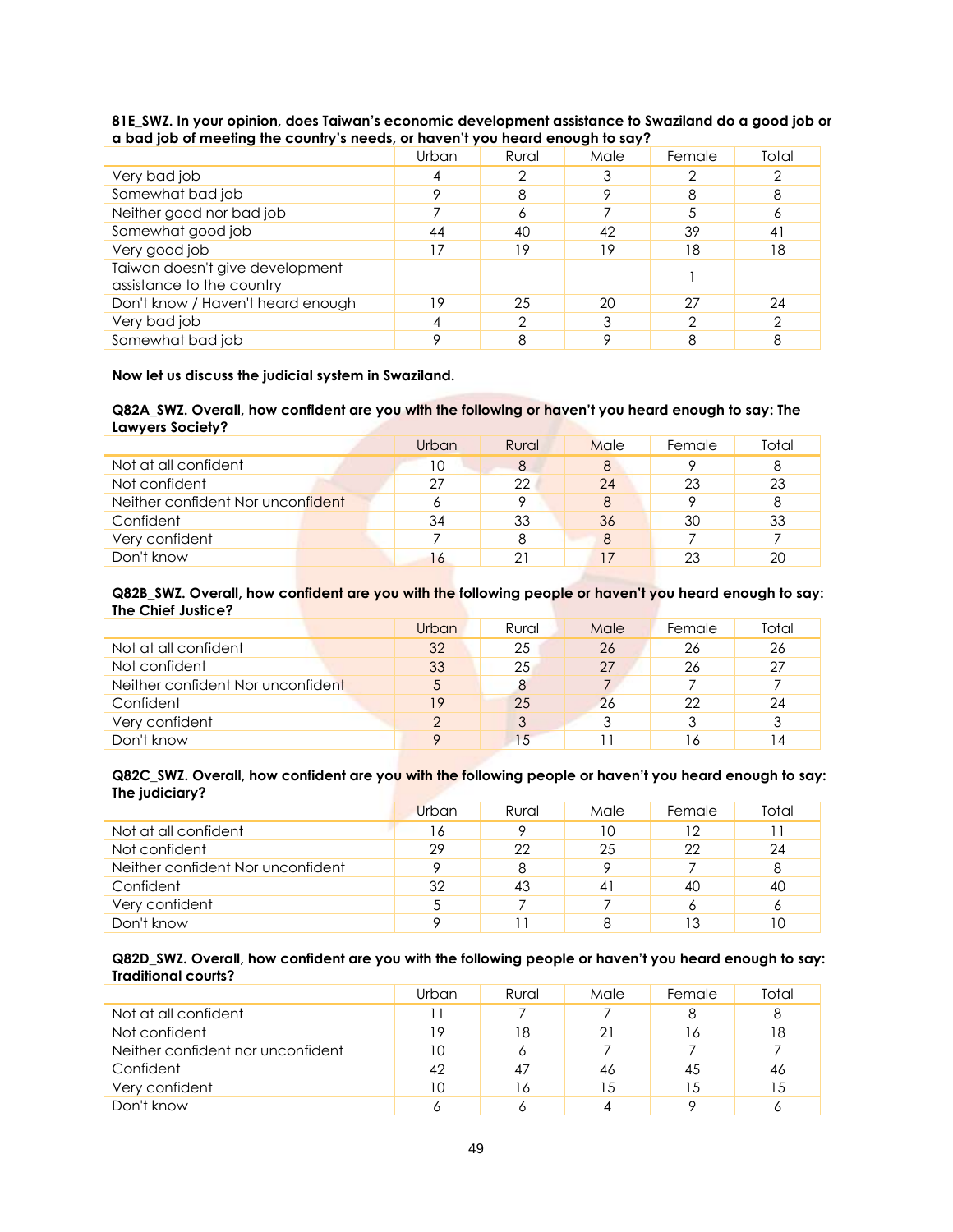**81E_SWZ. In your opinion, does Taiwan's economic development assistance to Swaziland do a good job or a bad job of meeting the country's needs, or haven't you heard enough to say?**

| | Urban | Rural | Male | Female | Total |
|---|---|---|---|---|---|
| Very bad job | 4 | 2 | 3 | 2 | 2 |
| Somewhat bad job | 9 | 8 | 9 | 8 | 8 |
| Neither good nor bad job | 7 | 6 | 7 | 5 | 6 |
| Somewhat good job | 44 | 40 | 42 | 39 | 41 |
| Very good job | 17 | 19 | 19 | 18 | 18 |
| Taiwan doesn't give development assistance to the country | | | | 1 | |
| Don't know / Haven't heard enough | 19 | 25 | 20 | 27 | 24 |
| Very bad job | 4 | 2 | 3 | 2 | 2 |
| Somewhat bad job | 9 | 8 | 9 | 8 | 8 |

**Now let us discuss the judicial system in Swaziland.**

**Q82A_SWZ. Overall, how confident are you with the following or haven't you heard enough to say: The Lawyers Society?**

| | Urban | Rural | Male | Female | Total |
|---|---|---|---|---|---|
| Not at all confident | 10 | 8 | 8 | 9 | 8 |
| Not confident | 27 | 22 | 24 | 23 | 23 |
| Neither confident Nor unconfident | 6 | 9 | 8 | 9 | 8 |
| Confident | 34 | 33 | 36 | 30 | 33 |
| Very confident | 7 | 8 | 8 | 7 | 7 |
| Don't know | 16 | 21 | 17 | 23 | 20 |

**Q82B_SWZ. Overall, how confident are you with the following people or haven't you heard enough to say: The Chief Justice?**

| | Urban | Rural | Male | Female | Total |
|---|---|---|---|---|---|
| Not at all confident | 32 | 25 | 26 | 26 | 26 |
| Not confident | 33 | 25 | 27 | 26 | 27 |
| Neither confident Nor unconfident | 5 | 8 | 7 | 7 | 7 |
| Confident | 19 | 25 | 26 | 22 | 24 |
| Very confident | 2 | 3 | 3 | 3 | 3 |
| Don't know | 9 | 15 | 11 | 16 | 14 |

**Q82C_SWZ. Overall, how confident are you with the following people or haven't you heard enough to say: The judiciary?**

| | Urban | Rural | Male | Female | Total |
|---|---|---|---|---|---|
| Not at all confident | 16 | 9 | 10 | 12 | 11 |
| Not confident | 29 | 22 | 25 | 22 | 24 |
| Neither confident Nor unconfident | 9 | 8 | 9 | 7 | 8 |
| Confident | 32 | 43 | 41 | 40 | 40 |
| Very confident | 5 | 7 | 7 | 6 | 6 |
| Don't know | 9 | 11 | 8 | 13 | 10 |

**Q82D_SWZ. Overall, how confident are you with the following people or haven't you heard enough to say: Traditional courts?**

| | Urban | Rural | Male | Female | Total |
|---|---|---|---|---|---|
| Not at all confident | 11 | 7 | 7 | 8 | 8 |
| Not confident | 19 | 18 | 21 | 16 | 18 |
| Neither confident nor unconfident | 10 | 6 | 7 | 7 | 7 |
| Confident | 42 | 47 | 46 | 45 | 46 |
| Very confident | 10 | 16 | 15 | 15 | 15 |
| Don't know | 6 | 6 | 4 | 9 | 6 |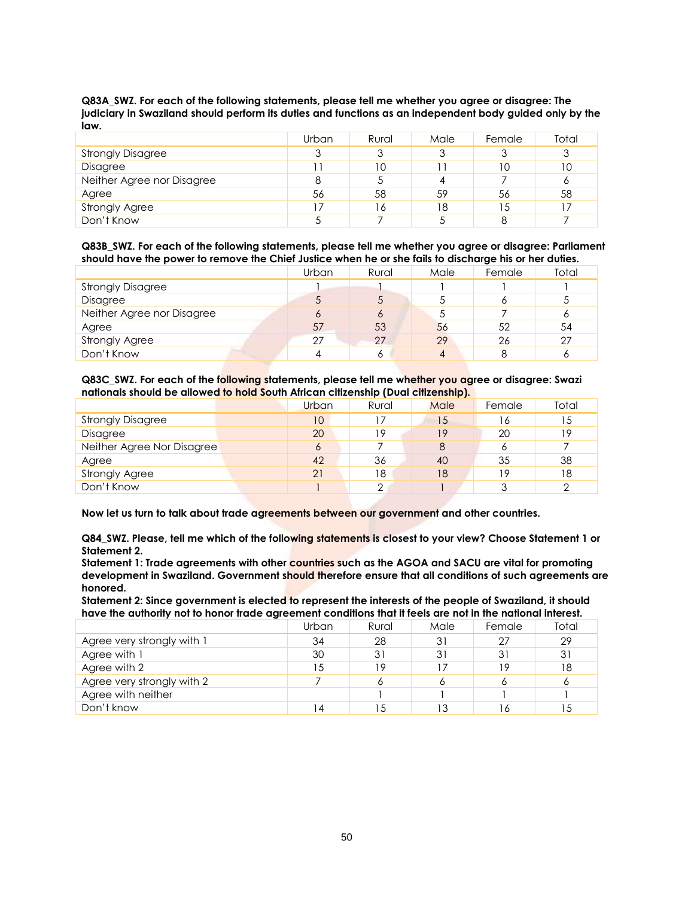**Q83A_SWZ. For each of the following statements, please tell me whether you agree or disagree: The judiciary in Swaziland should perform its duties and functions as an independent body guided only by the law.**

| | Urban | Rural | Male | Female | Total |
|---|---|---|---|---|---|
| Strongly Disagree | 3 | 3 | 3 | 3 | 3 |
| Disagree | 11 | 10 | 11 | 10 | 10 |
| Neither Agree nor Disagree | 8 | 5 | 4 | 7 | 6 |
| Agree | 56 | 58 | 59 | 56 | 58 |
| Strongly Agree | 17 | 16 | 18 | 15 | 17 |
| Don't Know | 5 | 7 | 5 | 8 | 7 |

**Q83B_SWZ. For each of the following statements, please tell me whether you agree or disagree: Parliament should have the power to remove the Chief Justice when he or she fails to discharge his or her duties.**

| | Urban | Rural | Male | Female | Total |
|---|---|---|---|---|---|
| Strongly Disagree | 1 | 1 | 1 | 1 | 1 |
| Disagree | 5 | 5 | 5 | 6 | 5 |
| Neither Agree nor Disagree | 6 | 6 | 5 | 7 | 6 |
| Agree | 57 | 53 | 56 | 52 | 54 |
| Strongly Agree | 27 | 27 | 29 | 26 | 27 |
| Don't Know | 4 | 6 | 4 | 8 | 6 |

**Q83C_SWZ. For each of the following statements, please tell me whether you agree or disagree: Swazi nationals should be allowed to hold South African citizenship (Dual citizenship).**

| | Urban | Rural | Male | Female | Total |
|---|---|---|---|---|---|
| Strongly Disagree | 10 | 17 | 15 | 16 | 15 |
| Disagree | 20 | 19 | 19 | 20 | 19 |
| Neither Agree Nor Disagree | 6 | 7 | 8 | 6 | 7 |
| Agree | 42 | 36 | 40 | 35 | 38 |
| Strongly Agree | 21 | 18 | 18 | 19 | 18 |
| Don't Know | 1 | 2 | 1 | 3 | 2 |

**Now let us turn to talk about trade agreements between our government and other countries.**

**Q84_SWZ. Please, tell me which of the following statements is closest to your view? Choose Statement 1 or Statement 2.**
**Statement 1: Trade agreements with other countries such as the AGOA and SACU are vital for promoting development in Swaziland. Government should therefore ensure that all conditions of such agreements are honored.**
**Statement 2: Since government is elected to represent the interests of the people of Swaziland, it should have the authority not to honor trade agreement conditions that it feels are not in the national interest.**

| | Urban | Rural | Male | Female | Total |
|---|---|---|---|---|---|
| Agree very strongly with 1 | 34 | 28 | 31 | 27 | 29 |
| Agree with 1 | 30 | 31 | 31 | 31 | 31 |
| Agree with 2 | 15 | 19 | 17 | 19 | 18 |
| Agree very strongly with 2 | 7 | 6 | 6 | 6 | 6 |
| Agree with neither | | 1 | 1 | 1 | 1 |
| Don't know | 14 | 15 | 13 | 16 | 15 |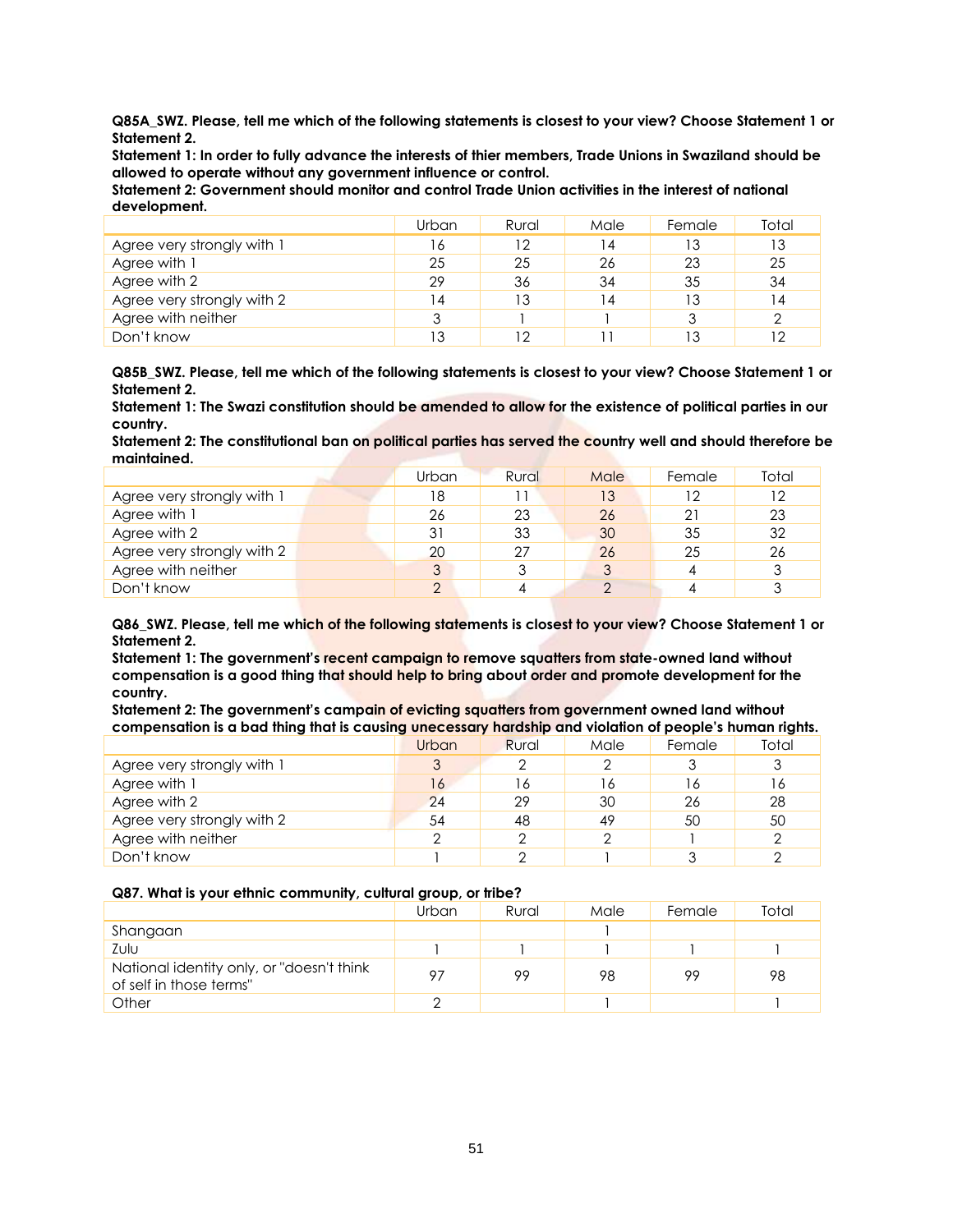**Q85A_SWZ. Please, tell me which of the following statements is closest to your view? Choose Statement 1 or Statement 2.**

**Statement 1: In order to fully advance the interests of thier members, Trade Unions in Swaziland should be allowed to operate without any government influence or control.**

**Statement 2: Government should monitor and control Trade Union activities in the interest of national development.**

| | Urban | Rural | Male | Female | Total |
|---|---|---|---|---|---|
| Agree very strongly with 1 | 16 | 12 | 14 | 13 | 13 |
| Agree with 1 | 25 | 25 | 26 | 23 | 25 |
| Agree with 2 | 29 | 36 | 34 | 35 | 34 |
| Agree very strongly with 2 | 14 | 13 | 14 | 13 | 14 |
| Agree with neither | 3 | 1 | 1 | 3 | 2 |
| Don't know | 13 | 12 | 11 | 13 | 12 |

**Q85B_SWZ. Please, tell me which of the following statements is closest to your view? Choose Statement 1 or Statement 2.**

**Statement 1: The Swazi constitution should be amended to allow for the existence of political parties in our country.**

**Statement 2: The constitutional ban on political parties has served the country well and should therefore be maintained.**

| | Urban | Rural | Male | Female | Total |
|---|---|---|---|---|---|
| Agree very strongly with 1 | 18 | 11 | 13 | 12 | 12 |
| Agree with 1 | 26 | 23 | 26 | 21 | 23 |
| Agree with 2 | 31 | 33 | 30 | 35 | 32 |
| Agree very strongly with 2 | 20 | 27 | 26 | 25 | 26 |
| Agree with neither | 3 | 3 | 3 | 4 | 3 |
| Don't know | 2 | 4 | 2 | 4 | 3 |

**Q86_SWZ. Please, tell me which of the following statements is closest to your view? Choose Statement 1 or Statement 2.**

**Statement 1: The government's recent campaign to remove squatters from state-owned land without compensation is a good thing that should help to bring about order and promote development for the country.**

**Statement 2: The government's campain of evicting squatters from government owned land without compensation is a bad thing that is causing unecessary hardship and violation of people's human rights.**

| | Urban | Rural | Male | Female | Total |
|---|---|---|---|---|---|
| Agree very strongly with 1 | 3 | 2 | 2 | 3 | 3 |
| Agree with 1 | 16 | 16 | 16 | 16 | 16 |
| Agree with 2 | 24 | 29 | 30 | 26 | 28 |
| Agree very strongly with 2 | 54 | 48 | 49 | 50 | 50 |
| Agree with neither | 2 | 2 | 2 | 1 | 2 |
| Don't know | 1 | 2 | 1 | 3 | 2 |

**Q87. What is your ethnic community, cultural group, or tribe?**

| | Urban | Rural | Male | Female | Total |
|---|---|---|---|---|---|
| Shangaan | | | 1 | | |
| Zulu | 1 | 1 | 1 | 1 | 1 |
| National identity only, or "doesn't think of self in those terms" | 97 | 99 | 98 | 99 | 98 |
| Other | 2 | | 1 | | 1 |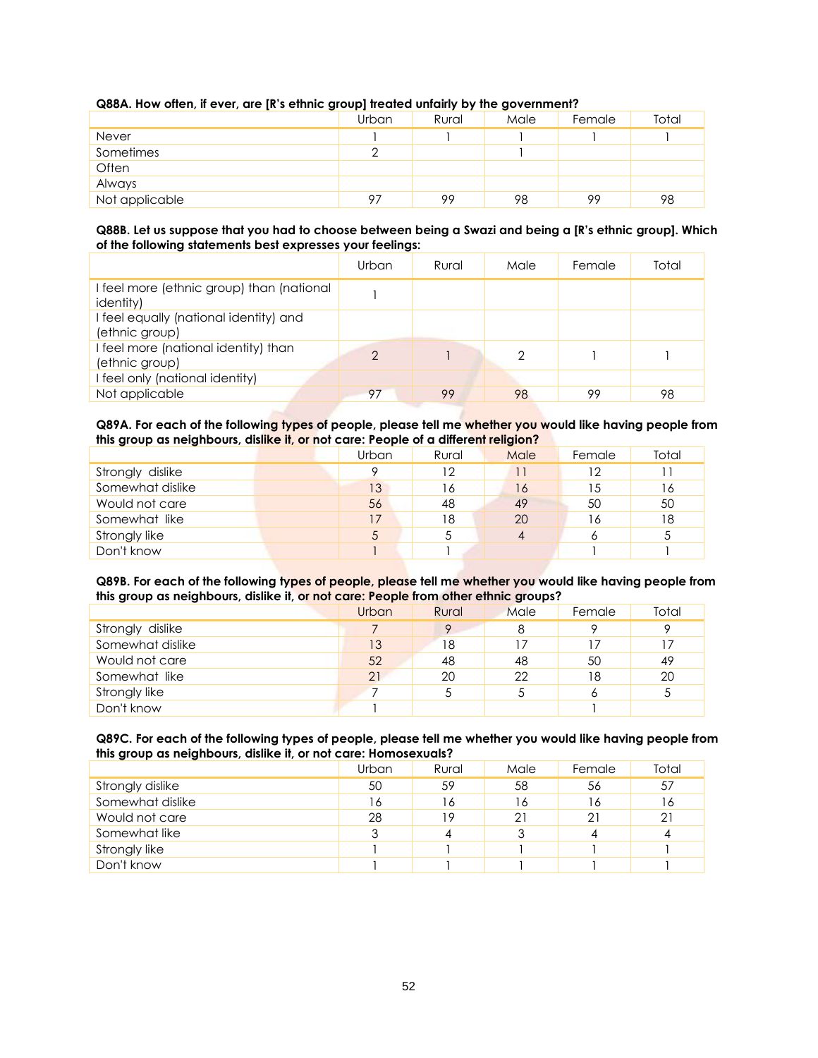**Q88A. How often, if ever, are [R's ethnic group] treated unfairly by the government?**

| | Urban | Rural | Male | Female | Total |
|---|---|---|---|---|---|
| Never | 1 | 1 | 1 | 1 | 1 |
| Sometimes | 2 | | 1 | | |
| Often | | | | | |
| Always | | | | | |
| Not applicable | 97 | 99 | 98 | 99 | 98 |

**Q88B. Let us suppose that you had to choose between being a Swazi and being a [R's ethnic group]. Which of the following statements best expresses your feelings:**

| | Urban | Rural | Male | Female | Total |
|---|---|---|---|---|---|
| I feel more (ethnic group) than (national identity) | 1 | | | | |
| I feel equally (national identity) and (ethnic group) | | | | | |
| I feel more (national identity) than (ethnic group) | 2 | 1 | 2 | 1 | 1 |
| I feel only (national identity) | | | | | |
| Not applicable | 97 | 99 | 98 | 99 | 98 |

**Q89A. For each of the following types of people, please tell me whether you would like having people from this group as neighbours, dislike it, or not care: People of a different religion?**

| | Urban | Rural | Male | Female | Total |
|---|---|---|---|---|---|
| Strongly dislike | 9 | 12 | 11 | 12 | 11 |
| Somewhat dislike | 13 | 16 | 16 | 15 | 16 |
| Would not care | 56 | 48 | 49 | 50 | 50 |
| Somewhat like | 17 | 18 | 20 | 16 | 18 |
| Strongly like | 5 | 5 | 4 | 6 | 5 |
| Don't know | 1 | 1 | | 1 | 1 |

**Q89B. For each of the following types of people, please tell me whether you would like having people from this group as neighbours, dislike it, or not care: People from other ethnic groups?**

| | Urban | Rural | Male | Female | Total |
|---|---|---|---|---|---|
| Strongly dislike | 7 | 9 | 8 | 9 | 9 |
| Somewhat dislike | 13 | 18 | 17 | 17 | 17 |
| Would not care | 52 | 48 | 48 | 50 | 49 |
| Somewhat like | 21 | 20 | 22 | 18 | 20 |
| Strongly like | 7 | 5 | 5 | 6 | 5 |
| Don't know | 1 | | | 1 | |

**Q89C. For each of the following types of people, please tell me whether you would like having people from this group as neighbours, dislike it, or not care: Homosexuals?**

| | Urban | Rural | Male | Female | Total |
|---|---|---|---|---|---|
| Strongly dislike | 50 | 59 | 58 | 56 | 57 |
| Somewhat dislike | 16 | 16 | 16 | 16 | 16 |
| Would not care | 28 | 19 | 21 | 21 | 21 |
| Somewhat like | 3 | 4 | 3 | 4 | 4 |
| Strongly like | 1 | 1 | 1 | 1 | 1 |
| Don't know | 1 | 1 | 1 | 1 | 1 |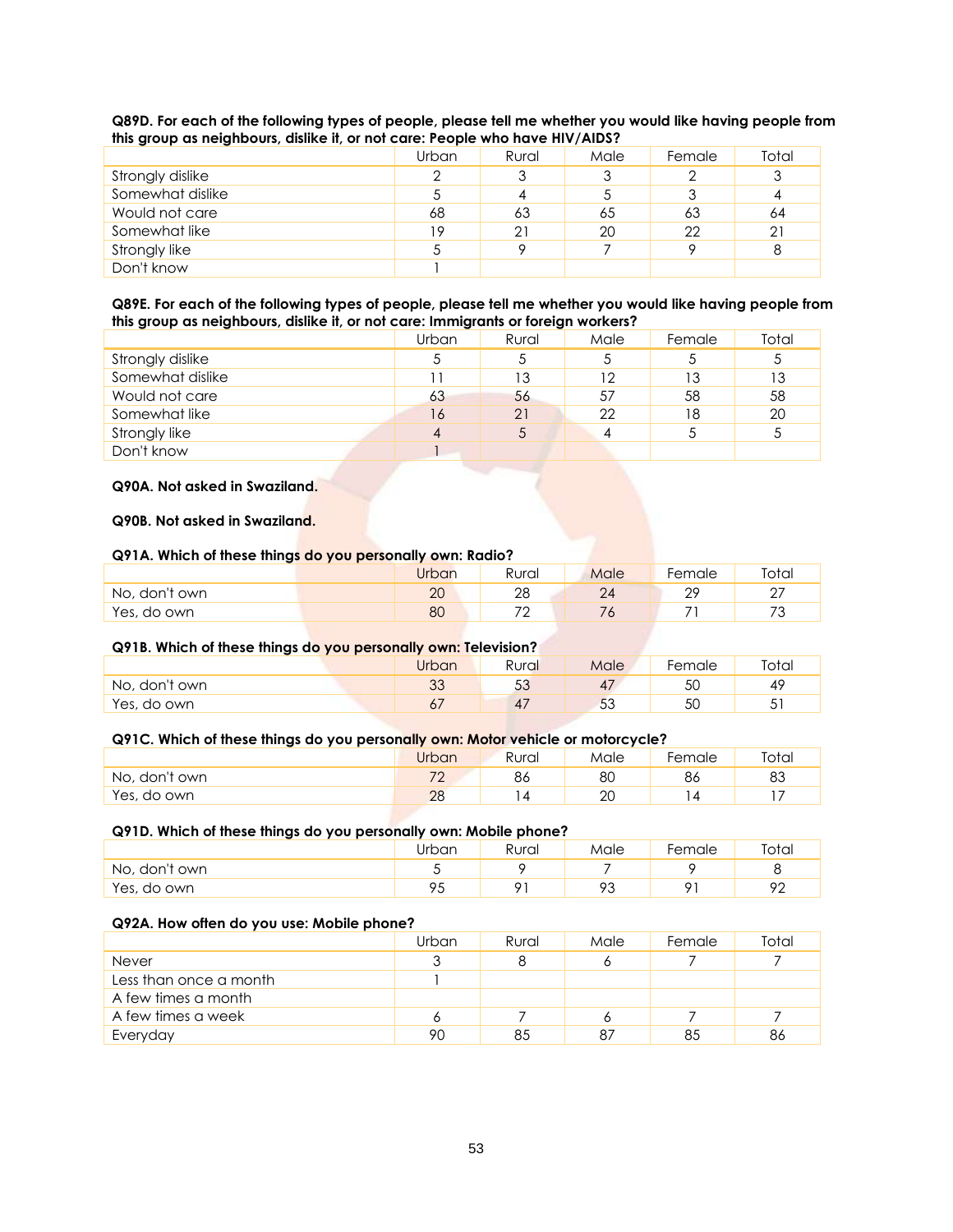**Q89D. For each of the following types of people, please tell me whether you would like having people from this group as neighbours, dislike it, or not care: People who have HIV/AIDS?**

| | Urban | Rural | Male | Female | Total |
|---|---|---|---|---|---|
| Strongly dislike | 2 | 3 | 3 | 2 | 3 |
| Somewhat dislike | 5 | 4 | 5 | 3 | 4 |
| Would not care | 68 | 63 | 65 | 63 | 64 |
| Somewhat like | 19 | 21 | 20 | 22 | 21 |
| Strongly like | 5 | 9 | 7 | 9 | 8 |
| Don't know | 1 | | | | |

**Q89E. For each of the following types of people, please tell me whether you would like having people from this group as neighbours, dislike it, or not care: Immigrants or foreign workers?**

| | Urban | Rural | Male | Female | Total |
|---|---|---|---|---|---|
| Strongly dislike | 5 | 5 | 5 | 5 | 5 |
| Somewhat dislike | 11 | 13 | 12 | 13 | 13 |
| Would not care | 63 | 56 | 57 | 58 | 58 |
| Somewhat like | 16 | 21 | 22 | 18 | 20 |
| Strongly like | 4 | 5 | 4 | 5 | 5 |
| Don't know | 1 | | | | |

**Q90A. Not asked in Swaziland.**

**Q90B. Not asked in Swaziland.**

**Q91A. Which of these things do you personally own: Radio?**

| | Urban | Rural | Male | Female | Total |
|---|---|---|---|---|---|
| No, don't own | 20 | 28 | 24 | 29 | 27 |
| Yes, do own | 80 | 72 | 76 | 71 | 73 |

**Q91B. Which of these things do you personally own: Television?**

| | Urban | Rural | Male | Female | Total |
|---|---|---|---|---|---|
| No, don't own | 33 | 53 | 47 | 50 | 49 |
| Yes, do own | 67 | 47 | 53 | 50 | 51 |

**Q91C. Which of these things do you personally own: Motor vehicle or motorcycle?**

| | Urban | Rural | Male | Female | Total |
|---|---|---|---|---|---|
| No, don't own | 72 | 86 | 80 | 86 | 83 |
| Yes, do own | 28 | 14 | 20 | 14 | 17 |

**Q91D. Which of these things do you personally own: Mobile phone?**

| | Urban | Rural | Male | Female | Total |
|---|---|---|---|---|---|
| No, don't own | 5 | 9 | 7 | 9 | 8 |
| Yes, do own | 95 | 91 | 93 | 91 | 92 |

**Q92A. How often do you use: Mobile phone?**

| | Urban | Rural | Male | Female | Total |
|---|---|---|---|---|---|
| Never | 3 | 8 | 6 | 7 | 7 |
| Less than once a month | 1 | | | | |
| A few times a month | | | | | |
| A few times a week | 6 | 7 | 6 | 7 | 7 |
| Everyday | 90 | 85 | 87 | 85 | 86 |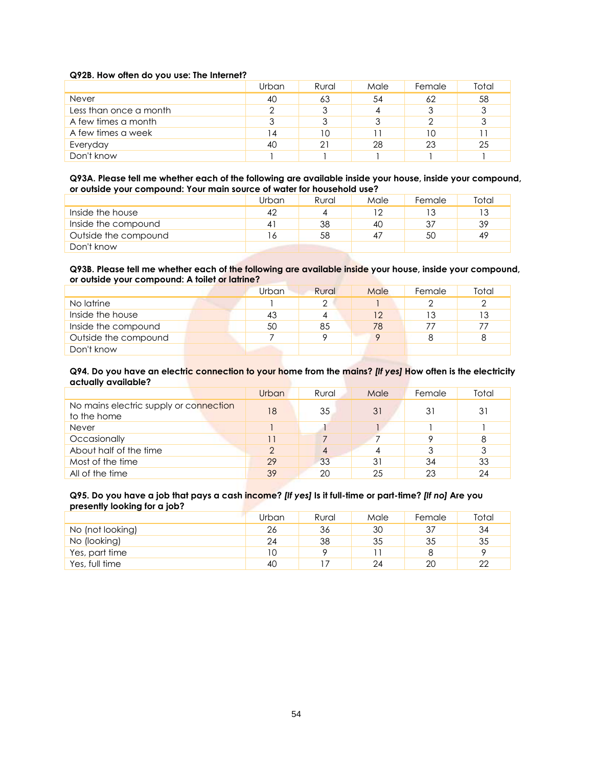**Q92B. How often do you use: The Internet?**

| | Urban | Rural | Male | Female | Total |
|---|---|---|---|---|---|
| Never | 40 | 63 | 54 | 62 | 58 |
| Less than once a month | 2 | 3 | 4 | 3 | 3 |
| A few times a month | 3 | 3 | 3 | 2 | 3 |
| A few times a week | 14 | 10 | 11 | 10 | 11 |
| Everyday | 40 | 21 | 28 | 23 | 25 |
| Don't know | 1 | 1 | 1 | 1 | 1 |

**Q93A. Please tell me whether each of the following are available inside your house, inside your compound, or outside your compound: Your main source of water for household use?**

| | Urban | Rural | Male | Female | Total |
|---|---|---|---|---|---|
| Inside the house | 42 | 4 | 12 | 13 | 13 |
| Inside the compound | 41 | 38 | 40 | 37 | 39 |
| Outside the compound | 16 | 58 | 47 | 50 | 49 |
| Don't know | | | | | |

**Q93B. Please tell me whether each of the following are available inside your house, inside your compound, or outside your compound: A toilet or latrine?**

| | Urban | Rural | Male | Female | Total |
|---|---|---|---|---|---|
| No latrine | 1 | 2 | 1 | 2 | 2 |
| Inside the house | 43 | 4 | 12 | 13 | 13 |
| Inside the compound | 50 | 85 | 78 | 77 | 77 |
| Outside the compound | 7 | 9 | 9 | 8 | 8 |
| Don't know | | | | | |

**Q94. Do you have an electric connection to your home from the mains? *[If yes]* How often is the electricity actually available?**

| | Urban | Rural | Male | Female | Total |
|---|---|---|---|---|---|
| No mains electric supply or connection to the home | 18 | 35 | 31 | 31 | 31 |
| Never | 1 | 1 | 1 | 1 | 1 |
| Occasionally | 11 | 7 | 7 | 9 | 8 |
| About half of the time | 2 | 4 | 4 | 3 | 3 |
| Most of the time | 29 | 33 | 31 | 34 | 33 |
| All of the time | 39 | 20 | 25 | 23 | 24 |

**Q95. Do you have a job that pays a cash income? *[If yes]* Is it full-time or part-time? *[If no]* Are you presently looking for a job?**

| | Urban | Rural | Male | Female | Total |
|---|---|---|---|---|---|
| No (not looking) | 26 | 36 | 30 | 37 | 34 |
| No (looking) | 24 | 38 | 35 | 35 | 35 |
| Yes, part time | 10 | 9 | 11 | 8 | 9 |
| Yes, full time | 40 | 17 | 24 | 20 | 22 |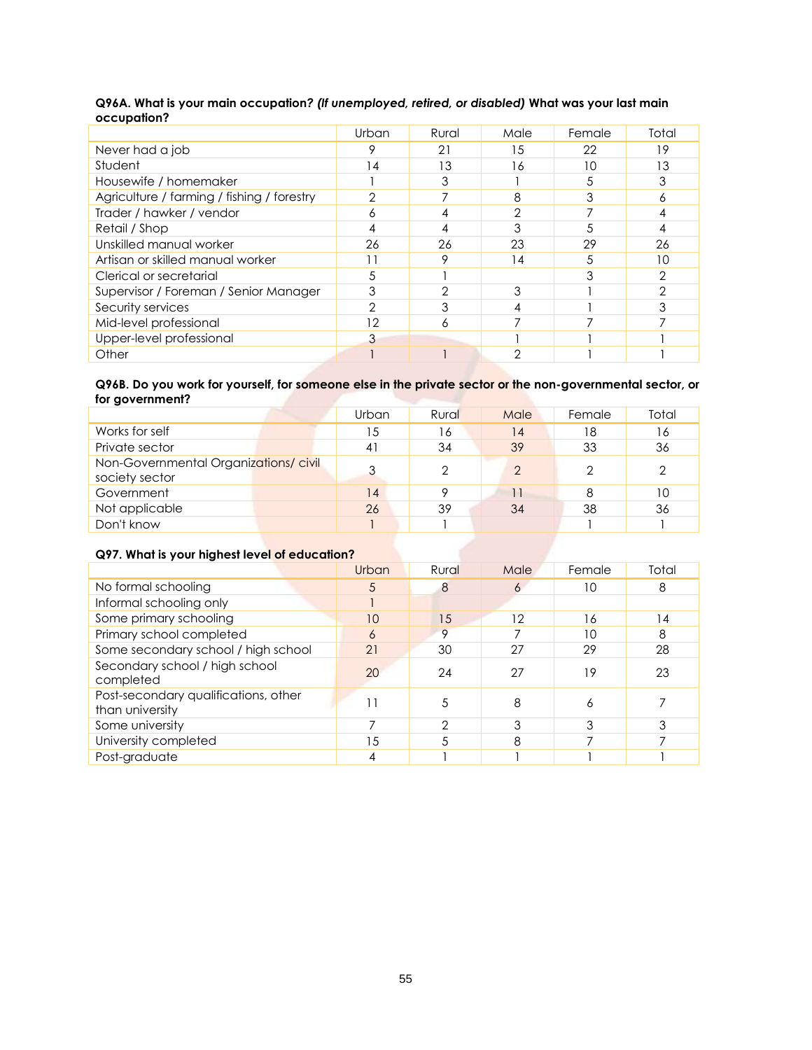**Q96A. What is your main occupation? *(If unemployed, retired, or disabled)* What was your last main occupation?**

| | Urban | Rural | Male | Female | Total |
|---|---|---|---|---|---|
| Never had a job | 9 | 21 | 15 | 22 | 19 |
| Student | 14 | 13 | 16 | 10 | 13 |
| Housewife / homemaker | 1 | 3 | 1 | 5 | 3 |
| Agriculture / farming / fishing / forestry | 2 | 7 | 8 | 3 | 6 |
| Trader / hawker / vendor | 6 | 4 | 2 | 7 | 4 |
| Retail / Shop | 4 | 4 | 3 | 5 | 4 |
| Unskilled manual worker | 26 | 26 | 23 | 29 | 26 |
| Artisan or skilled manual worker | 11 | 9 | 14 | 5 | 10 |
| Clerical or secretarial | 5 | 1 | | 3 | 2 |
| Supervisor / Foreman / Senior Manager | 3 | 2 | 3 | 1 | 2 |
| Security services | 2 | 3 | 4 | 1 | 3 |
| Mid-level professional | 12 | 6 | 7 | 7 | 7 |
| Upper-level professional | 3 | | 1 | 1 | 1 |
| Other | 1 | 1 | 2 | 1 | 1 |

**Q96B. Do you work for yourself, for someone else in the private sector or the non-governmental sector, or for government?**

| | Urban | Rural | Male | Female | Total |
|---|---|---|---|---|---|
| Works for self | 15 | 16 | 14 | 18 | 16 |
| Private sector | 41 | 34 | 39 | 33 | 36 |
| Non-Governmental Organizations/ civil society sector | 3 | 2 | 2 | 2 | 2 |
| Government | 14 | 9 | 11 | 8 | 10 |
| Not applicable | 26 | 39 | 34 | 38 | 36 |
| Don't know | 1 | 1 | | 1 | 1 |

**Q97. What is your highest level of education?**

| | Urban | Rural | Male | Female | Total |
|---|---|---|---|---|---|
| No formal schooling | 5 | 8 | 6 | 10 | 8 |
| Informal schooling only | 1 | | | | |
| Some primary schooling | 10 | 15 | 12 | 16 | 14 |
| Primary school completed | 6 | 9 | 7 | 10 | 8 |
| Some secondary school / high school | 21 | 30 | 27 | 29 | 28 |
| Secondary school / high school completed | 20 | 24 | 27 | 19 | 23 |
| Post-secondary qualifications, other than university | 11 | 5 | 8 | 6 | 7 |
| Some university | 7 | 2 | 3 | 3 | 3 |
| University completed | 15 | 5 | 8 | 7 | 7 |
| Post-graduate | 4 | 1 | 1 | 1 | 1 |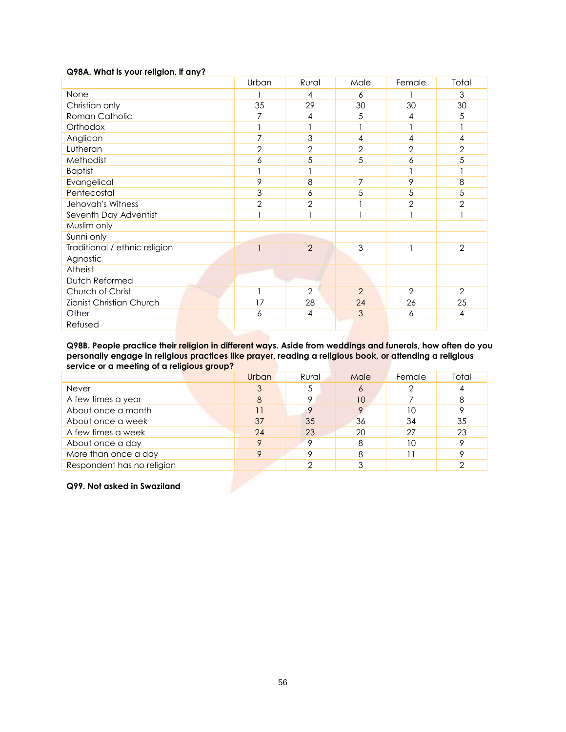**Q98A. What is your religion, if any?**

| | Urban | Rural | Male | Female | Total |
|---|---|---|---|---|---|
| None | 1 | 4 | 6 | 1 | 3 |
| Christian only | 35 | 29 | 30 | 30 | 30 |
| Roman Catholic | 7 | 4 | 5 | 4 | 5 |
| Orthodox | 1 | 1 | 1 | 1 | 1 |
| Anglican | 7 | 3 | 4 | 4 | 4 |
| Lutheran | 2 | 2 | 2 | 2 | 2 |
| Methodist | 6 | 5 | 5 | 6 | 5 |
| Baptist | 1 | 1 | | 1 | 1 |
| Evangelical | 9 | 8 | 7 | 9 | 8 |
| Pentecostal | 3 | 6 | 5 | 5 | 5 |
| Jehovah's Witness | 2 | 2 | 1 | 2 | 2 |
| Seventh Day Adventist | 1 | 1 | 1 | 1 | 1 |
| Muslim only | | | | | |
| Sunni only | | | | | |
| Traditional / ethnic religion | 1 | 2 | 3 | 1 | 2 |
| Agnostic | | | | | |
| Atheist | | | | | |
| Dutch Reformed | | | | | |
| Church of Christ | 1 | 2 | 2 | 2 | 2 |
| Zionist Christian Church | 17 | 28 | 24 | 26 | 25 |
| Other | 6 | 4 | 3 | 6 | 4 |
| Refused | | | | | |

**Q98B. People practice their religion in different ways. Aside from weddings and funerals, how often do you personally engage in religious practices like prayer, reading a religious book, or attending a religious service or a meeting of a religious group?**

| | Urban | Rural | Male | Female | Total |
|---|---|---|---|---|---|
| Never | 3 | 5 | 6 | 2 | 4 |
| A few times a year | 8 | 9 | 10 | 7 | 8 |
| About once a month | 11 | 9 | 9 | 10 | 9 |
| About once a week | 37 | 35 | 36 | 34 | 35 |
| A few times a week | 24 | 23 | 20 | 27 | 23 |
| About once a day | 9 | 9 | 8 | 10 | 9 |
| More than once a day | 9 | 9 | 8 | 11 | 9 |
| Respondent has no religion | | 2 | 3 | | 2 |

**Q99. Not asked in Swaziland**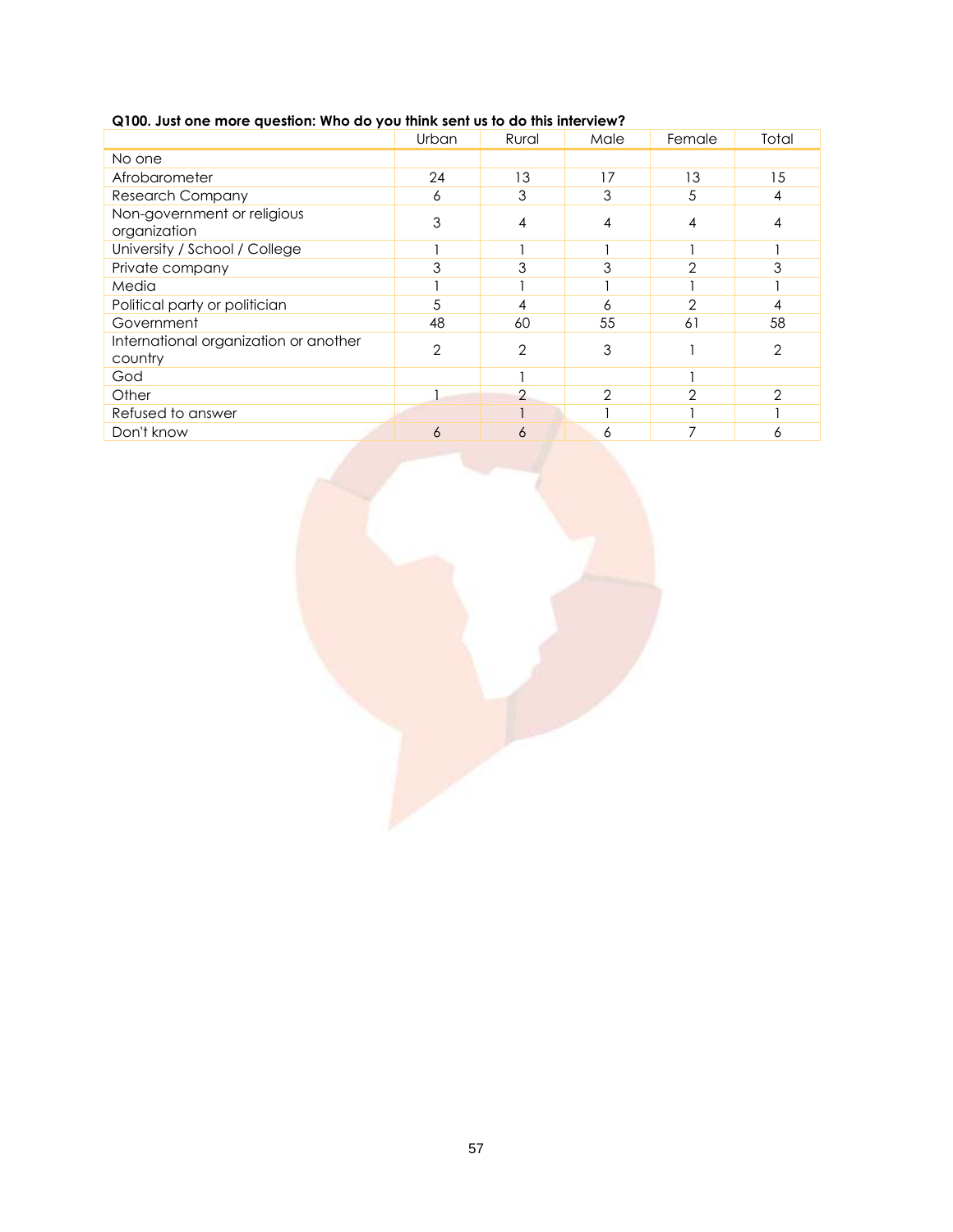**Q100. Just one more question: Who do you think sent us to do this interview?**

| | Urban | Rural | Male | Female | Total |
|---|---|---|---|---|---|
| No one | | | | | |
| Afrobarometer | 24 | 13 | 17 | 13 | 15 |
| Research Company | 6 | 3 | 3 | 5 | 4 |
| Non-government or religious organization | 3 | 4 | 4 | 4 | 4 |
| University / School / College | 1 | 1 | 1 | 1 | 1 |
| Private company | 3 | 3 | 3 | 2 | 3 |
| Media | 1 | 1 | 1 | 1 | 1 |
| Political party or politician | 5 | 4 | 6 | 2 | 4 |
| Government | 48 | 60 | 55 | 61 | 58 |
| International organization or another country | 2 | 2 | 3 | 1 | 2 |
| God | | 1 | | 1 | |
| Other | 1 | 2 | 2 | 2 | 2 |
| Refused to answer | | 1 | 1 | 1 | 1 |
| Don't know | 6 | 6 | 6 | 7 | 6 |